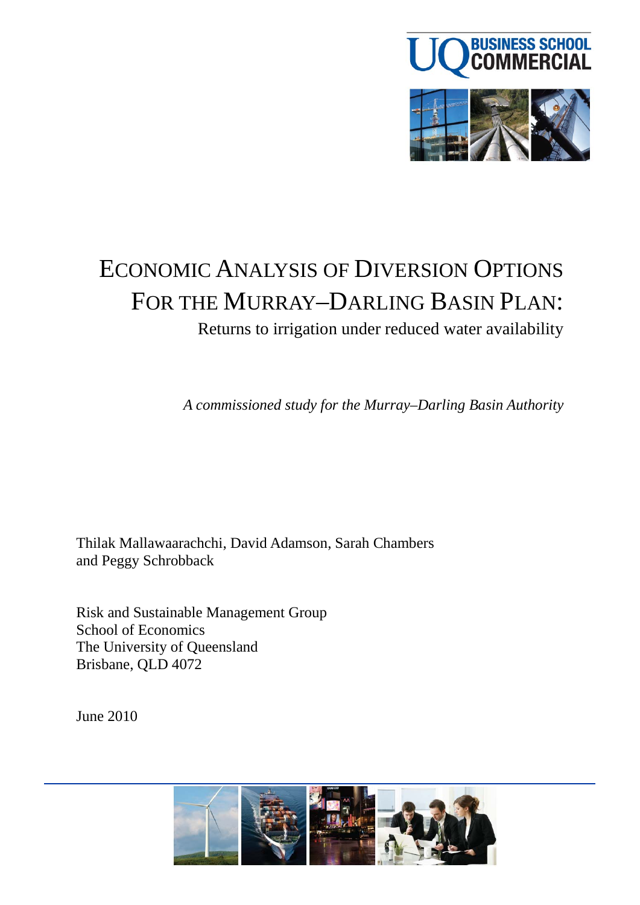UQ BUSINESS SCHOOL COMMERCIAL

# Economic Analysis of Diversion Options for the Murray–Darling Basin Plan:

## Returns to irrigation under reduced water availability

*A commissioned study for the Murray–Darling Basin Authority*

Thilak Mallawaarachchi, David Adamson, Sarah Chambers and Peggy Schrobback

Risk and Sustainable Management Group
School of Economics
The University of Queensland
Brisbane, QLD 4072

June 2010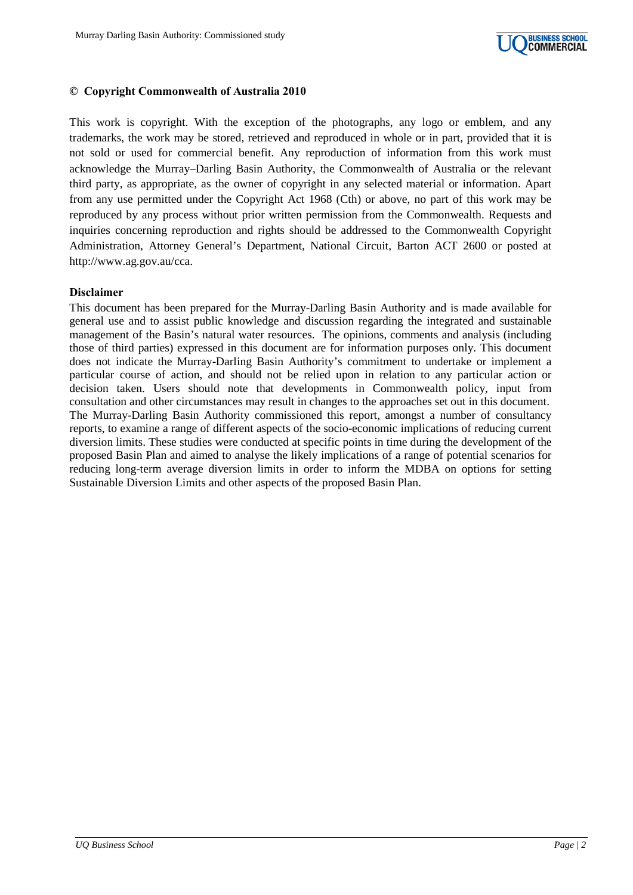**© Copyright Commonwealth of Australia 2010**

This work is copyright. With the exception of the photographs, any logo or emblem, and any trademarks, the work may be stored, retrieved and reproduced in whole or in part, provided that it is not sold or used for commercial benefit. Any reproduction of information from this work must acknowledge the Murray–Darling Basin Authority, the Commonwealth of Australia or the relevant third party, as appropriate, as the owner of copyright in any selected material or information. Apart from any use permitted under the Copyright Act 1968 (Cth) or above, no part of this work may be reproduced by any process without prior written permission from the Commonwealth. Requests and inquiries concerning reproduction and rights should be addressed to the Commonwealth Copyright Administration, Attorney General's Department, National Circuit, Barton ACT 2600 or posted at http://www.ag.gov.au/cca.

**Disclaimer**

This document has been prepared for the Murray-Darling Basin Authority and is made available for general use and to assist public knowledge and discussion regarding the integrated and sustainable management of the Basin's natural water resources. The opinions, comments and analysis (including those of third parties) expressed in this document are for information purposes only. This document does not indicate the Murray-Darling Basin Authority's commitment to undertake or implement a particular course of action, and should not be relied upon in relation to any particular action or decision taken. Users should note that developments in Commonwealth policy, input from consultation and other circumstances may result in changes to the approaches set out in this document. The Murray-Darling Basin Authority commissioned this report, amongst a number of consultancy reports, to examine a range of different aspects of the socio-economic implications of reducing current diversion limits. These studies were conducted at specific points in time during the development of the proposed Basin Plan and aimed to analyse the likely implications of a range of potential scenarios for reducing long-term average diversion limits in order to inform the MDBA on options for setting Sustainable Diversion Limits and other aspects of the proposed Basin Plan.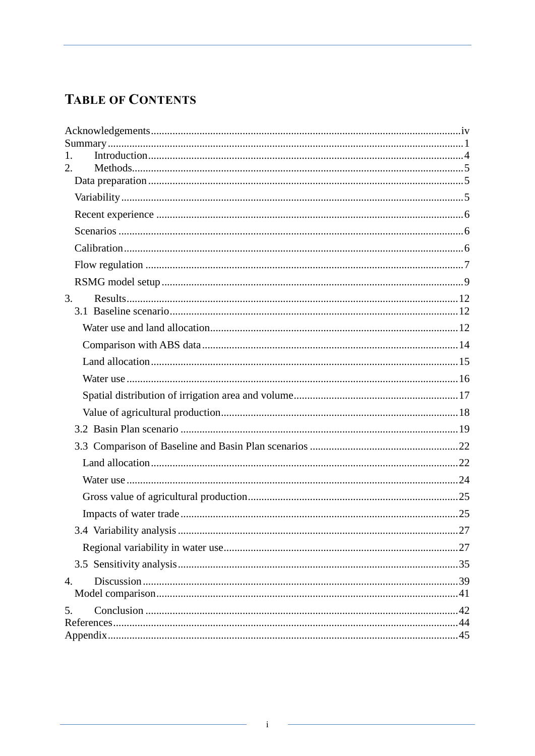# Table of Contents

Acknowledgements....................iv
Summary....................1
1. Introduction....................4
2. Methods....................5
  Data preparation....................5
  Variability....................5
  Recent experience....................6
  Scenarios....................6
  Calibration....................6
  Flow regulation....................7
  RSMG model setup....................9
3. Results....................12
  3.1 Baseline scenario....................12
    Water use and land allocation....................12
    Comparison with ABS data....................14
    Land allocation....................15
    Water use....................16
    Spatial distribution of irrigation area and volume....................17
    Value of agricultural production....................18
  3.2 Basin Plan scenario....................19
  3.3 Comparison of Baseline and Basin Plan scenarios....................22
    Land allocation....................22
    Water use....................24
    Gross value of agricultural production....................25
    Impacts of water trade....................25
  3.4 Variability analysis....................27
    Regional variability in water use....................27
  3.5 Sensitivity analysis....................35
4. Discussion....................39
  Model comparison....................41
5. Conclusion....................42
References....................44
Appendix....................45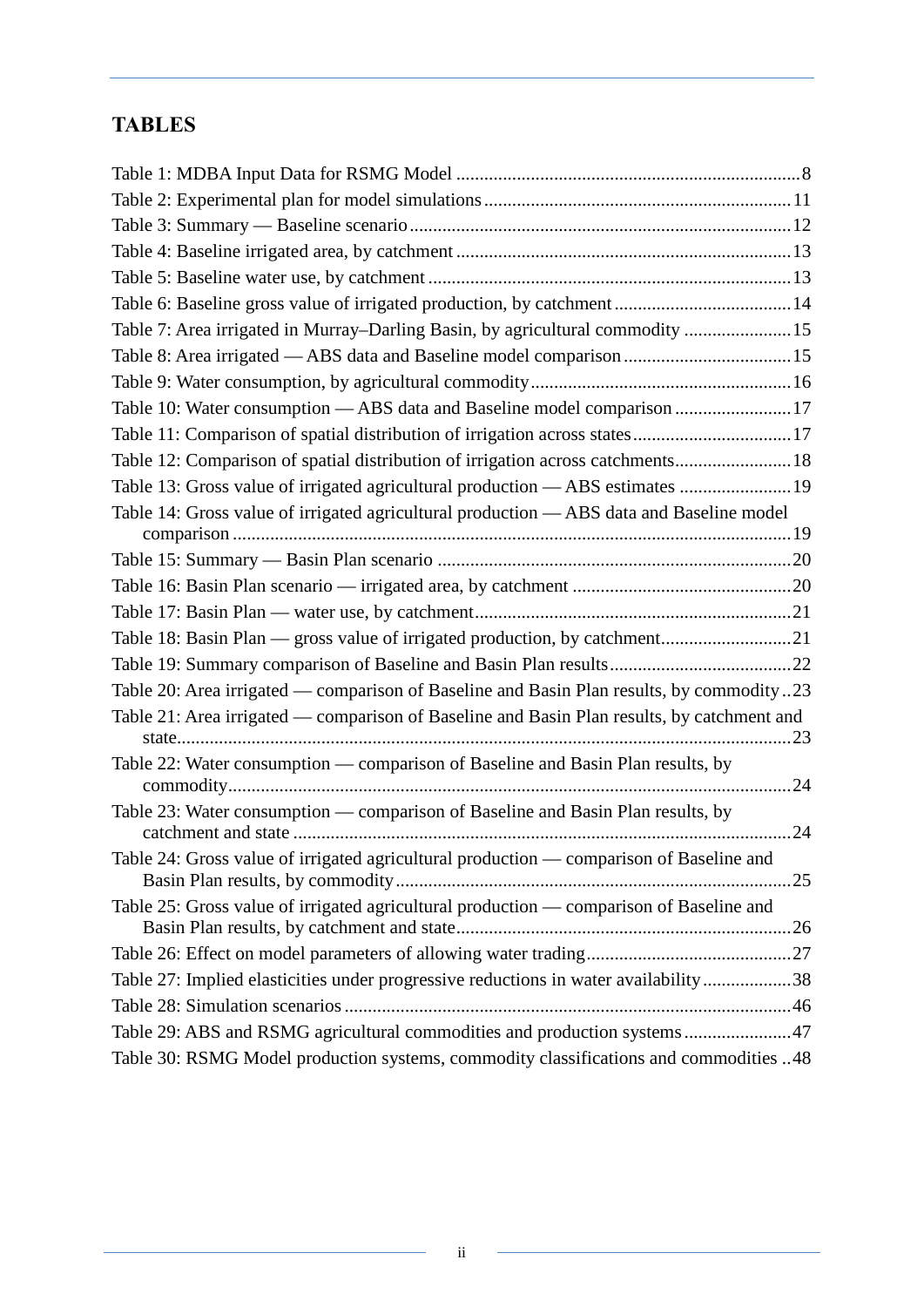## TABLES

Table 1: MDBA Input Data for RSMG Model ........................................................................ 8
Table 2: Experimental plan for model simulations ................................................................ 11
Table 3: Summary — Baseline scenario ................................................................................ 12
Table 4: Baseline irrigated area, by catchment ...................................................................... 13
Table 5: Baseline water use, by catchment ............................................................................ 13
Table 6: Baseline gross value of irrigated production, by catchment ..................................... 14
Table 7: Area irrigated in Murray–Darling Basin, by agricultural commodity ...................... 15
Table 8: Area irrigated — ABS data and Baseline model comparison ................................... 15
Table 9: Water consumption, by agricultural commodity ....................................................... 16
Table 10: Water consumption — ABS data and Baseline model comparison ........................ 17
Table 11: Comparison of spatial distribution of irrigation across states ................................. 17
Table 12: Comparison of spatial distribution of irrigation across catchments ........................ 18
Table 13: Gross value of irrigated agricultural production — ABS estimates ....................... 19
Table 14: Gross value of irrigated agricultural production — ABS data and Baseline model comparison ..................................................................................................................... 19
Table 15: Summary — Basin Plan scenario ........................................................................... 20
Table 16: Basin Plan scenario — irrigated area, by catchment .............................................. 20
Table 17: Basin Plan — water use, by catchment .................................................................. 21
Table 18: Basin Plan — gross value of irrigated production, by catchment ........................... 21
Table 19: Summary comparison of Baseline and Basin Plan results ...................................... 22
Table 20: Area irrigated — comparison of Baseline and Basin Plan results, by commodity .. 23
Table 21: Area irrigated — comparison of Baseline and Basin Plan results, by catchment and state ................................................................................................................................. 23
Table 22: Water consumption — comparison of Baseline and Basin Plan results, by commodity ....................................................................................................................... 24
Table 23: Water consumption — comparison of Baseline and Basin Plan results, by catchment and state ......................................................................................................... 24
Table 24: Gross value of irrigated agricultural production — comparison of Baseline and Basin Plan results, by commodity .................................................................................... 25
Table 25: Gross value of irrigated agricultural production — comparison of Baseline and Basin Plan results, by catchment and state ....................................................................... 26
Table 26: Effect on model parameters of allowing water trading ........................................... 27
Table 27: Implied elasticities under progressive reductions in water availability .................. 38
Table 28: Simulation scenarios ............................................................................................... 46
Table 29: ABS and RSMG agricultural commodities and production systems ...................... 47
Table 30: RSMG Model production systems, commodity classifications and commodities .. 48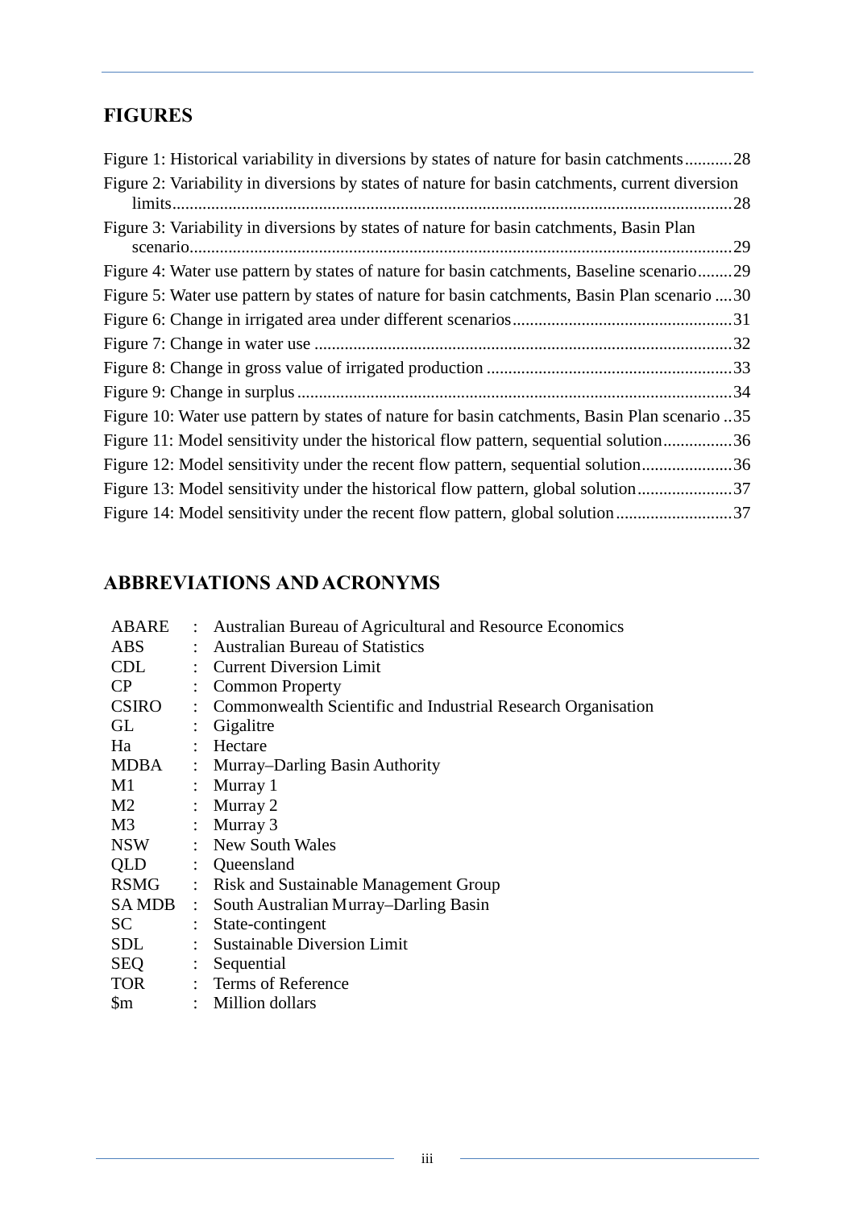## FIGURES

Figure 1: Historical variability in diversions by states of nature for basin catchments...........28
Figure 2: Variability in diversions by states of nature for basin catchments, current diversion limits.....28
Figure 3: Variability in diversions by states of nature for basin catchments, Basin Plan scenario.....29
Figure 4: Water use pattern by states of nature for basin catchments, Baseline scenario........29
Figure 5: Water use pattern by states of nature for basin catchments, Basin Plan scenario ....30
Figure 6: Change in irrigated area under different scenarios.....31
Figure 7: Change in water use .....32
Figure 8: Change in gross value of irrigated production .....33
Figure 9: Change in surplus.....34
Figure 10: Water use pattern by states of nature for basin catchments, Basin Plan scenario ..35
Figure 11: Model sensitivity under the historical flow pattern, sequential solution................36
Figure 12: Model sensitivity under the recent flow pattern, sequential solution.....................36
Figure 13: Model sensitivity under the historical flow pattern, global solution......................37
Figure 14: Model sensitivity under the recent flow pattern, global solution...........................37

## ABBREVIATIONS AND ACRONYMS

| | | |
|---|---|---|
| ABARE | : | Australian Bureau of Agricultural and Resource Economics |
| ABS | : | Australian Bureau of Statistics |
| CDL | : | Current Diversion Limit |
| CP | : | Common Property |
| CSIRO | : | Commonwealth Scientific and Industrial Research Organisation |
| GL | : | Gigalitre |
| Ha | : | Hectare |
| MDBA | : | Murray–Darling Basin Authority |
| M1 | : | Murray 1 |
| M2 | : | Murray 2 |
| M3 | : | Murray 3 |
| NSW | : | New South Wales |
| QLD | : | Queensland |
| RSMG | : | Risk and Sustainable Management Group |
| SA MDB | : | South Australian Murray–Darling Basin |
| SC | : | State-contingent |
| SDL | : | Sustainable Diversion Limit |
| SEQ | : | Sequential |
| TOR | : | Terms of Reference |
| $m | : | Million dollars |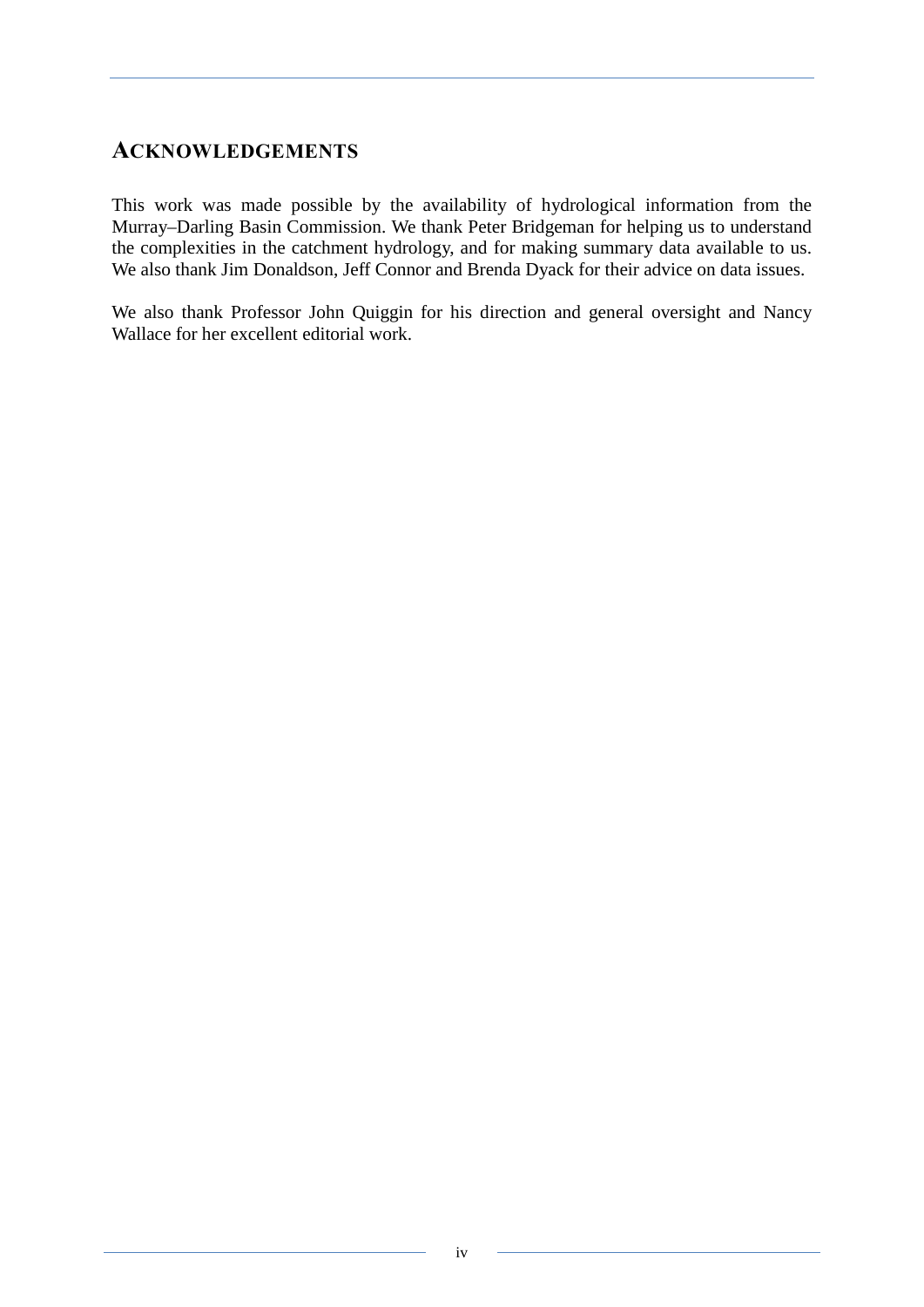## ACKNOWLEDGEMENTS

This work was made possible by the availability of hydrological information from the Murray–Darling Basin Commission. We thank Peter Bridgeman for helping us to understand the complexities in the catchment hydrology, and for making summary data available to us. We also thank Jim Donaldson, Jeff Connor and Brenda Dyack for their advice on data issues.

We also thank Professor John Quiggin for his direction and general oversight and Nancy Wallace for her excellent editorial work.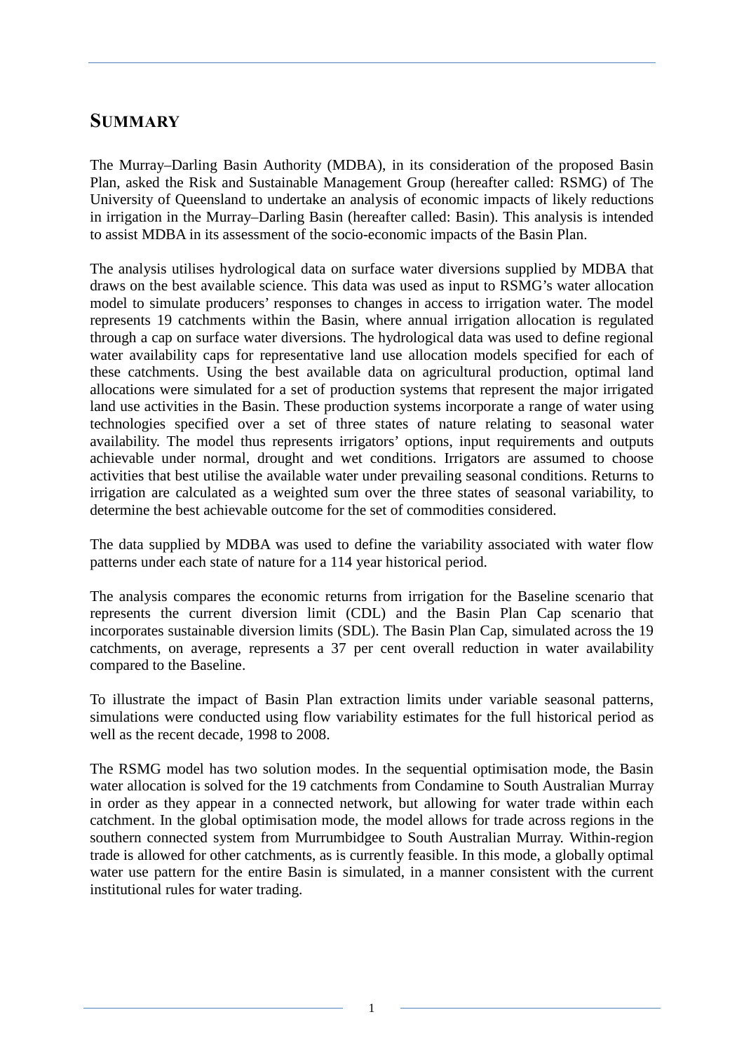# SUMMARY

The Murray–Darling Basin Authority (MDBA), in its consideration of the proposed Basin Plan, asked the Risk and Sustainable Management Group (hereafter called: RSMG) of The University of Queensland to undertake an analysis of economic impacts of likely reductions in irrigation in the Murray–Darling Basin (hereafter called: Basin). This analysis is intended to assist MDBA in its assessment of the socio-economic impacts of the Basin Plan.

The analysis utilises hydrological data on surface water diversions supplied by MDBA that draws on the best available science. This data was used as input to RSMG's water allocation model to simulate producers' responses to changes in access to irrigation water. The model represents 19 catchments within the Basin, where annual irrigation allocation is regulated through a cap on surface water diversions. The hydrological data was used to define regional water availability caps for representative land use allocation models specified for each of these catchments. Using the best available data on agricultural production, optimal land allocations were simulated for a set of production systems that represent the major irrigated land use activities in the Basin. These production systems incorporate a range of water using technologies specified over a set of three states of nature relating to seasonal water availability. The model thus represents irrigators' options, input requirements and outputs achievable under normal, drought and wet conditions. Irrigators are assumed to choose activities that best utilise the available water under prevailing seasonal conditions. Returns to irrigation are calculated as a weighted sum over the three states of seasonal variability, to determine the best achievable outcome for the set of commodities considered.

The data supplied by MDBA was used to define the variability associated with water flow patterns under each state of nature for a 114 year historical period.

The analysis compares the economic returns from irrigation for the Baseline scenario that represents the current diversion limit (CDL) and the Basin Plan Cap scenario that incorporates sustainable diversion limits (SDL). The Basin Plan Cap, simulated across the 19 catchments, on average, represents a 37 per cent overall reduction in water availability compared to the Baseline.

To illustrate the impact of Basin Plan extraction limits under variable seasonal patterns, simulations were conducted using flow variability estimates for the full historical period as well as the recent decade, 1998 to 2008.

The RSMG model has two solution modes. In the sequential optimisation mode, the Basin water allocation is solved for the 19 catchments from Condamine to South Australian Murray in order as they appear in a connected network, but allowing for water trade within each catchment. In the global optimisation mode, the model allows for trade across regions in the southern connected system from Murrumbidgee to South Australian Murray. Within-region trade is allowed for other catchments, as is currently feasible. In this mode, a globally optimal water use pattern for the entire Basin is simulated, in a manner consistent with the current institutional rules for water trading.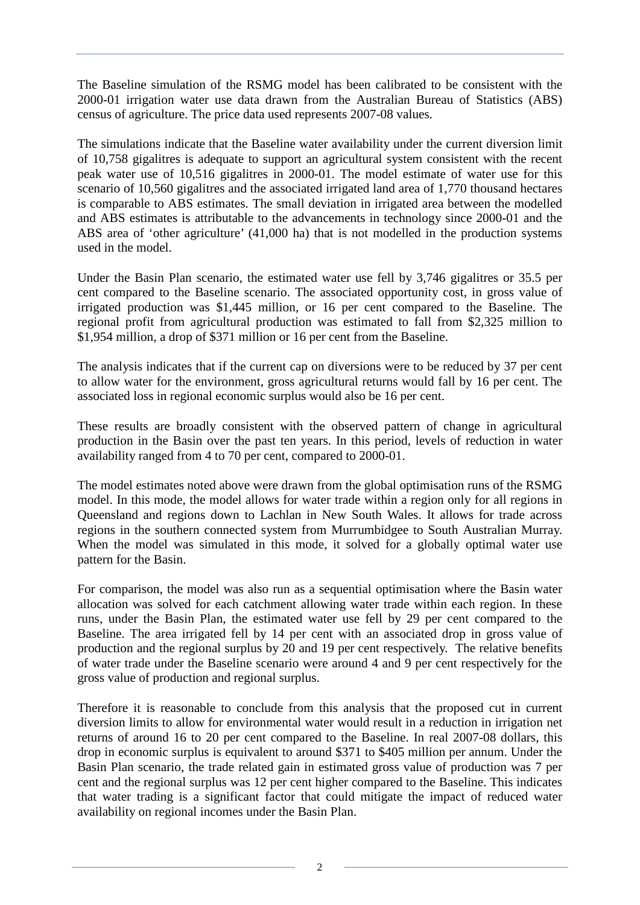The Baseline simulation of the RSMG model has been calibrated to be consistent with the 2000-01 irrigation water use data drawn from the Australian Bureau of Statistics (ABS) census of agriculture. The price data used represents 2007-08 values.

The simulations indicate that the Baseline water availability under the current diversion limit of 10,758 gigalitres is adequate to support an agricultural system consistent with the recent peak water use of 10,516 gigalitres in 2000-01. The model estimate of water use for this scenario of 10,560 gigalitres and the associated irrigated land area of 1,770 thousand hectares is comparable to ABS estimates. The small deviation in irrigated area between the modelled and ABS estimates is attributable to the advancements in technology since 2000-01 and the ABS area of 'other agriculture' (41,000 ha) that is not modelled in the production systems used in the model.

Under the Basin Plan scenario, the estimated water use fell by 3,746 gigalitres or 35.5 per cent compared to the Baseline scenario. The associated opportunity cost, in gross value of irrigated production was $1,445 million, or 16 per cent compared to the Baseline. The regional profit from agricultural production was estimated to fall from $2,325 million to $1,954 million, a drop of $371 million or 16 per cent from the Baseline.

The analysis indicates that if the current cap on diversions were to be reduced by 37 per cent to allow water for the environment, gross agricultural returns would fall by 16 per cent. The associated loss in regional economic surplus would also be 16 per cent.

These results are broadly consistent with the observed pattern of change in agricultural production in the Basin over the past ten years. In this period, levels of reduction in water availability ranged from 4 to 70 per cent, compared to 2000-01.

The model estimates noted above were drawn from the global optimisation runs of the RSMG model. In this mode, the model allows for water trade within a region only for all regions in Queensland and regions down to Lachlan in New South Wales. It allows for trade across regions in the southern connected system from Murrumbidgee to South Australian Murray. When the model was simulated in this mode, it solved for a globally optimal water use pattern for the Basin.

For comparison, the model was also run as a sequential optimisation where the Basin water allocation was solved for each catchment allowing water trade within each region. In these runs, under the Basin Plan, the estimated water use fell by 29 per cent compared to the Baseline. The area irrigated fell by 14 per cent with an associated drop in gross value of production and the regional surplus by 20 and 19 per cent respectively. The relative benefits of water trade under the Baseline scenario were around 4 and 9 per cent respectively for the gross value of production and regional surplus.

Therefore it is reasonable to conclude from this analysis that the proposed cut in current diversion limits to allow for environmental water would result in a reduction in irrigation net returns of around 16 to 20 per cent compared to the Baseline. In real 2007-08 dollars, this drop in economic surplus is equivalent to around $371 to $405 million per annum. Under the Basin Plan scenario, the trade related gain in estimated gross value of production was 7 per cent and the regional surplus was 12 per cent higher compared to the Baseline. This indicates that water trading is a significant factor that could mitigate the impact of reduced water availability on regional incomes under the Basin Plan.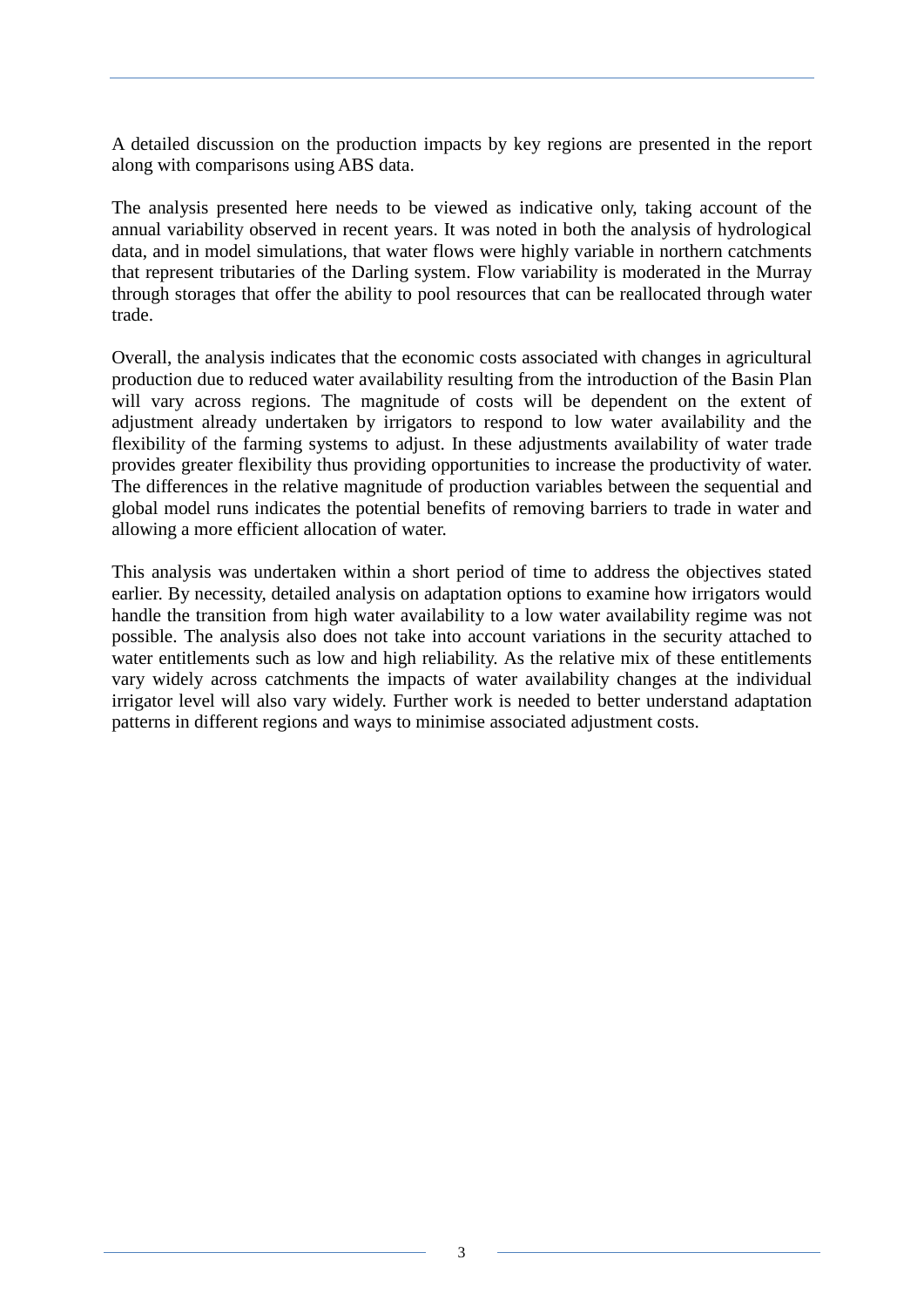A detailed discussion on the production impacts by key regions are presented in the report along with comparisons using ABS data.

The analysis presented here needs to be viewed as indicative only, taking account of the annual variability observed in recent years. It was noted in both the analysis of hydrological data, and in model simulations, that water flows were highly variable in northern catchments that represent tributaries of the Darling system. Flow variability is moderated in the Murray through storages that offer the ability to pool resources that can be reallocated through water trade.

Overall, the analysis indicates that the economic costs associated with changes in agricultural production due to reduced water availability resulting from the introduction of the Basin Plan will vary across regions. The magnitude of costs will be dependent on the extent of adjustment already undertaken by irrigators to respond to low water availability and the flexibility of the farming systems to adjust. In these adjustments availability of water trade provides greater flexibility thus providing opportunities to increase the productivity of water. The differences in the relative magnitude of production variables between the sequential and global model runs indicates the potential benefits of removing barriers to trade in water and allowing a more efficient allocation of water.

This analysis was undertaken within a short period of time to address the objectives stated earlier. By necessity, detailed analysis on adaptation options to examine how irrigators would handle the transition from high water availability to a low water availability regime was not possible. The analysis also does not take into account variations in the security attached to water entitlements such as low and high reliability. As the relative mix of these entitlements vary widely across catchments the impacts of water availability changes at the individual irrigator level will also vary widely. Further work is needed to better understand adaptation patterns in different regions and ways to minimise associated adjustment costs.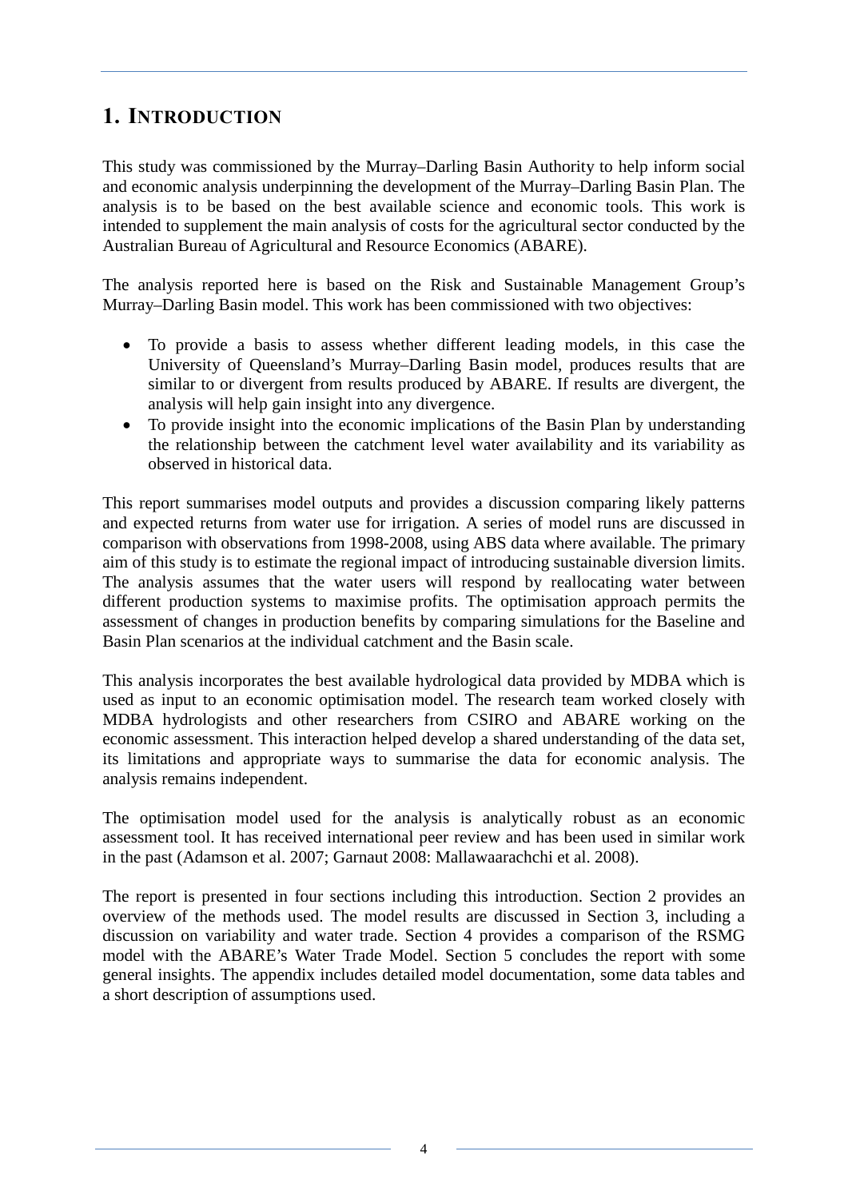# 1. INTRODUCTION

This study was commissioned by the Murray–Darling Basin Authority to help inform social and economic analysis underpinning the development of the Murray–Darling Basin Plan. The analysis is to be based on the best available science and economic tools. This work is intended to supplement the main analysis of costs for the agricultural sector conducted by the Australian Bureau of Agricultural and Resource Economics (ABARE).

The analysis reported here is based on the Risk and Sustainable Management Group's Murray–Darling Basin model. This work has been commissioned with two objectives:

- To provide a basis to assess whether different leading models, in this case the University of Queensland's Murray–Darling Basin model, produces results that are similar to or divergent from results produced by ABARE. If results are divergent, the analysis will help gain insight into any divergence.
- To provide insight into the economic implications of the Basin Plan by understanding the relationship between the catchment level water availability and its variability as observed in historical data.

This report summarises model outputs and provides a discussion comparing likely patterns and expected returns from water use for irrigation. A series of model runs are discussed in comparison with observations from 1998-2008, using ABS data where available. The primary aim of this study is to estimate the regional impact of introducing sustainable diversion limits. The analysis assumes that the water users will respond by reallocating water between different production systems to maximise profits. The optimisation approach permits the assessment of changes in production benefits by comparing simulations for the Baseline and Basin Plan scenarios at the individual catchment and the Basin scale.

This analysis incorporates the best available hydrological data provided by MDBA which is used as input to an economic optimisation model. The research team worked closely with MDBA hydrologists and other researchers from CSIRO and ABARE working on the economic assessment. This interaction helped develop a shared understanding of the data set, its limitations and appropriate ways to summarise the data for economic analysis. The analysis remains independent.

The optimisation model used for the analysis is analytically robust as an economic assessment tool. It has received international peer review and has been used in similar work in the past (Adamson et al. 2007; Garnaut 2008: Mallawaarachchi et al. 2008).

The report is presented in four sections including this introduction. Section 2 provides an overview of the methods used. The model results are discussed in Section 3, including a discussion on variability and water trade. Section 4 provides a comparison of the RSMG model with the ABARE's Water Trade Model. Section 5 concludes the report with some general insights. The appendix includes detailed model documentation, some data tables and a short description of assumptions used.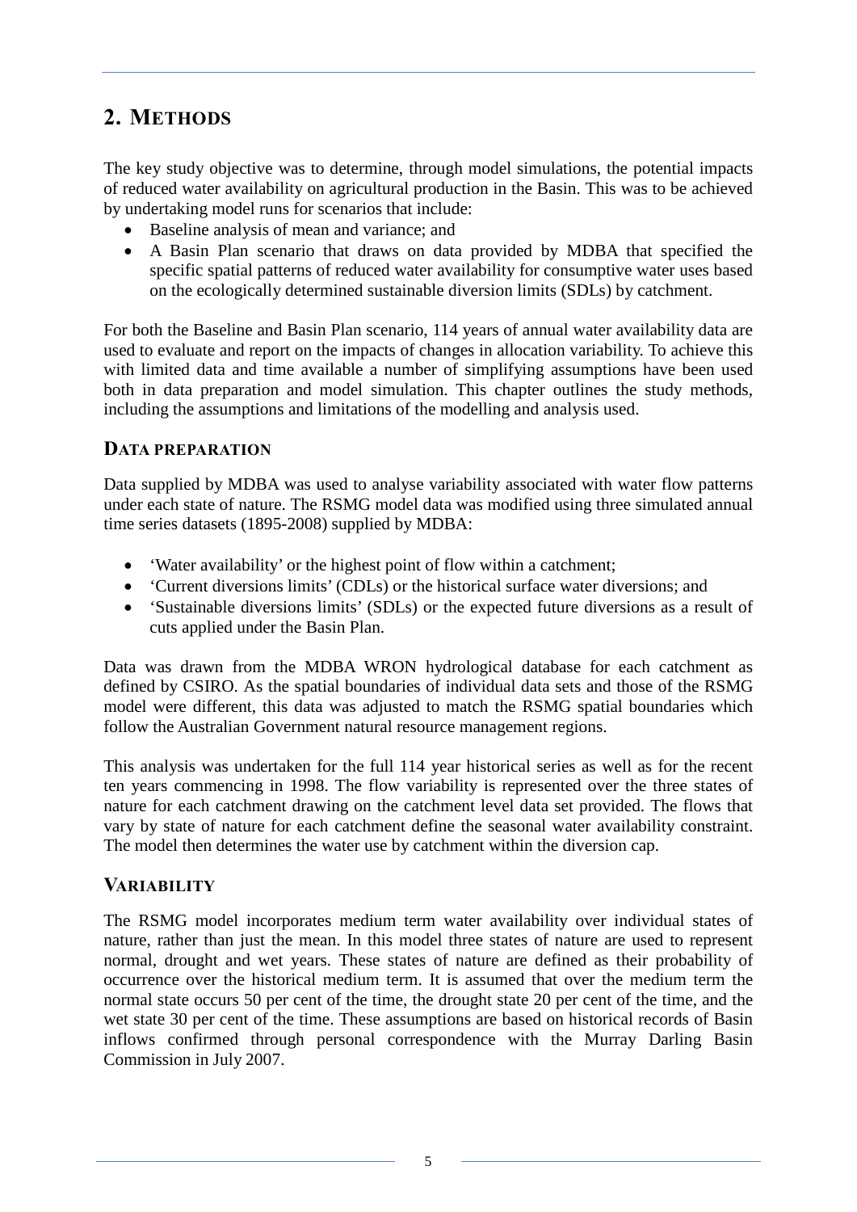# 2. METHODS

The key study objective was to determine, through model simulations, the potential impacts of reduced water availability on agricultural production in the Basin. This was to be achieved by undertaking model runs for scenarios that include:

- Baseline analysis of mean and variance; and
- A Basin Plan scenario that draws on data provided by MDBA that specified the specific spatial patterns of reduced water availability for consumptive water uses based on the ecologically determined sustainable diversion limits (SDLs) by catchment.

For both the Baseline and Basin Plan scenario, 114 years of annual water availability data are used to evaluate and report on the impacts of changes in allocation variability. To achieve this with limited data and time available a number of simplifying assumptions have been used both in data preparation and model simulation. This chapter outlines the study methods, including the assumptions and limitations of the modelling and analysis used.

## DATA PREPARATION

Data supplied by MDBA was used to analyse variability associated with water flow patterns under each state of nature. The RSMG model data was modified using three simulated annual time series datasets (1895-2008) supplied by MDBA:

- 'Water availability' or the highest point of flow within a catchment;
- 'Current diversions limits' (CDLs) or the historical surface water diversions; and
- 'Sustainable diversions limits' (SDLs) or the expected future diversions as a result of cuts applied under the Basin Plan.

Data was drawn from the MDBA WRON hydrological database for each catchment as defined by CSIRO. As the spatial boundaries of individual data sets and those of the RSMG model were different, this data was adjusted to match the RSMG spatial boundaries which follow the Australian Government natural resource management regions.

This analysis was undertaken for the full 114 year historical series as well as for the recent ten years commencing in 1998. The flow variability is represented over the three states of nature for each catchment drawing on the catchment level data set provided. The flows that vary by state of nature for each catchment define the seasonal water availability constraint. The model then determines the water use by catchment within the diversion cap.

## VARIABILITY

The RSMG model incorporates medium term water availability over individual states of nature, rather than just the mean. In this model three states of nature are used to represent normal, drought and wet years. These states of nature are defined as their probability of occurrence over the historical medium term. It is assumed that over the medium term the normal state occurs 50 per cent of the time, the drought state 20 per cent of the time, and the wet state 30 per cent of the time. These assumptions are based on historical records of Basin inflows confirmed through personal correspondence with the Murray Darling Basin Commission in July 2007.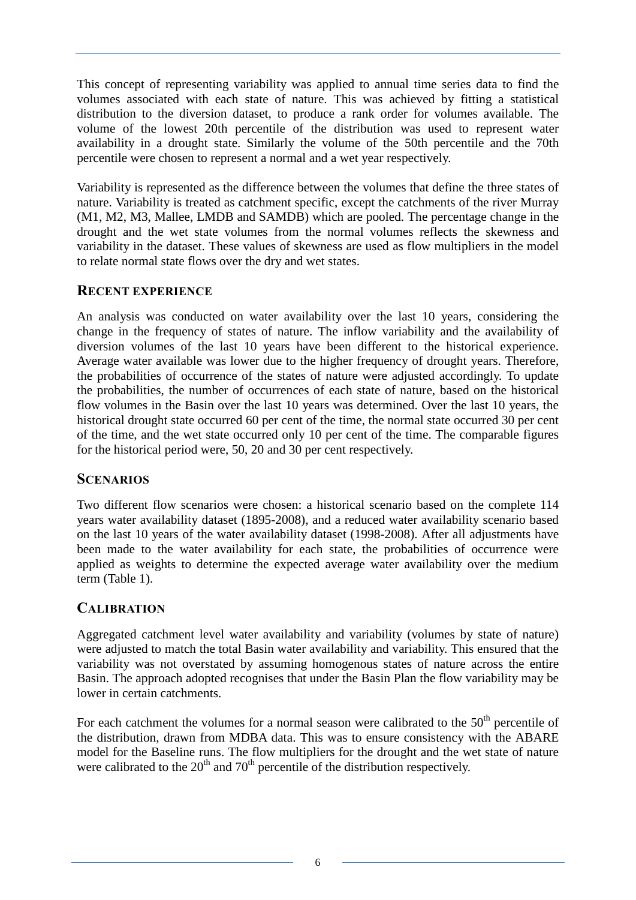This concept of representing variability was applied to annual time series data to find the volumes associated with each state of nature. This was achieved by fitting a statistical distribution to the diversion dataset, to produce a rank order for volumes available. The volume of the lowest 20th percentile of the distribution was used to represent water availability in a drought state. Similarly the volume of the 50th percentile and the 70th percentile were chosen to represent a normal and a wet year respectively.

Variability is represented as the difference between the volumes that define the three states of nature. Variability is treated as catchment specific, except the catchments of the river Murray (M1, M2, M3, Mallee, LMDB and SAMDB) which are pooled. The percentage change in the drought and the wet state volumes from the normal volumes reflects the skewness and variability in the dataset. These values of skewness are used as flow multipliers in the model to relate normal state flows over the dry and wet states.

## Recent experience

An analysis was conducted on water availability over the last 10 years, considering the change in the frequency of states of nature. The inflow variability and the availability of diversion volumes of the last 10 years have been different to the historical experience. Average water available was lower due to the higher frequency of drought years. Therefore, the probabilities of occurrence of the states of nature were adjusted accordingly. To update the probabilities, the number of occurrences of each state of nature, based on the historical flow volumes in the Basin over the last 10 years was determined. Over the last 10 years, the historical drought state occurred 60 per cent of the time, the normal state occurred 30 per cent of the time, and the wet state occurred only 10 per cent of the time. The comparable figures for the historical period were, 50, 20 and 30 per cent respectively.

## Scenarios

Two different flow scenarios were chosen: a historical scenario based on the complete 114 years water availability dataset (1895-2008), and a reduced water availability scenario based on the last 10 years of the water availability dataset (1998-2008). After all adjustments have been made to the water availability for each state, the probabilities of occurrence were applied as weights to determine the expected average water availability over the medium term (Table 1).

## Calibration

Aggregated catchment level water availability and variability (volumes by state of nature) were adjusted to match the total Basin water availability and variability. This ensured that the variability was not overstated by assuming homogenous states of nature across the entire Basin. The approach adopted recognises that under the Basin Plan the flow variability may be lower in certain catchments.

For each catchment the volumes for a normal season were calibrated to the $50^{th}$ percentile of the distribution, drawn from MDBA data. This was to ensure consistency with the ABARE model for the Baseline runs. The flow multipliers for the drought and the wet state of nature were calibrated to the $20^{th}$ and $70^{th}$ percentile of the distribution respectively.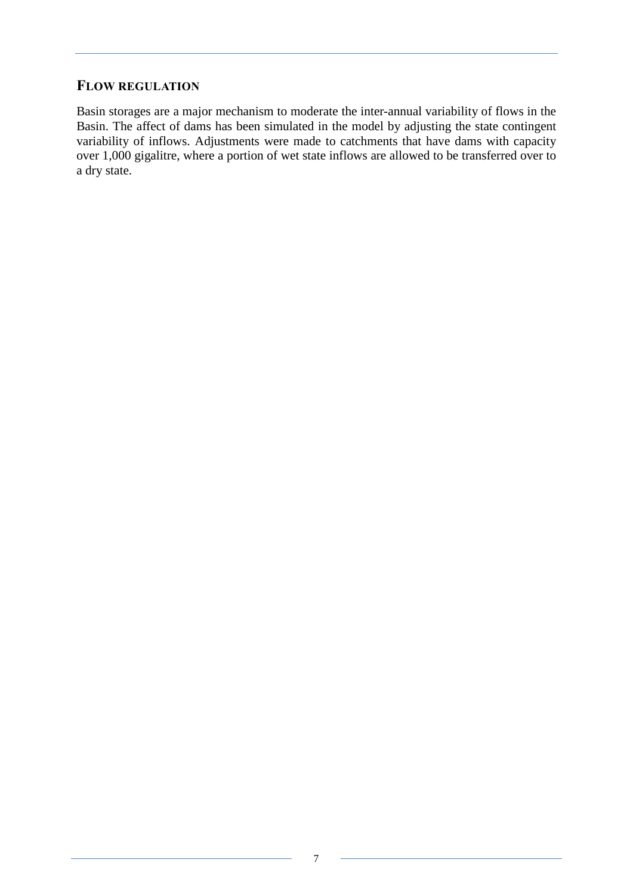## Flow regulation

Basin storages are a major mechanism to moderate the inter-annual variability of flows in the Basin. The affect of dams has been simulated in the model by adjusting the state contingent variability of inflows. Adjustments were made to catchments that have dams with capacity over 1,000 gigalitre, where a portion of wet state inflows are allowed to be transferred over to a dry state.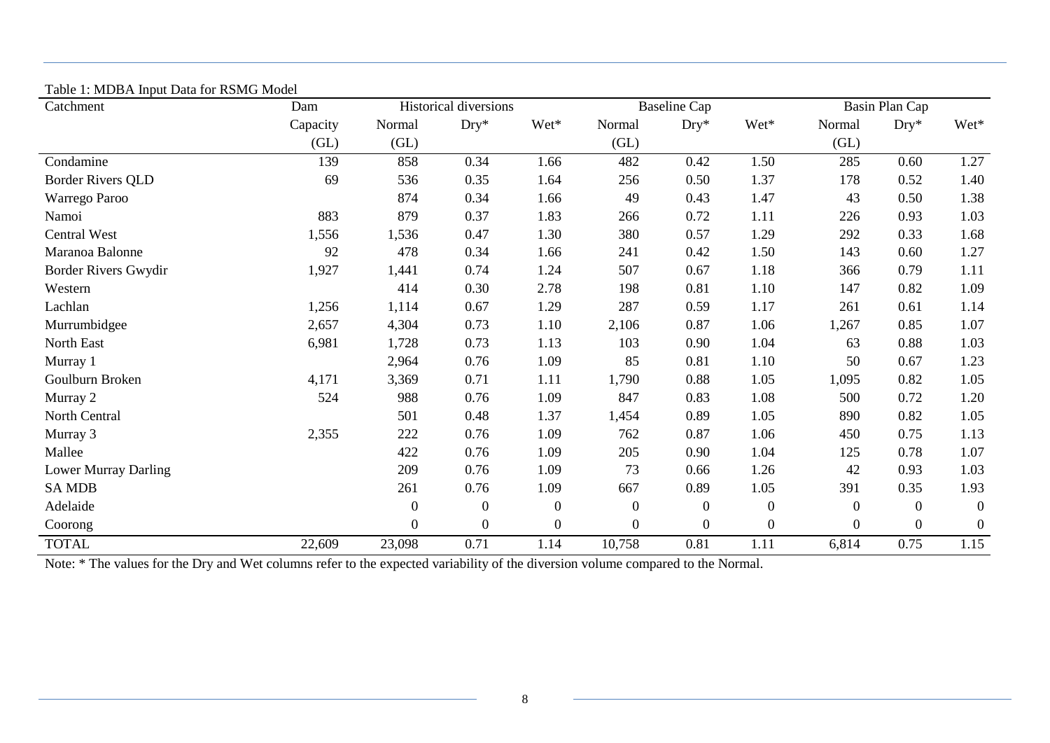Table 1: MDBA Input Data for RSMG Model

| Catchment | Dam | Historical diversions | | | Baseline Cap | | | Basin Plan Cap | | |
|---|---|---|---|---|---|---|---|---|---|---|
| | Capacity | Normal | Dry* | Wet* | Normal | Dry* | Wet* | Normal | Dry* | Wet* |
| | (GL) | (GL) | | | (GL) | | | (GL) | | |
| Condamine | 139 | 858 | 0.34 | 1.66 | 482 | 0.42 | 1.50 | 285 | 0.60 | 1.27 |
| Border Rivers QLD | 69 | 536 | 0.35 | 1.64 | 256 | 0.50 | 1.37 | 178 | 0.52 | 1.40 |
| Warrego Paroo | | 874 | 0.34 | 1.66 | 49 | 0.43 | 1.47 | 43 | 0.50 | 1.38 |
| Namoi | 883 | 879 | 0.37 | 1.83 | 266 | 0.72 | 1.11 | 226 | 0.93 | 1.03 |
| Central West | 1,556 | 1,536 | 0.47 | 1.30 | 380 | 0.57 | 1.29 | 292 | 0.33 | 1.68 |
| Maranoa Balonne | 92 | 478 | 0.34 | 1.66 | 241 | 0.42 | 1.50 | 143 | 0.60 | 1.27 |
| Border Rivers Gwydir | 1,927 | 1,441 | 0.74 | 1.24 | 507 | 0.67 | 1.18 | 366 | 0.79 | 1.11 |
| Western | | 414 | 0.30 | 2.78 | 198 | 0.81 | 1.10 | 147 | 0.82 | 1.09 |
| Lachlan | 1,256 | 1,114 | 0.67 | 1.29 | 287 | 0.59 | 1.17 | 261 | 0.61 | 1.14 |
| Murrumbidgee | 2,657 | 4,304 | 0.73 | 1.10 | 2,106 | 0.87 | 1.06 | 1,267 | 0.85 | 1.07 |
| North East | 6,981 | 1,728 | 0.73 | 1.13 | 103 | 0.90 | 1.04 | 63 | 0.88 | 1.03 |
| Murray 1 | | 2,964 | 0.76 | 1.09 | 85 | 0.81 | 1.10 | 50 | 0.67 | 1.23 |
| Goulburn Broken | 4,171 | 3,369 | 0.71 | 1.11 | 1,790 | 0.88 | 1.05 | 1,095 | 0.82 | 1.05 |
| Murray 2 | 524 | 988 | 0.76 | 1.09 | 847 | 0.83 | 1.08 | 500 | 0.72 | 1.20 |
| North Central | | 501 | 0.48 | 1.37 | 1,454 | 0.89 | 1.05 | 890 | 0.82 | 1.05 |
| Murray 3 | 2,355 | 222 | 0.76 | 1.09 | 762 | 0.87 | 1.06 | 450 | 0.75 | 1.13 |
| Mallee | | 422 | 0.76 | 1.09 | 205 | 0.90 | 1.04 | 125 | 0.78 | 1.07 |
| Lower Murray Darling | | 209 | 0.76 | 1.09 | 73 | 0.66 | 1.26 | 42 | 0.93 | 1.03 |
| SA MDB | | 261 | 0.76 | 1.09 | 667 | 0.89 | 1.05 | 391 | 0.35 | 1.93 |
| Adelaide | | 0 | 0 | 0 | 0 | 0 | 0 | 0 | 0 | 0 |
| Coorong | | 0 | 0 | 0 | 0 | 0 | 0 | 0 | 0 | 0 |
| TOTAL | 22,609 | 23,098 | 0.71 | 1.14 | 10,758 | 0.81 | 1.11 | 6,814 | 0.75 | 1.15 |

Note: * The values for the Dry and Wet columns refer to the expected variability of the diversion volume compared to the Normal.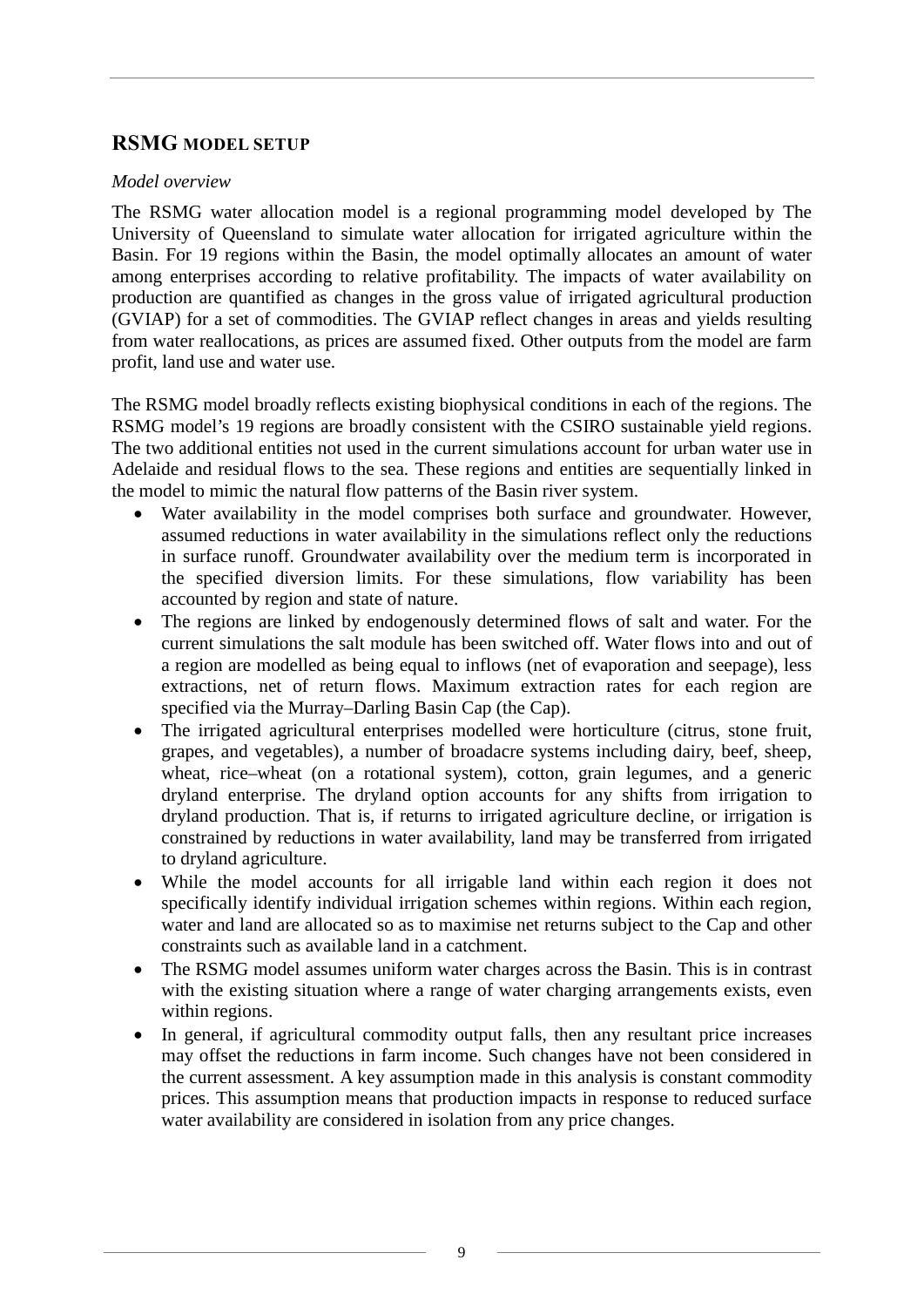## RSMG MODEL SETUP

*Model overview*

The RSMG water allocation model is a regional programming model developed by The University of Queensland to simulate water allocation for irrigated agriculture within the Basin. For 19 regions within the Basin, the model optimally allocates an amount of water among enterprises according to relative profitability. The impacts of water availability on production are quantified as changes in the gross value of irrigated agricultural production (GVIAP) for a set of commodities. The GVIAP reflect changes in areas and yields resulting from water reallocations, as prices are assumed fixed. Other outputs from the model are farm profit, land use and water use.

The RSMG model broadly reflects existing biophysical conditions in each of the regions. The RSMG model's 19 regions are broadly consistent with the CSIRO sustainable yield regions. The two additional entities not used in the current simulations account for urban water use in Adelaide and residual flows to the sea. These regions and entities are sequentially linked in the model to mimic the natural flow patterns of the Basin river system.

- Water availability in the model comprises both surface and groundwater. However, assumed reductions in water availability in the simulations reflect only the reductions in surface runoff. Groundwater availability over the medium term is incorporated in the specified diversion limits. For these simulations, flow variability has been accounted by region and state of nature.
- The regions are linked by endogenously determined flows of salt and water. For the current simulations the salt module has been switched off. Water flows into and out of a region are modelled as being equal to inflows (net of evaporation and seepage), less extractions, net of return flows. Maximum extraction rates for each region are specified via the Murray–Darling Basin Cap (the Cap).
- The irrigated agricultural enterprises modelled were horticulture (citrus, stone fruit, grapes, and vegetables), a number of broadacre systems including dairy, beef, sheep, wheat, rice–wheat (on a rotational system), cotton, grain legumes, and a generic dryland enterprise. The dryland option accounts for any shifts from irrigation to dryland production. That is, if returns to irrigated agriculture decline, or irrigation is constrained by reductions in water availability, land may be transferred from irrigated to dryland agriculture.
- While the model accounts for all irrigable land within each region it does not specifically identify individual irrigation schemes within regions. Within each region, water and land are allocated so as to maximise net returns subject to the Cap and other constraints such as available land in a catchment.
- The RSMG model assumes uniform water charges across the Basin. This is in contrast with the existing situation where a range of water charging arrangements exists, even within regions.
- In general, if agricultural commodity output falls, then any resultant price increases may offset the reductions in farm income. Such changes have not been considered in the current assessment. A key assumption made in this analysis is constant commodity prices. This assumption means that production impacts in response to reduced surface water availability are considered in isolation from any price changes.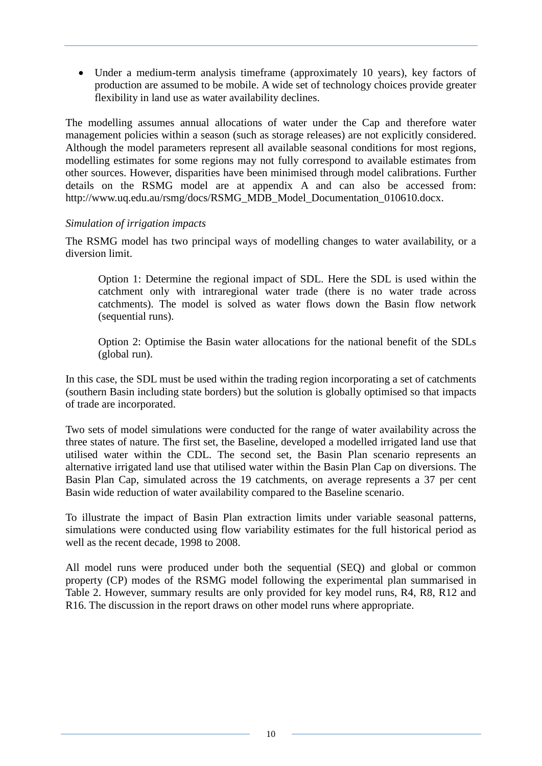- Under a medium-term analysis timeframe (approximately 10 years), key factors of production are assumed to be mobile. A wide set of technology choices provide greater flexibility in land use as water availability declines.

The modelling assumes annual allocations of water under the Cap and therefore water management policies within a season (such as storage releases) are not explicitly considered. Although the model parameters represent all available seasonal conditions for most regions, modelling estimates for some regions may not fully correspond to available estimates from other sources. However, disparities have been minimised through model calibrations. Further details on the RSMG model are at appendix A and can also be accessed from: http://www.uq.edu.au/rsmg/docs/RSMG_MDB_Model_Documentation_010610.docx.

*Simulation of irrigation impacts*

The RSMG model has two principal ways of modelling changes to water availability, or a diversion limit.

> Option 1: Determine the regional impact of SDL. Here the SDL is used within the catchment only with intraregional water trade (there is no water trade across catchments). The model is solved as water flows down the Basin flow network (sequential runs).
>
> Option 2: Optimise the Basin water allocations for the national benefit of the SDLs (global run).

In this case, the SDL must be used within the trading region incorporating a set of catchments (southern Basin including state borders) but the solution is globally optimised so that impacts of trade are incorporated.

Two sets of model simulations were conducted for the range of water availability across the three states of nature. The first set, the Baseline, developed a modelled irrigated land use that utilised water within the CDL. The second set, the Basin Plan scenario represents an alternative irrigated land use that utilised water within the Basin Plan Cap on diversions. The Basin Plan Cap, simulated across the 19 catchments, on average represents a 37 per cent Basin wide reduction of water availability compared to the Baseline scenario.

To illustrate the impact of Basin Plan extraction limits under variable seasonal patterns, simulations were conducted using flow variability estimates for the full historical period as well as the recent decade, 1998 to 2008.

All model runs were produced under both the sequential (SEQ) and global or common property (CP) modes of the RSMG model following the experimental plan summarised in Table 2. However, summary results are only provided for key model runs, R4, R8, R12 and R16. The discussion in the report draws on other model runs where appropriate.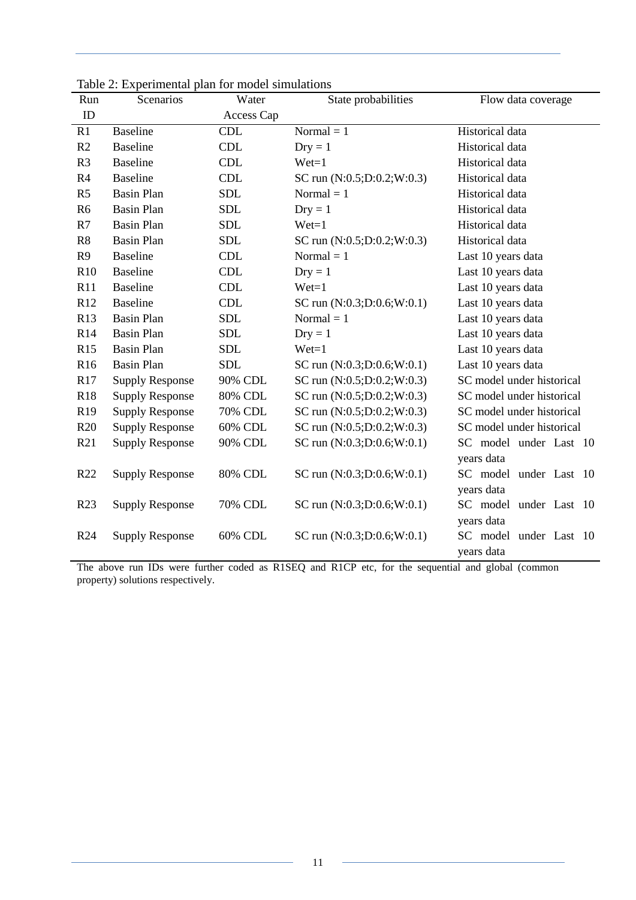Table 2: Experimental plan for model simulations

| Run ID | Scenarios | Water Access Cap | State probabilities | Flow data coverage |
|---|---|---|---|---|
| R1 | Baseline | CDL | Normal = 1 | Historical data |
| R2 | Baseline | CDL | Dry = 1 | Historical data |
| R3 | Baseline | CDL | Wet=1 | Historical data |
| R4 | Baseline | CDL | SC run (N:0.5;D:0.2;W:0.3) | Historical data |
| R5 | Basin Plan | SDL | Normal = 1 | Historical data |
| R6 | Basin Plan | SDL | Dry = 1 | Historical data |
| R7 | Basin Plan | SDL | Wet=1 | Historical data |
| R8 | Basin Plan | SDL | SC run (N:0.5;D:0.2;W:0.3) | Historical data |
| R9 | Baseline | CDL | Normal = 1 | Last 10 years data |
| R10 | Baseline | CDL | Dry = 1 | Last 10 years data |
| R11 | Baseline | CDL | Wet=1 | Last 10 years data |
| R12 | Baseline | CDL | SC run (N:0.3;D:0.6;W:0.1) | Last 10 years data |
| R13 | Basin Plan | SDL | Normal = 1 | Last 10 years data |
| R14 | Basin Plan | SDL | Dry = 1 | Last 10 years data |
| R15 | Basin Plan | SDL | Wet=1 | Last 10 years data |
| R16 | Basin Plan | SDL | SC run (N:0.3;D:0.6;W:0.1) | Last 10 years data |
| R17 | Supply Response | 90% CDL | SC run (N:0.5;D:0.2;W:0.3) | SC model under historical |
| R18 | Supply Response | 80% CDL | SC run (N:0.5;D:0.2;W:0.3) | SC model under historical |
| R19 | Supply Response | 70% CDL | SC run (N:0.5;D:0.2;W:0.3) | SC model under historical |
| R20 | Supply Response | 60% CDL | SC run (N:0.5;D:0.2;W:0.3) | SC model under historical |
| R21 | Supply Response | 90% CDL | SC run (N:0.3;D:0.6;W:0.1) | SC model under Last 10 years data |
| R22 | Supply Response | 80% CDL | SC run (N:0.3;D:0.6;W:0.1) | SC model under Last 10 years data |
| R23 | Supply Response | 70% CDL | SC run (N:0.3;D:0.6;W:0.1) | SC model under Last 10 years data |
| R24 | Supply Response | 60% CDL | SC run (N:0.3;D:0.6;W:0.1) | SC model under Last 10 years data |

The above run IDs were further coded as R1SEQ and R1CP etc, for the sequential and global (common property) solutions respectively.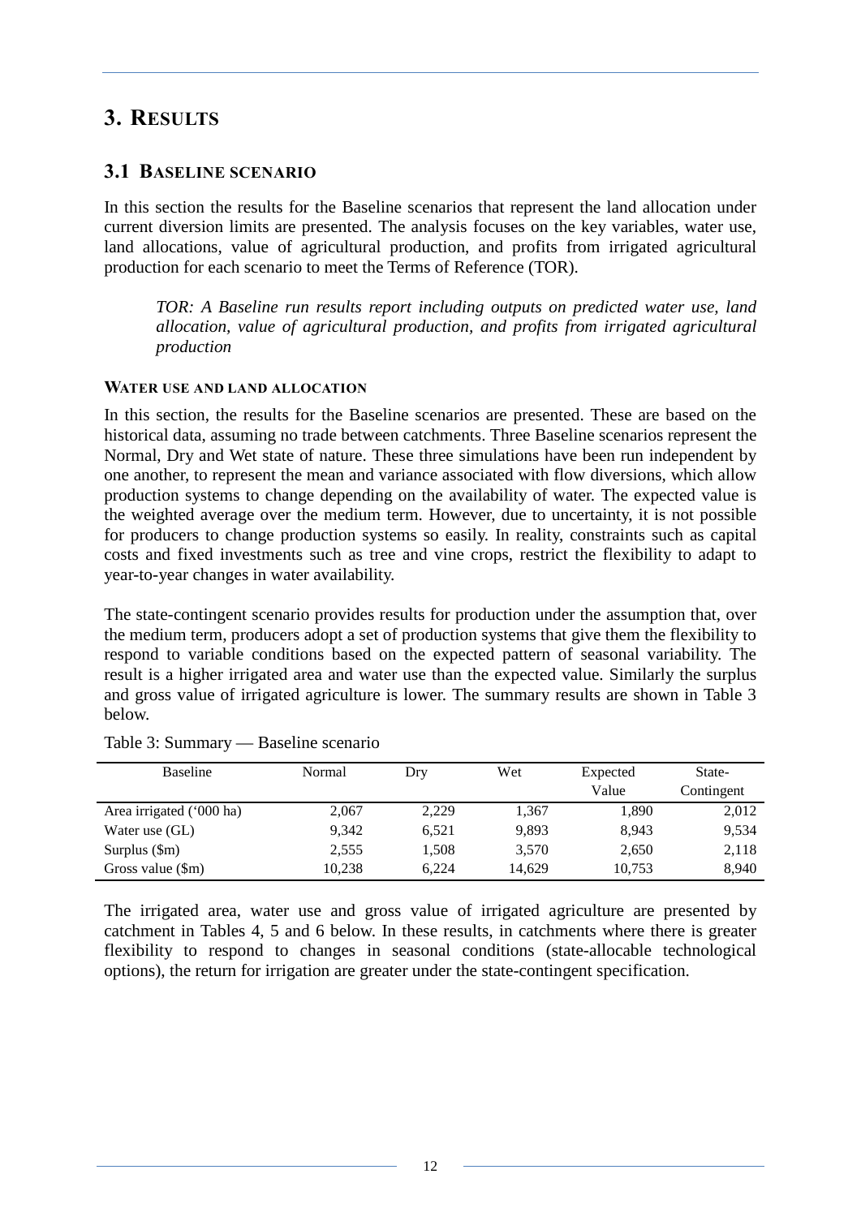# 3. Results

## 3.1 Baseline scenario

In this section the results for the Baseline scenarios that represent the land allocation under current diversion limits are presented. The analysis focuses on the key variables, water use, land allocations, value of agricultural production, and profits from irrigated agricultural production for each scenario to meet the Terms of Reference (TOR).

> *TOR: A Baseline run results report including outputs on predicted water use, land allocation, value of agricultural production, and profits from irrigated agricultural production*

#### Water use and land allocation

In this section, the results for the Baseline scenarios are presented. These are based on the historical data, assuming no trade between catchments. Three Baseline scenarios represent the Normal, Dry and Wet state of nature. These three simulations have been run independent by one another, to represent the mean and variance associated with flow diversions, which allow production systems to change depending on the availability of water. The expected value is the weighted average over the medium term. However, due to uncertainty, it is not possible for producers to change production systems so easily. In reality, constraints such as capital costs and fixed investments such as tree and vine crops, restrict the flexibility to adapt to year-to-year changes in water availability.

The state-contingent scenario provides results for production under the assumption that, over the medium term, producers adopt a set of production systems that give them the flexibility to respond to variable conditions based on the expected pattern of seasonal variability. The result is a higher irrigated area and water use than the expected value. Similarly the surplus and gross value of irrigated agriculture is lower. The summary results are shown in Table 3 below.

Table 3: Summary — Baseline scenario

| Baseline | Normal | Dry | Wet | Expected Value | State-Contingent |
|---|---|---|---|---|---|
| Area irrigated ('000 ha) | 2,067 | 2,229 | 1,367 | 1,890 | 2,012 |
| Water use (GL) | 9,342 | 6,521 | 9,893 | 8,943 | 9,534 |
| Surplus ($m) | 2,555 | 1,508 | 3,570 | 2,650 | 2,118 |
| Gross value ($m) | 10,238 | 6,224 | 14,629 | 10,753 | 8,940 |

The irrigated area, water use and gross value of irrigated agriculture are presented by catchment in Tables 4, 5 and 6 below. In these results, in catchments where there is greater flexibility to respond to changes in seasonal conditions (state-allocable technological options), the return for irrigation are greater under the state-contingent specification.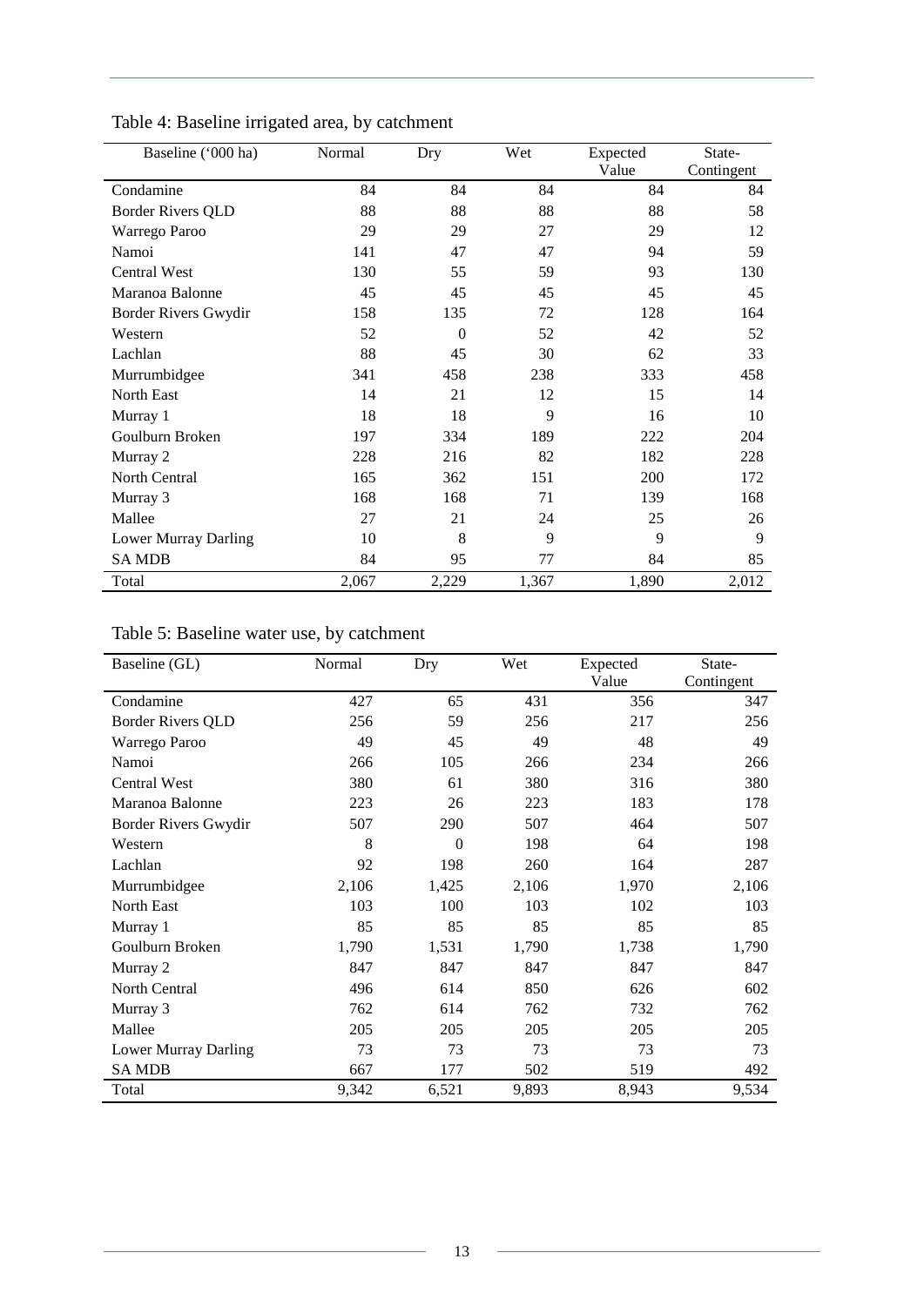Table 4: Baseline irrigated area, by catchment

| Baseline ('000 ha) | Normal | Dry | Wet | Expected Value | State-Contingent |
|---|---|---|---|---|---|
| Condamine | 84 | 84 | 84 | 84 | 84 |
| Border Rivers QLD | 88 | 88 | 88 | 88 | 58 |
| Warrego Paroo | 29 | 29 | 27 | 29 | 12 |
| Namoi | 141 | 47 | 47 | 94 | 59 |
| Central West | 130 | 55 | 59 | 93 | 130 |
| Maranoa Balonne | 45 | 45 | 45 | 45 | 45 |
| Border Rivers Gwydir | 158 | 135 | 72 | 128 | 164 |
| Western | 52 | 0 | 52 | 42 | 52 |
| Lachlan | 88 | 45 | 30 | 62 | 33 |
| Murrumbidgee | 341 | 458 | 238 | 333 | 458 |
| North East | 14 | 21 | 12 | 15 | 14 |
| Murray 1 | 18 | 18 | 9 | 16 | 10 |
| Goulburn Broken | 197 | 334 | 189 | 222 | 204 |
| Murray 2 | 228 | 216 | 82 | 182 | 228 |
| North Central | 165 | 362 | 151 | 200 | 172 |
| Murray 3 | 168 | 168 | 71 | 139 | 168 |
| Mallee | 27 | 21 | 24 | 25 | 26 |
| Lower Murray Darling | 10 | 8 | 9 | 9 | 9 |
| SA MDB | 84 | 95 | 77 | 84 | 85 |
| Total | 2,067 | 2,229 | 1,367 | 1,890 | 2,012 |

Table 5: Baseline water use, by catchment

| Baseline (GL) | Normal | Dry | Wet | Expected Value | State-Contingent |
|---|---|---|---|---|---|
| Condamine | 427 | 65 | 431 | 356 | 347 |
| Border Rivers QLD | 256 | 59 | 256 | 217 | 256 |
| Warrego Paroo | 49 | 45 | 49 | 48 | 49 |
| Namoi | 266 | 105 | 266 | 234 | 266 |
| Central West | 380 | 61 | 380 | 316 | 380 |
| Maranoa Balonne | 223 | 26 | 223 | 183 | 178 |
| Border Rivers Gwydir | 507 | 290 | 507 | 464 | 507 |
| Western | 8 | 0 | 198 | 64 | 198 |
| Lachlan | 92 | 198 | 260 | 164 | 287 |
| Murrumbidgee | 2,106 | 1,425 | 2,106 | 1,970 | 2,106 |
| North East | 103 | 100 | 103 | 102 | 103 |
| Murray 1 | 85 | 85 | 85 | 85 | 85 |
| Goulburn Broken | 1,790 | 1,531 | 1,790 | 1,738 | 1,790 |
| Murray 2 | 847 | 847 | 847 | 847 | 847 |
| North Central | 496 | 614 | 850 | 626 | 602 |
| Murray 3 | 762 | 614 | 762 | 732 | 762 |
| Mallee | 205 | 205 | 205 | 205 | 205 |
| Lower Murray Darling | 73 | 73 | 73 | 73 | 73 |
| SA MDB | 667 | 177 | 502 | 519 | 492 |
| Total | 9,342 | 6,521 | 9,893 | 8,943 | 9,534 |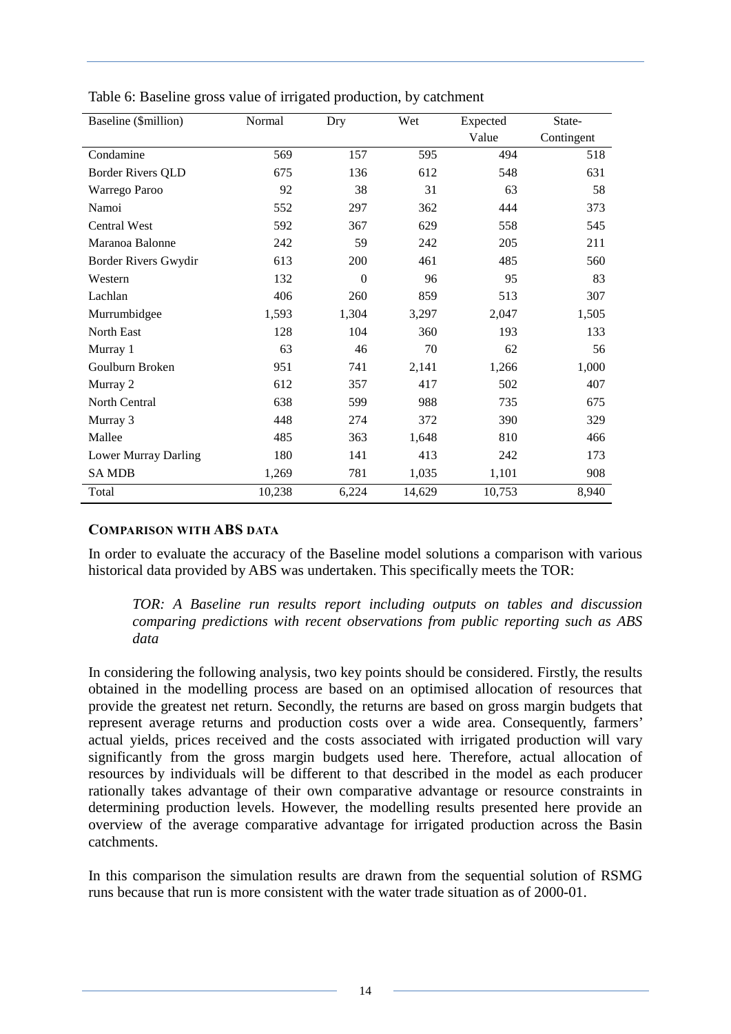Table 6: Baseline gross value of irrigated production, by catchment

| Baseline ($million) | Normal | Dry | Wet | Expected Value | State-Contingent |
|---|---|---|---|---|---|
| Condamine | 569 | 157 | 595 | 494 | 518 |
| Border Rivers QLD | 675 | 136 | 612 | 548 | 631 |
| Warrego Paroo | 92 | 38 | 31 | 63 | 58 |
| Namoi | 552 | 297 | 362 | 444 | 373 |
| Central West | 592 | 367 | 629 | 558 | 545 |
| Maranoa Balonne | 242 | 59 | 242 | 205 | 211 |
| Border Rivers Gwydir | 613 | 200 | 461 | 485 | 560 |
| Western | 132 | 0 | 96 | 95 | 83 |
| Lachlan | 406 | 260 | 859 | 513 | 307 |
| Murrumbidgee | 1,593 | 1,304 | 3,297 | 2,047 | 1,505 |
| North East | 128 | 104 | 360 | 193 | 133 |
| Murray 1 | 63 | 46 | 70 | 62 | 56 |
| Goulburn Broken | 951 | 741 | 2,141 | 1,266 | 1,000 |
| Murray 2 | 612 | 357 | 417 | 502 | 407 |
| North Central | 638 | 599 | 988 | 735 | 675 |
| Murray 3 | 448 | 274 | 372 | 390 | 329 |
| Mallee | 485 | 363 | 1,648 | 810 | 466 |
| Lower Murray Darling | 180 | 141 | 413 | 242 | 173 |
| SA MDB | 1,269 | 781 | 1,035 | 1,101 | 908 |
| Total | 10,238 | 6,224 | 14,629 | 10,753 | 8,940 |

### COMPARISON WITH ABS DATA

In order to evaluate the accuracy of the Baseline model solutions a comparison with various historical data provided by ABS was undertaken. This specifically meets the TOR:

> *TOR: A Baseline run results report including outputs on tables and discussion comparing predictions with recent observations from public reporting such as ABS data*

In considering the following analysis, two key points should be considered. Firstly, the results obtained in the modelling process are based on an optimised allocation of resources that provide the greatest net return. Secondly, the returns are based on gross margin budgets that represent average returns and production costs over a wide area. Consequently, farmers' actual yields, prices received and the costs associated with irrigated production will vary significantly from the gross margin budgets used here. Therefore, actual allocation of resources by individuals will be different to that described in the model as each producer rationally takes advantage of their own comparative advantage or resource constraints in determining production levels. However, the modelling results presented here provide an overview of the average comparative advantage for irrigated production across the Basin catchments.

In this comparison the simulation results are drawn from the sequential solution of RSMG runs because that run is more consistent with the water trade situation as of 2000-01.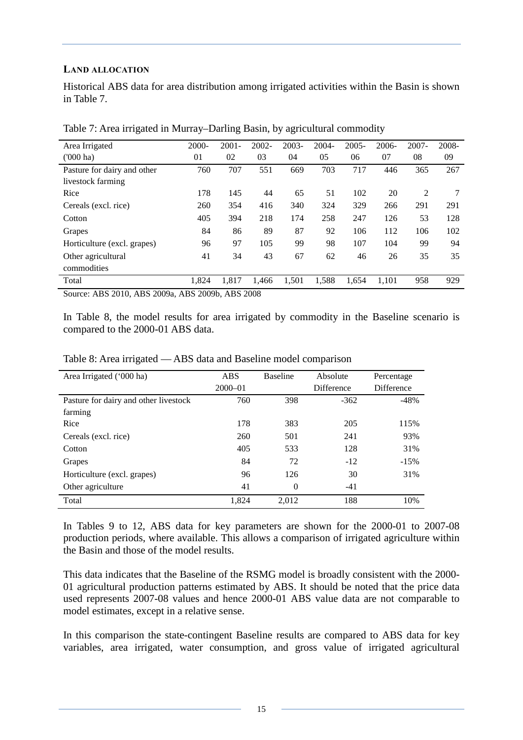### LAND ALLOCATION

Historical ABS data for area distribution among irrigated activities within the Basin is shown in Table 7.

Table 7: Area irrigated in Murray–Darling Basin, by agricultural commodity

| Area Irrigated ('000 ha) | 2000-01 | 2001-02 | 2002-03 | 2003-04 | 2004-05 | 2005-06 | 2006-07 | 2007-08 | 2008-09 |
|---|---|---|---|---|---|---|---|---|---|
| Pasture for dairy and other livestock farming | 760 | 707 | 551 | 669 | 703 | 717 | 446 | 365 | 267 |
| Rice | 178 | 145 | 44 | 65 | 51 | 102 | 20 | 2 | 7 |
| Cereals (excl. rice) | 260 | 354 | 416 | 340 | 324 | 329 | 266 | 291 | 291 |
| Cotton | 405 | 394 | 218 | 174 | 258 | 247 | 126 | 53 | 128 |
| Grapes | 84 | 86 | 89 | 87 | 92 | 106 | 112 | 106 | 102 |
| Horticulture (excl. grapes) | 96 | 97 | 105 | 99 | 98 | 107 | 104 | 99 | 94 |
| Other agricultural commodities | 41 | 34 | 43 | 67 | 62 | 46 | 26 | 35 | 35 |
| Total | 1,824 | 1,817 | 1,466 | 1,501 | 1,588 | 1,654 | 1,101 | 958 | 929 |

Source: ABS 2010, ABS 2009a, ABS 2009b, ABS 2008

In Table 8, the model results for area irrigated by commodity in the Baseline scenario is compared to the 2000-01 ABS data.

Table 8: Area irrigated — ABS data and Baseline model comparison

| Area Irrigated ('000 ha) | ABS 2000–01 | Baseline | Absolute Difference | Percentage Difference |
|---|---|---|---|---|
| Pasture for dairy and other livestock farming | 760 | 398 | -362 | -48% |
| Rice | 178 | 383 | 205 | 115% |
| Cereals (excl. rice) | 260 | 501 | 241 | 93% |
| Cotton | 405 | 533 | 128 | 31% |
| Grapes | 84 | 72 | -12 | -15% |
| Horticulture (excl. grapes) | 96 | 126 | 30 | 31% |
| Other agriculture | 41 | 0 | -41 | |
| Total | 1,824 | 2,012 | 188 | 10% |

In Tables 9 to 12, ABS data for key parameters are shown for the 2000-01 to 2007-08 production periods, where available. This allows a comparison of irrigated agriculture within the Basin and those of the model results.

This data indicates that the Baseline of the RSMG model is broadly consistent with the 2000-01 agricultural production patterns estimated by ABS. It should be noted that the price data used represents 2007-08 values and hence 2000-01 ABS value data are not comparable to model estimates, except in a relative sense.

In this comparison the state-contingent Baseline results are compared to ABS data for key variables, area irrigated, water consumption, and gross value of irrigated agricultural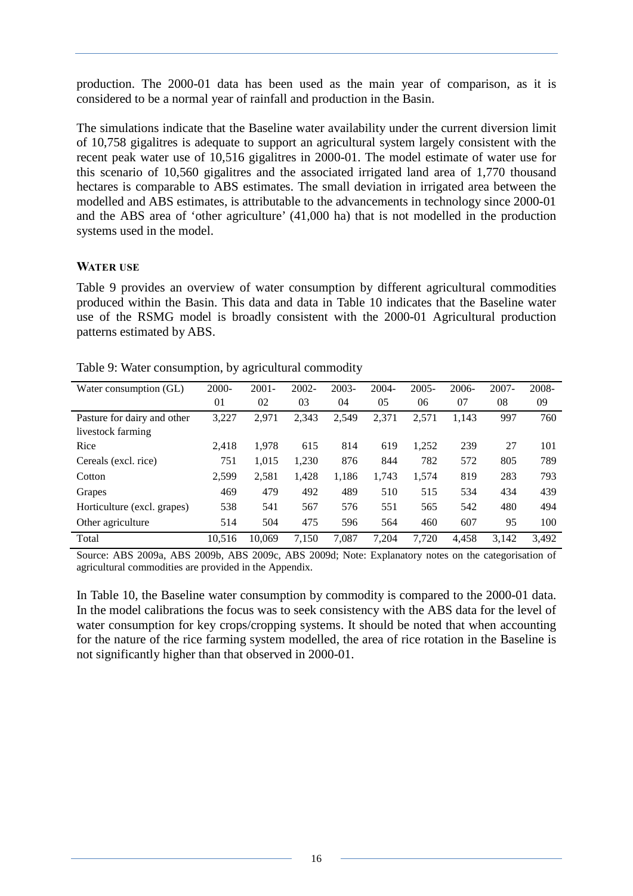production. The 2000-01 data has been used as the main year of comparison, as it is considered to be a normal year of rainfall and production in the Basin.

The simulations indicate that the Baseline water availability under the current diversion limit of 10,758 gigalitres is adequate to support an agricultural system largely consistent with the recent peak water use of 10,516 gigalitres in 2000-01. The model estimate of water use for this scenario of 10,560 gigalitres and the associated irrigated land area of 1,770 thousand hectares is comparable to ABS estimates. The small deviation in irrigated area between the modelled and ABS estimates, is attributable to the advancements in technology since 2000-01 and the ABS area of 'other agriculture' (41,000 ha) that is not modelled in the production systems used in the model.

### WATER USE

Table 9 provides an overview of water consumption by different agricultural commodities produced within the Basin. This data and data in Table 10 indicates that the Baseline water use of the RSMG model is broadly consistent with the 2000-01 Agricultural production patterns estimated by ABS.

Table 9: Water consumption, by agricultural commodity

| Water consumption (GL) | 2000-01 | 2001-02 | 2002-03 | 2003-04 | 2004-05 | 2005-06 | 2006-07 | 2007-08 | 2008-09 |
|---|---|---|---|---|---|---|---|---|---|
| Pasture for dairy and other livestock farming | 3,227 | 2,971 | 2,343 | 2,549 | 2,371 | 2,571 | 1,143 | 997 | 760 |
| Rice | 2,418 | 1,978 | 615 | 814 | 619 | 1,252 | 239 | 27 | 101 |
| Cereals (excl. rice) | 751 | 1,015 | 1,230 | 876 | 844 | 782 | 572 | 805 | 789 |
| Cotton | 2,599 | 2,581 | 1,428 | 1,186 | 1,743 | 1,574 | 819 | 283 | 793 |
| Grapes | 469 | 479 | 492 | 489 | 510 | 515 | 534 | 434 | 439 |
| Horticulture (excl. grapes) | 538 | 541 | 567 | 576 | 551 | 565 | 542 | 480 | 494 |
| Other agriculture | 514 | 504 | 475 | 596 | 564 | 460 | 607 | 95 | 100 |
| Total | 10,516 | 10,069 | 7,150 | 7,087 | 7,204 | 7,720 | 4,458 | 3,142 | 3,492 |

Source: ABS 2009a, ABS 2009b, ABS 2009c, ABS 2009d; Note: Explanatory notes on the categorisation of agricultural commodities are provided in the Appendix.

In Table 10, the Baseline water consumption by commodity is compared to the 2000-01 data. In the model calibrations the focus was to seek consistency with the ABS data for the level of water consumption for key crops/cropping systems. It should be noted that when accounting for the nature of the rice farming system modelled, the area of rice rotation in the Baseline is not significantly higher than that observed in 2000-01.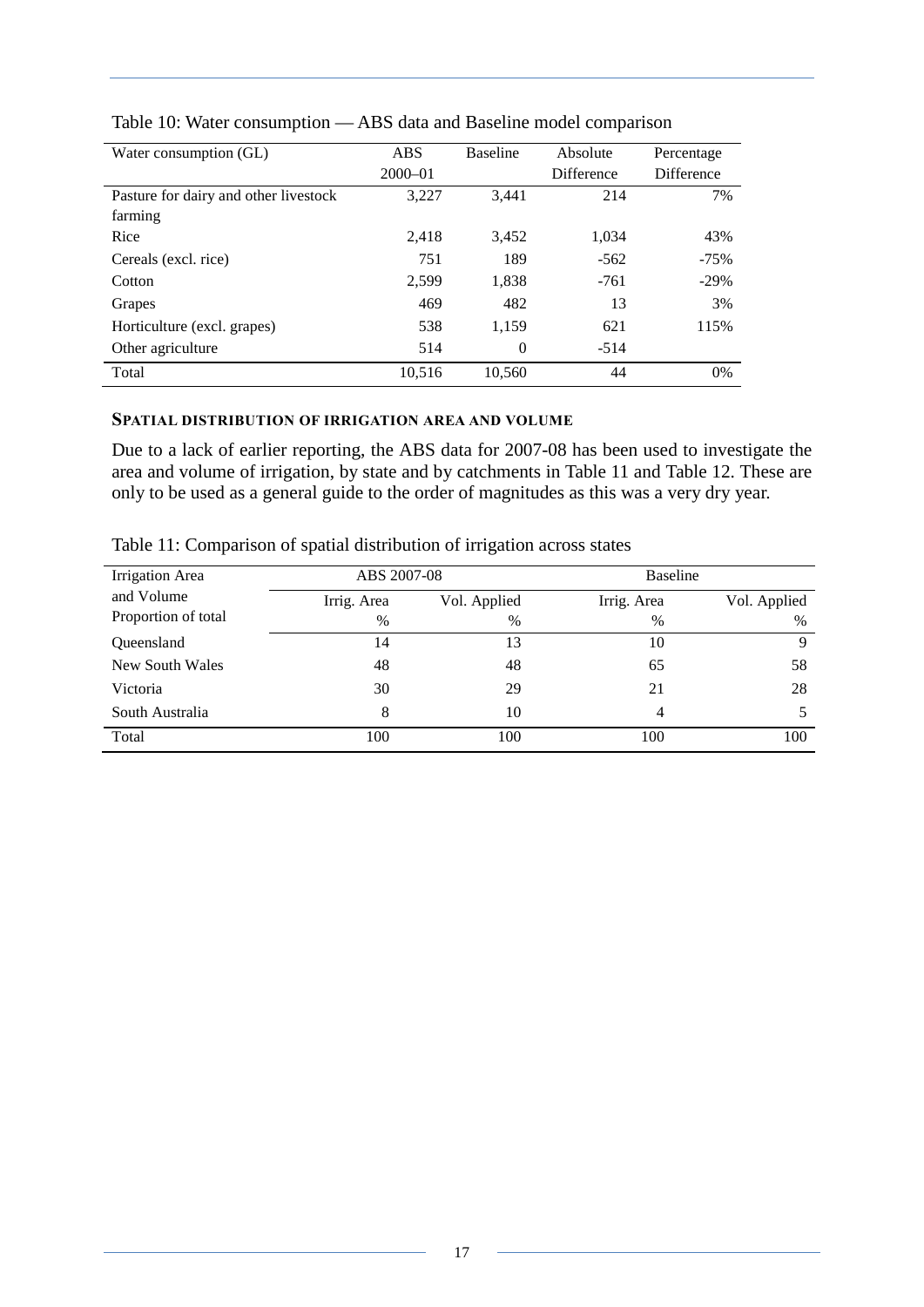Table 10: Water consumption — ABS data and Baseline model comparison

| Water consumption (GL) | ABS 2000–01 | Baseline | Absolute Difference | Percentage Difference |
|---|---|---|---|---|
| Pasture for dairy and other livestock farming | 3,227 | 3,441 | 214 | 7% |
| Rice | 2,418 | 3,452 | 1,034 | 43% |
| Cereals (excl. rice) | 751 | 189 | -562 | -75% |
| Cotton | 2,599 | 1,838 | -761 | -29% |
| Grapes | 469 | 482 | 13 | 3% |
| Horticulture (excl. grapes) | 538 | 1,159 | 621 | 115% |
| Other agriculture | 514 | 0 | -514 | |
| Total | 10,516 | 10,560 | 44 | 0% |

#### SPATIAL DISTRIBUTION OF IRRIGATION AREA AND VOLUME

Due to a lack of earlier reporting, the ABS data for 2007-08 has been used to investigate the area and volume of irrigation, by state and by catchments in Table 11 and Table 12. These are only to be used as a general guide to the order of magnitudes as this was a very dry year.

Table 11: Comparison of spatial distribution of irrigation across states

| Irrigation Area and Volume Proportion of total | ABS 2007-08 | | Baseline | |
|---|---|---|---|---|
| | Irrig. Area % | Vol. Applied % | Irrig. Area % | Vol. Applied % |
| Queensland | 14 | 13 | 10 | 9 |
| New South Wales | 48 | 48 | 65 | 58 |
| Victoria | 30 | 29 | 21 | 28 |
| South Australia | 8 | 10 | 4 | 5 |
| Total | 100 | 100 | 100 | 100 |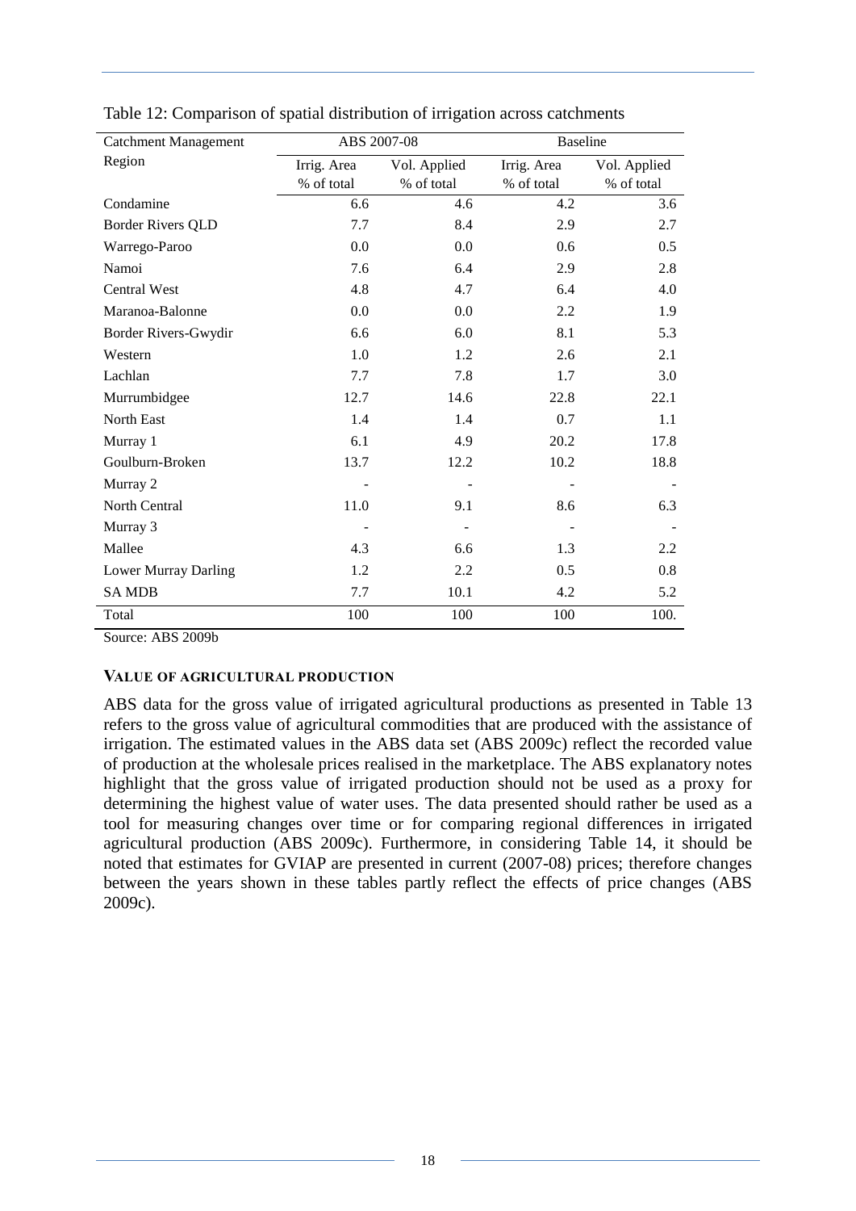Table 12: Comparison of spatial distribution of irrigation across catchments

| Catchment Management Region | ABS 2007-08 | | Baseline | |
|---|---|---|---|---|
| | Irrig. Area % of total | Vol. Applied % of total | Irrig. Area % of total | Vol. Applied % of total |
| Condamine | 6.6 | 4.6 | 4.2 | 3.6 |
| Border Rivers QLD | 7.7 | 8.4 | 2.9 | 2.7 |
| Warrego-Paroo | 0.0 | 0.0 | 0.6 | 0.5 |
| Namoi | 7.6 | 6.4 | 2.9 | 2.8 |
| Central West | 4.8 | 4.7 | 6.4 | 4.0 |
| Maranoa-Balonne | 0.0 | 0.0 | 2.2 | 1.9 |
| Border Rivers-Gwydir | 6.6 | 6.0 | 8.1 | 5.3 |
| Western | 1.0 | 1.2 | 2.6 | 2.1 |
| Lachlan | 7.7 | 7.8 | 1.7 | 3.0 |
| Murrumbidgee | 12.7 | 14.6 | 22.8 | 22.1 |
| North East | 1.4 | 1.4 | 0.7 | 1.1 |
| Murray 1 | 6.1 | 4.9 | 20.2 | 17.8 |
| Goulburn-Broken | 13.7 | 12.2 | 10.2 | 18.8 |
| Murray 2 | - | - | - | - |
| North Central | 11.0 | 9.1 | 8.6 | 6.3 |
| Murray 3 | - | - | - | - |
| Mallee | 4.3 | 6.6 | 1.3 | 2.2 |
| Lower Murray Darling | 1.2 | 2.2 | 0.5 | 0.8 |
| SA MDB | 7.7 | 10.1 | 4.2 | 5.2 |
| Total | 100 | 100 | 100 | 100. |

Source: ABS 2009b

#### VALUE OF AGRICULTURAL PRODUCTION

ABS data for the gross value of irrigated agricultural productions as presented in Table 13 refers to the gross value of agricultural commodities that are produced with the assistance of irrigation. The estimated values in the ABS data set (ABS 2009c) reflect the recorded value of production at the wholesale prices realised in the marketplace. The ABS explanatory notes highlight that the gross value of irrigated production should not be used as a proxy for determining the highest value of water uses. The data presented should rather be used as a tool for measuring changes over time or for comparing regional differences in irrigated agricultural production (ABS 2009c). Furthermore, in considering Table 14, it should be noted that estimates for GVIAP are presented in current (2007-08) prices; therefore changes between the years shown in these tables partly reflect the effects of price changes (ABS 2009c).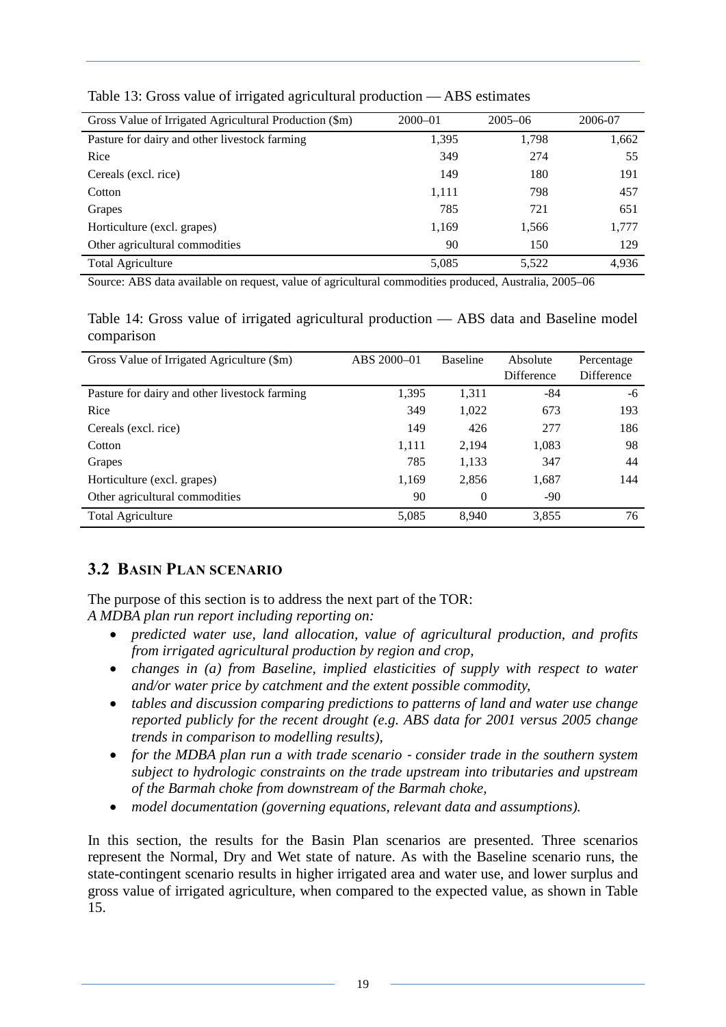Table 13: Gross value of irrigated agricultural production — ABS estimates

| Gross Value of Irrigated Agricultural Production ($m) | 2000–01 | 2005–06 | 2006-07 |
|---|---|---|---|
| Pasture for dairy and other livestock farming | 1,395 | 1,798 | 1,662 |
| Rice | 349 | 274 | 55 |
| Cereals (excl. rice) | 149 | 180 | 191 |
| Cotton | 1,111 | 798 | 457 |
| Grapes | 785 | 721 | 651 |
| Horticulture (excl. grapes) | 1,169 | 1,566 | 1,777 |
| Other agricultural commodities | 90 | 150 | 129 |
| Total Agriculture | 5,085 | 5,522 | 4,936 |

Source: ABS data available on request, value of agricultural commodities produced, Australia, 2005–06

Table 14: Gross value of irrigated agricultural production — ABS data and Baseline model comparison

| Gross Value of Irrigated Agriculture ($m) | ABS 2000–01 | Baseline | Absolute Difference | Percentage Difference |
|---|---|---|---|---|
| Pasture for dairy and other livestock farming | 1,395 | 1,311 | -84 | -6 |
| Rice | 349 | 1,022 | 673 | 193 |
| Cereals (excl. rice) | 149 | 426 | 277 | 186 |
| Cotton | 1,111 | 2,194 | 1,083 | 98 |
| Grapes | 785 | 1,133 | 347 | 44 |
| Horticulture (excl. grapes) | 1,169 | 2,856 | 1,687 | 144 |
| Other agricultural commodities | 90 | 0 | -90 | |
| Total Agriculture | 5,085 | 8,940 | 3,855 | 76 |

## 3.2 Basin Plan scenario

The purpose of this section is to address the next part of the TOR:
*A MDBA plan run report including reporting on:*

- *predicted water use, land allocation, value of agricultural production, and profits from irrigated agricultural production by region and crop,*
- *changes in (a) from Baseline, implied elasticities of supply with respect to water and/or water price by catchment and the extent possible commodity,*
- *tables and discussion comparing predictions to patterns of land and water use change reported publicly for the recent drought (e.g. ABS data for 2001 versus 2005 change trends in comparison to modelling results),*
- *for the MDBA plan run a with trade scenario - consider trade in the southern system subject to hydrologic constraints on the trade upstream into tributaries and upstream of the Barmah choke from downstream of the Barmah choke,*
- *model documentation (governing equations, relevant data and assumptions).*

In this section, the results for the Basin Plan scenarios are presented. Three scenarios represent the Normal, Dry and Wet state of nature. As with the Baseline scenario runs, the state-contingent scenario results in higher irrigated area and water use, and lower surplus and gross value of irrigated agriculture, when compared to the expected value, as shown in Table 15.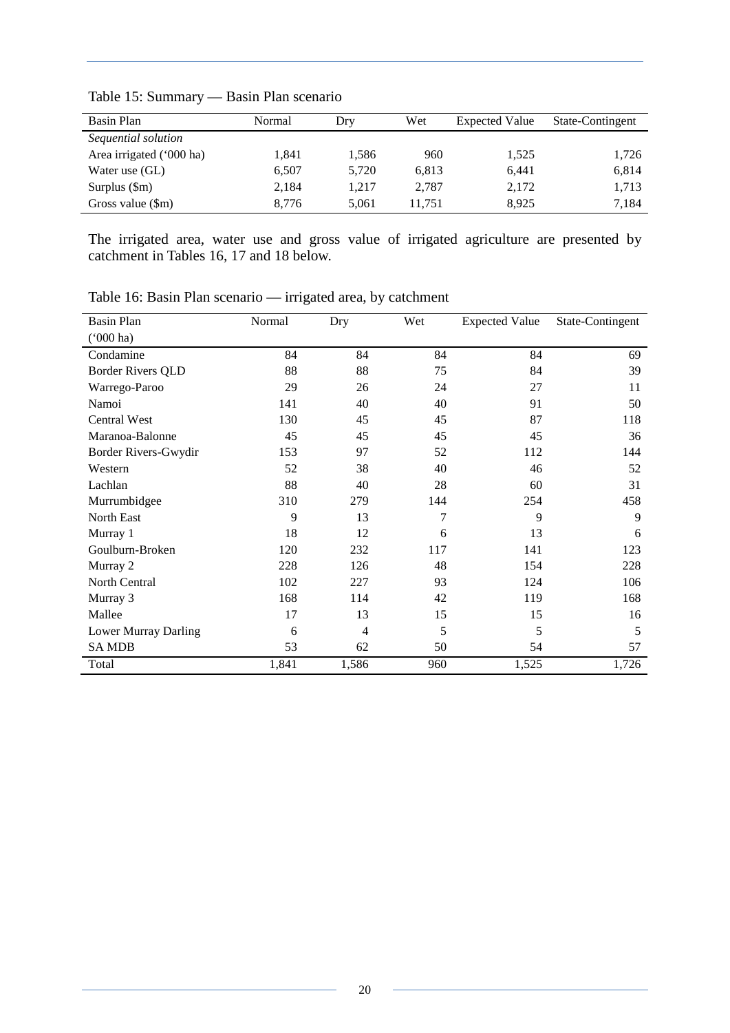Table 15: Summary — Basin Plan scenario

| Basin Plan | Normal | Dry | Wet | Expected Value | State-Contingent |
|---|---|---|---|---|---|
| *Sequential solution* | | | | | |
| Area irrigated ('000 ha) | 1,841 | 1,586 | 960 | 1,525 | 1,726 |
| Water use (GL) | 6,507 | 5,720 | 6,813 | 6,441 | 6,814 |
| Surplus ($m) | 2,184 | 1,217 | 2,787 | 2,172 | 1,713 |
| Gross value ($m) | 8,776 | 5,061 | 11,751 | 8,925 | 7,184 |

The irrigated area, water use and gross value of irrigated agriculture are presented by catchment in Tables 16, 17 and 18 below.

Table 16: Basin Plan scenario — irrigated area, by catchment

| Basin Plan ('000 ha) | Normal | Dry | Wet | Expected Value | State-Contingent |
|---|---|---|---|---|---|
| Condamine | 84 | 84 | 84 | 84 | 69 |
| Border Rivers QLD | 88 | 88 | 75 | 84 | 39 |
| Warrego-Paroo | 29 | 26 | 24 | 27 | 11 |
| Namoi | 141 | 40 | 40 | 91 | 50 |
| Central West | 130 | 45 | 45 | 87 | 118 |
| Maranoa-Balonne | 45 | 45 | 45 | 45 | 36 |
| Border Rivers-Gwydir | 153 | 97 | 52 | 112 | 144 |
| Western | 52 | 38 | 40 | 46 | 52 |
| Lachlan | 88 | 40 | 28 | 60 | 31 |
| Murrumbidgee | 310 | 279 | 144 | 254 | 458 |
| North East | 9 | 13 | 7 | 9 | 9 |
| Murray 1 | 18 | 12 | 6 | 13 | 6 |
| Goulburn-Broken | 120 | 232 | 117 | 141 | 123 |
| Murray 2 | 228 | 126 | 48 | 154 | 228 |
| North Central | 102 | 227 | 93 | 124 | 106 |
| Murray 3 | 168 | 114 | 42 | 119 | 168 |
| Mallee | 17 | 13 | 15 | 15 | 16 |
| Lower Murray Darling | 6 | 4 | 5 | 5 | 5 |
| SA MDB | 53 | 62 | 50 | 54 | 57 |
| Total | 1,841 | 1,586 | 960 | 1,525 | 1,726 |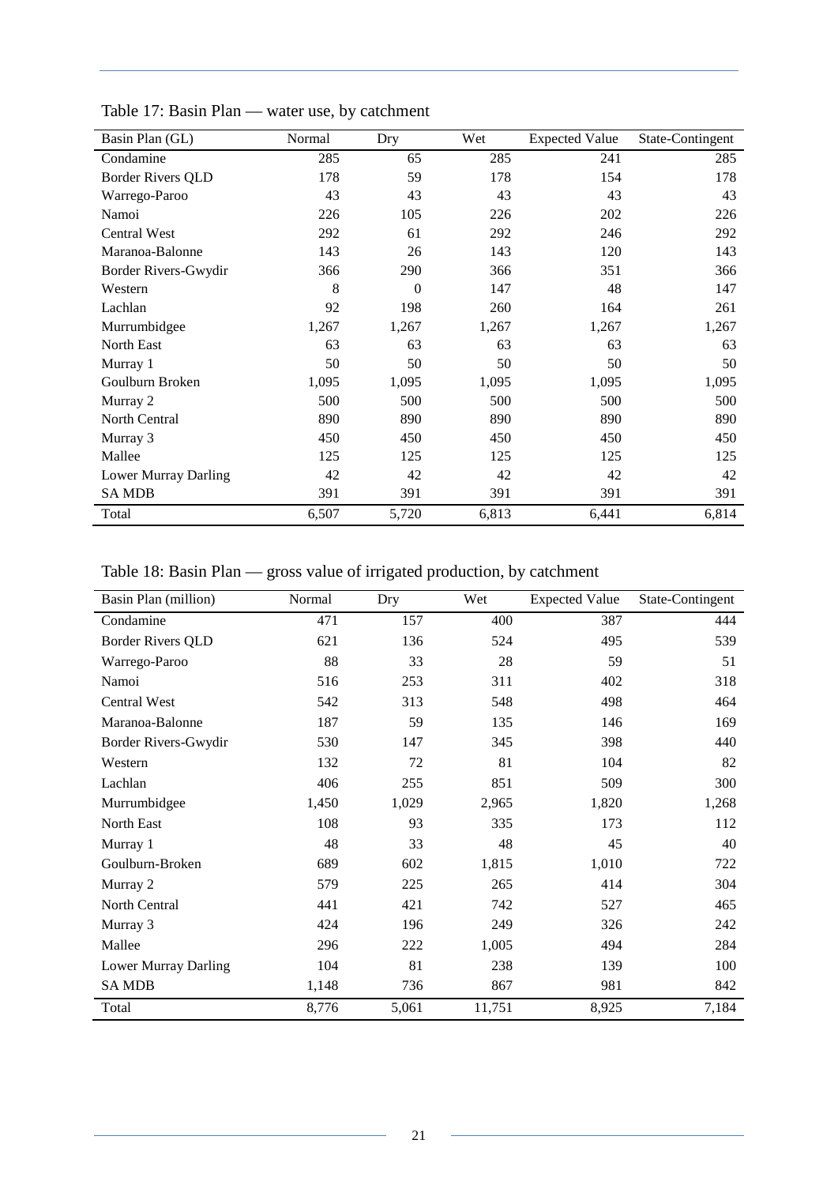Table 17: Basin Plan — water use, by catchment

| Basin Plan (GL) | Normal | Dry | Wet | Expected Value | State-Contingent |
|---|---|---|---|---|---|
| Condamine | 285 | 65 | 285 | 241 | 285 |
| Border Rivers QLD | 178 | 59 | 178 | 154 | 178 |
| Warrego-Paroo | 43 | 43 | 43 | 43 | 43 |
| Namoi | 226 | 105 | 226 | 202 | 226 |
| Central West | 292 | 61 | 292 | 246 | 292 |
| Maranoa-Balonne | 143 | 26 | 143 | 120 | 143 |
| Border Rivers-Gwydir | 366 | 290 | 366 | 351 | 366 |
| Western | 8 | 0 | 147 | 48 | 147 |
| Lachlan | 92 | 198 | 260 | 164 | 261 |
| Murrumbidgee | 1,267 | 1,267 | 1,267 | 1,267 | 1,267 |
| North East | 63 | 63 | 63 | 63 | 63 |
| Murray 1 | 50 | 50 | 50 | 50 | 50 |
| Goulburn Broken | 1,095 | 1,095 | 1,095 | 1,095 | 1,095 |
| Murray 2 | 500 | 500 | 500 | 500 | 500 |
| North Central | 890 | 890 | 890 | 890 | 890 |
| Murray 3 | 450 | 450 | 450 | 450 | 450 |
| Mallee | 125 | 125 | 125 | 125 | 125 |
| Lower Murray Darling | 42 | 42 | 42 | 42 | 42 |
| SA MDB | 391 | 391 | 391 | 391 | 391 |
| Total | 6,507 | 5,720 | 6,813 | 6,441 | 6,814 |

Table 18: Basin Plan — gross value of irrigated production, by catchment

| Basin Plan (million) | Normal | Dry | Wet | Expected Value | State-Contingent |
|---|---|---|---|---|---|
| Condamine | 471 | 157 | 400 | 387 | 444 |
| Border Rivers QLD | 621 | 136 | 524 | 495 | 539 |
| Warrego-Paroo | 88 | 33 | 28 | 59 | 51 |
| Namoi | 516 | 253 | 311 | 402 | 318 |
| Central West | 542 | 313 | 548 | 498 | 464 |
| Maranoa-Balonne | 187 | 59 | 135 | 146 | 169 |
| Border Rivers-Gwydir | 530 | 147 | 345 | 398 | 440 |
| Western | 132 | 72 | 81 | 104 | 82 |
| Lachlan | 406 | 255 | 851 | 509 | 300 |
| Murrumbidgee | 1,450 | 1,029 | 2,965 | 1,820 | 1,268 |
| North East | 108 | 93 | 335 | 173 | 112 |
| Murray 1 | 48 | 33 | 48 | 45 | 40 |
| Goulburn-Broken | 689 | 602 | 1,815 | 1,010 | 722 |
| Murray 2 | 579 | 225 | 265 | 414 | 304 |
| North Central | 441 | 421 | 742 | 527 | 465 |
| Murray 3 | 424 | 196 | 249 | 326 | 242 |
| Mallee | 296 | 222 | 1,005 | 494 | 284 |
| Lower Murray Darling | 104 | 81 | 238 | 139 | 100 |
| SA MDB | 1,148 | 736 | 867 | 981 | 842 |
| Total | 8,776 | 5,061 | 11,751 | 8,925 | 7,184 |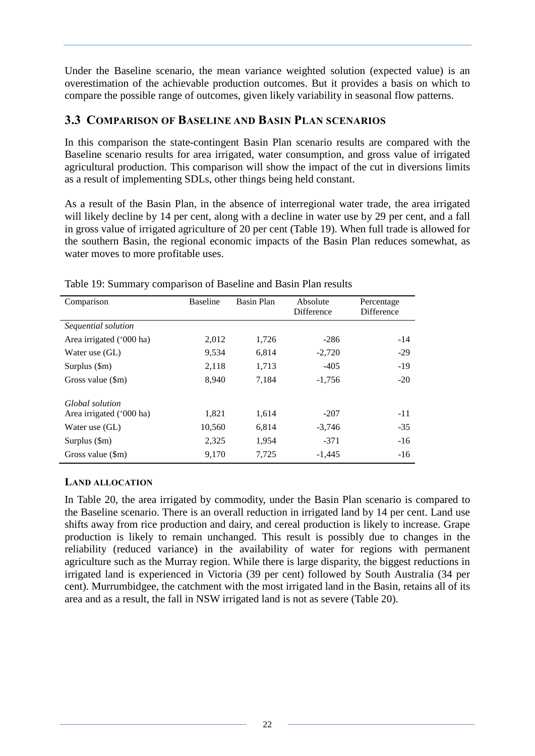Under the Baseline scenario, the mean variance weighted solution (expected value) is an overestimation of the achievable production outcomes. But it provides a basis on which to compare the possible range of outcomes, given likely variability in seasonal flow patterns.

## 3.3 Comparison of Baseline and Basin Plan scenarios

In this comparison the state-contingent Basin Plan scenario results are compared with the Baseline scenario results for area irrigated, water consumption, and gross value of irrigated agricultural production. This comparison will show the impact of the cut in diversions limits as a result of implementing SDLs, other things being held constant.

As a result of the Basin Plan, in the absence of interregional water trade, the area irrigated will likely decline by 14 per cent, along with a decline in water use by 29 per cent, and a fall in gross value of irrigated agriculture of 20 per cent (Table 19). When full trade is allowed for the southern Basin, the regional economic impacts of the Basin Plan reduces somewhat, as water moves to more profitable uses.

Table 19: Summary comparison of Baseline and Basin Plan results

| Comparison | Baseline | Basin Plan | Absolute Difference | Percentage Difference |
|---|---|---|---|---|
| *Sequential solution* | | | | |
| Area irrigated ('000 ha) | 2,012 | 1,726 | -286 | -14 |
| Water use (GL) | 9,534 | 6,814 | -2,720 | -29 |
| Surplus ($m) | 2,118 | 1,713 | -405 | -19 |
| Gross value ($m) | 8,940 | 7,184 | -1,756 | -20 |
| *Global solution* | | | | |
| Area irrigated ('000 ha) | 1,821 | 1,614 | -207 | -11 |
| Water use (GL) | 10,560 | 6,814 | -3,746 | -35 |
| Surplus ($m) | 2,325 | 1,954 | -371 | -16 |
| Gross value ($m) | 9,170 | 7,725 | -1,445 | -16 |

### Land allocation

In Table 20, the area irrigated by commodity, under the Basin Plan scenario is compared to the Baseline scenario. There is an overall reduction in irrigated land by 14 per cent. Land use shifts away from rice production and dairy, and cereal production is likely to increase. Grape production is likely to remain unchanged. This result is possibly due to changes in the reliability (reduced variance) in the availability of water for regions with permanent agriculture such as the Murray region. While there is large disparity, the biggest reductions in irrigated land is experienced in Victoria (39 per cent) followed by South Australia (34 per cent). Murrumbidgee, the catchment with the most irrigated land in the Basin, retains all of its area and as a result, the fall in NSW irrigated land is not as severe (Table 20).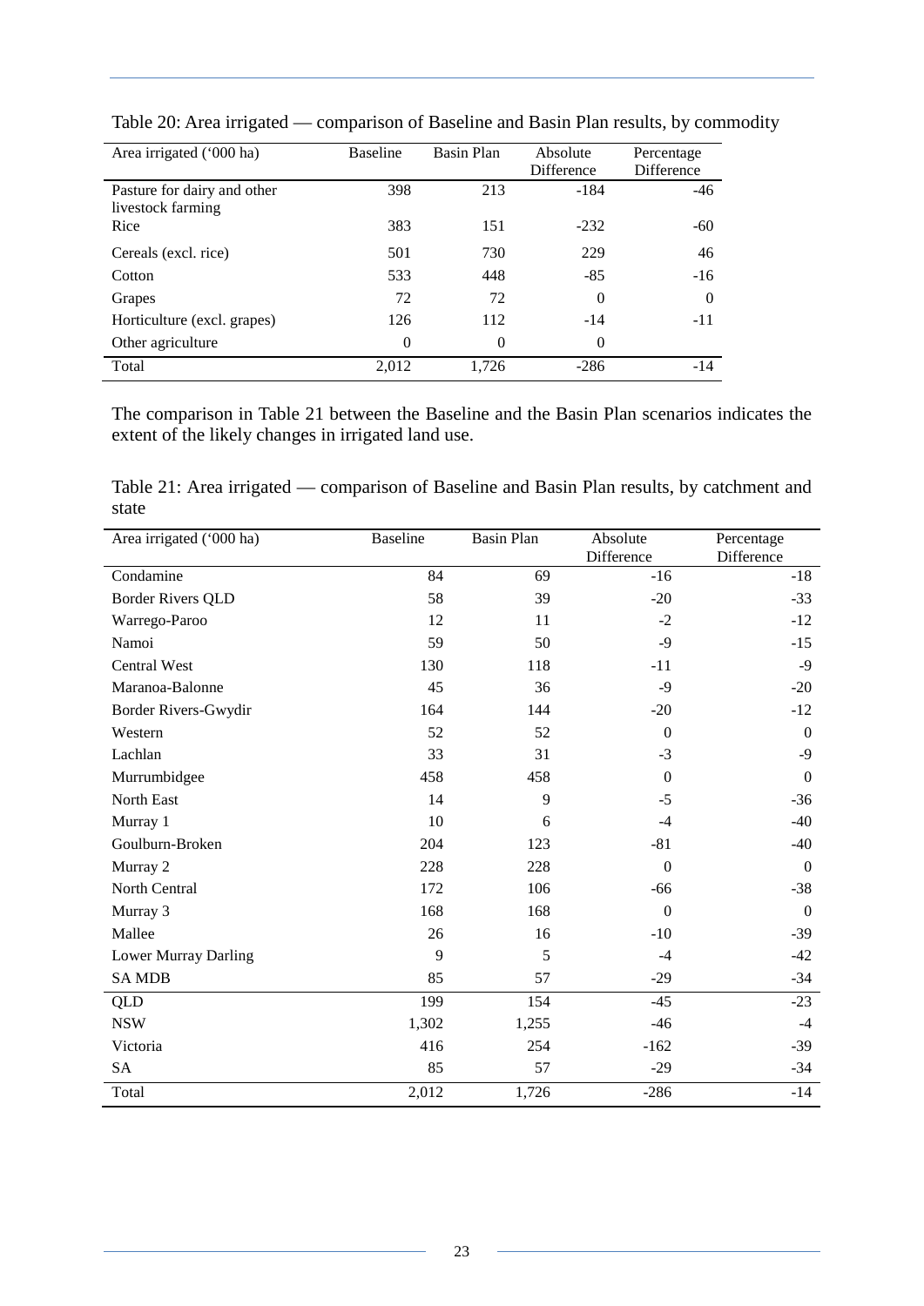Table 20: Area irrigated — comparison of Baseline and Basin Plan results, by commodity

| Area irrigated ('000 ha) | Baseline | Basin Plan | Absolute Difference | Percentage Difference |
|---|---|---|---|---|
| Pasture for dairy and other livestock farming | 398 | 213 | -184 | -46 |
| Rice | 383 | 151 | -232 | -60 |
| Cereals (excl. rice) | 501 | 730 | 229 | 46 |
| Cotton | 533 | 448 | -85 | -16 |
| Grapes | 72 | 72 | 0 | 0 |
| Horticulture (excl. grapes) | 126 | 112 | -14 | -11 |
| Other agriculture | 0 | 0 | 0 | |
| Total | 2,012 | 1,726 | -286 | -14 |

The comparison in Table 21 between the Baseline and the Basin Plan scenarios indicates the extent of the likely changes in irrigated land use.

Table 21: Area irrigated — comparison of Baseline and Basin Plan results, by catchment and state

| Area irrigated ('000 ha) | Baseline | Basin Plan | Absolute Difference | Percentage Difference |
|---|---|---|---|---|
| Condamine | 84 | 69 | -16 | -18 |
| Border Rivers QLD | 58 | 39 | -20 | -33 |
| Warrego-Paroo | 12 | 11 | -2 | -12 |
| Namoi | 59 | 50 | -9 | -15 |
| Central West | 130 | 118 | -11 | -9 |
| Maranoa-Balonne | 45 | 36 | -9 | -20 |
| Border Rivers-Gwydir | 164 | 144 | -20 | -12 |
| Western | 52 | 52 | 0 | 0 |
| Lachlan | 33 | 31 | -3 | -9 |
| Murrumbidgee | 458 | 458 | 0 | 0 |
| North East | 14 | 9 | -5 | -36 |
| Murray 1 | 10 | 6 | -4 | -40 |
| Goulburn-Broken | 204 | 123 | -81 | -40 |
| Murray 2 | 228 | 228 | 0 | 0 |
| North Central | 172 | 106 | -66 | -38 |
| Murray 3 | 168 | 168 | 0 | 0 |
| Mallee | 26 | 16 | -10 | -39 |
| Lower Murray Darling | 9 | 5 | -4 | -42 |
| SA MDB | 85 | 57 | -29 | -34 |
| QLD | 199 | 154 | -45 | -23 |
| NSW | 1,302 | 1,255 | -46 | -4 |
| Victoria | 416 | 254 | -162 | -39 |
| SA | 85 | 57 | -29 | -34 |
| Total | 2,012 | 1,726 | -286 | -14 |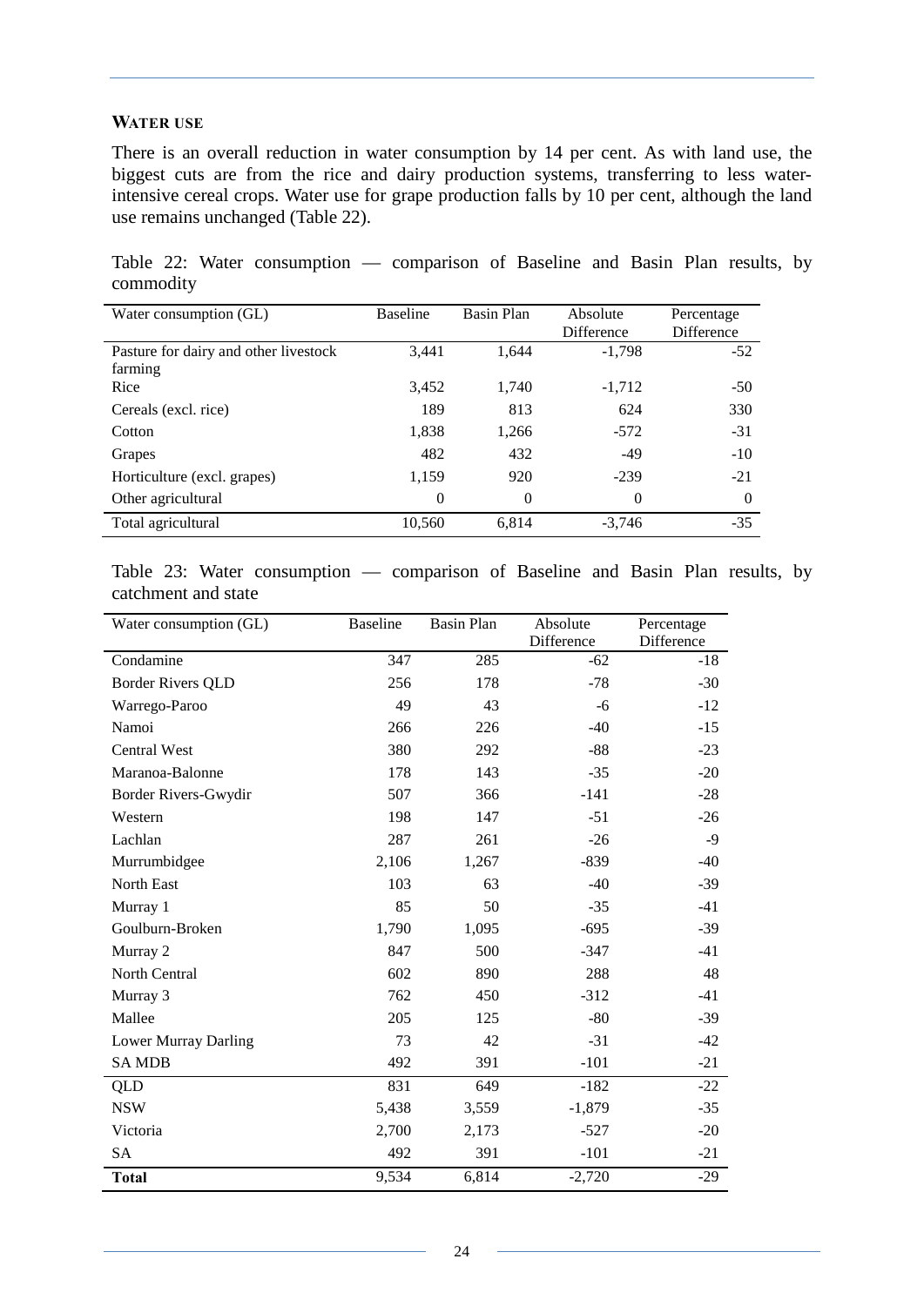**WATER USE**

There is an overall reduction in water consumption by 14 per cent. As with land use, the biggest cuts are from the rice and dairy production systems, transferring to less water-intensive cereal crops. Water use for grape production falls by 10 per cent, although the land use remains unchanged (Table 22).

Table 22: Water consumption — comparison of Baseline and Basin Plan results, by commodity

| Water consumption (GL) | Baseline | Basin Plan | Absolute Difference | Percentage Difference |
|---|---|---|---|---|
| Pasture for dairy and other livestock farming | 3,441 | 1,644 | -1,798 | -52 |
| Rice | 3,452 | 1,740 | -1,712 | -50 |
| Cereals (excl. rice) | 189 | 813 | 624 | 330 |
| Cotton | 1,838 | 1,266 | -572 | -31 |
| Grapes | 482 | 432 | -49 | -10 |
| Horticulture (excl. grapes) | 1,159 | 920 | -239 | -21 |
| Other agricultural | 0 | 0 | 0 | 0 |
| Total agricultural | 10,560 | 6,814 | -3,746 | -35 |

Table 23: Water consumption — comparison of Baseline and Basin Plan results, by catchment and state

| Water consumption (GL) | Baseline | Basin Plan | Absolute Difference | Percentage Difference |
|---|---|---|---|---|
| Condamine | 347 | 285 | -62 | -18 |
| Border Rivers QLD | 256 | 178 | -78 | -30 |
| Warrego-Paroo | 49 | 43 | -6 | -12 |
| Namoi | 266 | 226 | -40 | -15 |
| Central West | 380 | 292 | -88 | -23 |
| Maranoa-Balonne | 178 | 143 | -35 | -20 |
| Border Rivers-Gwydir | 507 | 366 | -141 | -28 |
| Western | 198 | 147 | -51 | -26 |
| Lachlan | 287 | 261 | -26 | -9 |
| Murrumbidgee | 2,106 | 1,267 | -839 | -40 |
| North East | 103 | 63 | -40 | -39 |
| Murray 1 | 85 | 50 | -35 | -41 |
| Goulburn-Broken | 1,790 | 1,095 | -695 | -39 |
| Murray 2 | 847 | 500 | -347 | -41 |
| North Central | 602 | 890 | 288 | 48 |
| Murray 3 | 762 | 450 | -312 | -41 |
| Mallee | 205 | 125 | -80 | -39 |
| Lower Murray Darling | 73 | 42 | -31 | -42 |
| SA MDB | 492 | 391 | -101 | -21 |
| QLD | 831 | 649 | -182 | -22 |
| NSW | 5,438 | 3,559 | -1,879 | -35 |
| Victoria | 2,700 | 2,173 | -527 | -20 |
| SA | 492 | 391 | -101 | -21 |
| **Total** | 9,534 | 6,814 | -2,720 | -29 |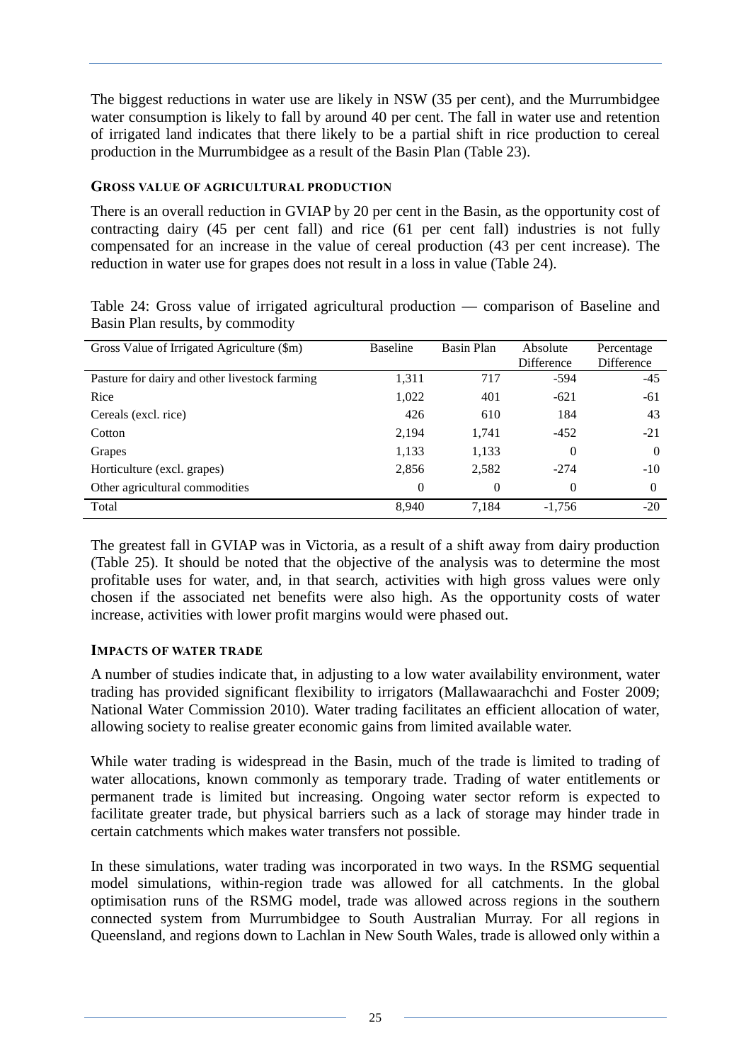The biggest reductions in water use are likely in NSW (35 per cent), and the Murrumbidgee water consumption is likely to fall by around 40 per cent. The fall in water use and retention of irrigated land indicates that there likely to be a partial shift in rice production to cereal production in the Murrumbidgee as a result of the Basin Plan (Table 23).

### Gross value of agricultural production

There is an overall reduction in GVIAP by 20 per cent in the Basin, as the opportunity cost of contracting dairy (45 per cent fall) and rice (61 per cent fall) industries is not fully compensated for an increase in the value of cereal production (43 per cent increase). The reduction in water use for grapes does not result in a loss in value (Table 24).

Table 24: Gross value of irrigated agricultural production — comparison of Baseline and Basin Plan results, by commodity

| Gross Value of Irrigated Agriculture ($m) | Baseline | Basin Plan | Absolute Difference | Percentage Difference |
|---|---|---|---|---|
| Pasture for dairy and other livestock farming | 1,311 | 717 | -594 | -45 |
| Rice | 1,022 | 401 | -621 | -61 |
| Cereals (excl. rice) | 426 | 610 | 184 | 43 |
| Cotton | 2,194 | 1,741 | -452 | -21 |
| Grapes | 1,133 | 1,133 | 0 | 0 |
| Horticulture (excl. grapes) | 2,856 | 2,582 | -274 | -10 |
| Other agricultural commodities | 0 | 0 | 0 | 0 |
| Total | 8,940 | 7,184 | -1,756 | -20 |

The greatest fall in GVIAP was in Victoria, as a result of a shift away from dairy production (Table 25). It should be noted that the objective of the analysis was to determine the most profitable uses for water, and, in that search, activities with high gross values were only chosen if the associated net benefits were also high. As the opportunity costs of water increase, activities with lower profit margins would were phased out.

### Impacts of water trade

A number of studies indicate that, in adjusting to a low water availability environment, water trading has provided significant flexibility to irrigators (Mallawaarachchi and Foster 2009; National Water Commission 2010). Water trading facilitates an efficient allocation of water, allowing society to realise greater economic gains from limited available water.

While water trading is widespread in the Basin, much of the trade is limited to trading of water allocations, known commonly as temporary trade. Trading of water entitlements or permanent trade is limited but increasing. Ongoing water sector reform is expected to facilitate greater trade, but physical barriers such as a lack of storage may hinder trade in certain catchments which makes water transfers not possible.

In these simulations, water trading was incorporated in two ways. In the RSMG sequential model simulations, within-region trade was allowed for all catchments. In the global optimisation runs of the RSMG model, trade was allowed across regions in the southern connected system from Murrumbidgee to South Australian Murray. For all regions in Queensland, and regions down to Lachlan in New South Wales, trade is allowed only within a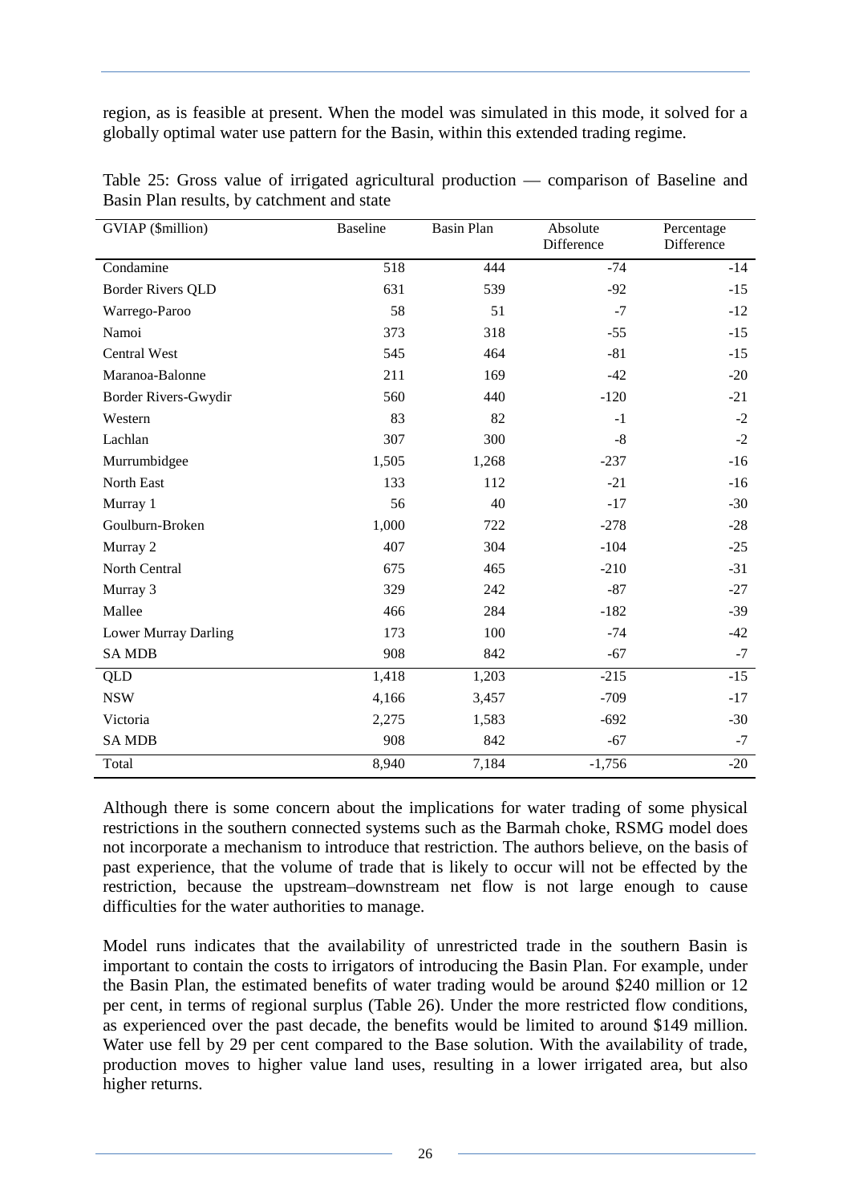region, as is feasible at present. When the model was simulated in this mode, it solved for a globally optimal water use pattern for the Basin, within this extended trading regime.

Table 25: Gross value of irrigated agricultural production — comparison of Baseline and Basin Plan results, by catchment and state

| GVIAP ($million) | Baseline | Basin Plan | Absolute Difference | Percentage Difference |
|---|---|---|---|---|
| Condamine | 518 | 444 | -74 | -14 |
| Border Rivers QLD | 631 | 539 | -92 | -15 |
| Warrego-Paroo | 58 | 51 | -7 | -12 |
| Namoi | 373 | 318 | -55 | -15 |
| Central West | 545 | 464 | -81 | -15 |
| Maranoa-Balonne | 211 | 169 | -42 | -20 |
| Border Rivers-Gwydir | 560 | 440 | -120 | -21 |
| Western | 83 | 82 | -1 | -2 |
| Lachlan | 307 | 300 | -8 | -2 |
| Murrumbidgee | 1,505 | 1,268 | -237 | -16 |
| North East | 133 | 112 | -21 | -16 |
| Murray 1 | 56 | 40 | -17 | -30 |
| Goulburn-Broken | 1,000 | 722 | -278 | -28 |
| Murray 2 | 407 | 304 | -104 | -25 |
| North Central | 675 | 465 | -210 | -31 |
| Murray 3 | 329 | 242 | -87 | -27 |
| Mallee | 466 | 284 | -182 | -39 |
| Lower Murray Darling | 173 | 100 | -74 | -42 |
| SA MDB | 908 | 842 | -67 | -7 |
| QLD | 1,418 | 1,203 | -215 | -15 |
| NSW | 4,166 | 3,457 | -709 | -17 |
| Victoria | 2,275 | 1,583 | -692 | -30 |
| SA MDB | 908 | 842 | -67 | -7 |
| Total | 8,940 | 7,184 | -1,756 | -20 |

Although there is some concern about the implications for water trading of some physical restrictions in the southern connected systems such as the Barmah choke, RSMG model does not incorporate a mechanism to introduce that restriction. The authors believe, on the basis of past experience, that the volume of trade that is likely to occur will not be effected by the restriction, because the upstream–downstream net flow is not large enough to cause difficulties for the water authorities to manage.

Model runs indicates that the availability of unrestricted trade in the southern Basin is important to contain the costs to irrigators of introducing the Basin Plan. For example, under the Basin Plan, the estimated benefits of water trading would be around $240 million or 12 per cent, in terms of regional surplus (Table 26). Under the more restricted flow conditions, as experienced over the past decade, the benefits would be limited to around $149 million. Water use fell by 29 per cent compared to the Base solution. With the availability of trade, production moves to higher value land uses, resulting in a lower irrigated area, but also higher returns.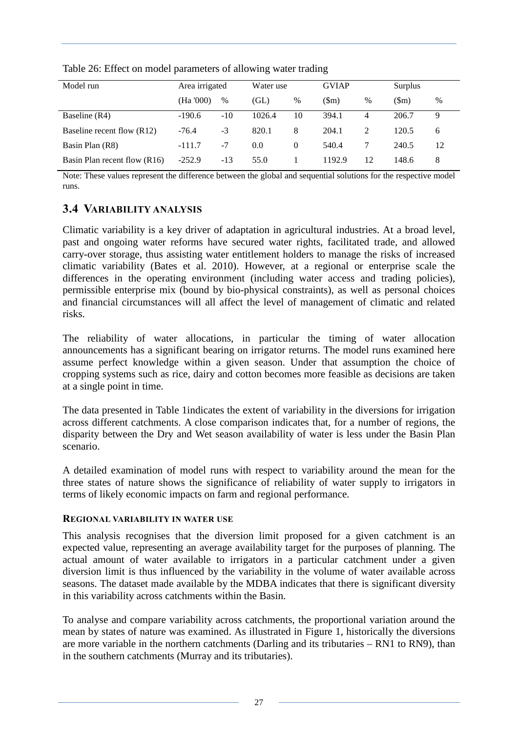Table 26: Effect on model parameters of allowing water trading

| Model run | Area irrigated | | Water use | | GVIAP | | Surplus | |
|---|---|---|---|---|---|---|---|---|
| | (Ha '000) | % | (GL) | % | ($m) | % | ($m) | % |
| Baseline (R4) | -190.6 | -10 | 1026.4 | 10 | 394.1 | 4 | 206.7 | 9 |
| Baseline recent flow (R12) | -76.4 | -3 | 820.1 | 8 | 204.1 | 2 | 120.5 | 6 |
| Basin Plan (R8) | -111.7 | -7 | 0.0 | 0 | 540.4 | 7 | 240.5 | 12 |
| Basin Plan recent flow (R16) | -252.9 | -13 | 55.0 | 1 | 1192.9 | 12 | 148.6 | 8 |

Note: These values represent the difference between the global and sequential solutions for the respective model runs.

## 3.4 Variability analysis

Climatic variability is a key driver of adaptation in agricultural industries. At a broad level, past and ongoing water reforms have secured water rights, facilitated trade, and allowed carry-over storage, thus assisting water entitlement holders to manage the risks of increased climatic variability (Bates et al. 2010). However, at a regional or enterprise scale the differences in the operating environment (including water access and trading policies), permissible enterprise mix (bound by bio-physical constraints), as well as personal choices and financial circumstances will all affect the level of management of climatic and related risks.

The reliability of water allocations, in particular the timing of water allocation announcements has a significant bearing on irrigator returns. The model runs examined here assume perfect knowledge within a given season. Under that assumption the choice of cropping systems such as rice, dairy and cotton becomes more feasible as decisions are taken at a single point in time.

The data presented in Table 1indicates the extent of variability in the diversions for irrigation across different catchments. A close comparison indicates that, for a number of regions, the disparity between the Dry and Wet season availability of water is less under the Basin Plan scenario.

A detailed examination of model runs with respect to variability around the mean for the three states of nature shows the significance of reliability of water supply to irrigators in terms of likely economic impacts on farm and regional performance.

#### Regional variability in water use

This analysis recognises that the diversion limit proposed for a given catchment is an expected value, representing an average availability target for the purposes of planning. The actual amount of water available to irrigators in a particular catchment under a given diversion limit is thus influenced by the variability in the volume of water available across seasons. The dataset made available by the MDBA indicates that there is significant diversity in this variability across catchments within the Basin.

To analyse and compare variability across catchments, the proportional variation around the mean by states of nature was examined. As illustrated in Figure 1, historically the diversions are more variable in the northern catchments (Darling and its tributaries – RN1 to RN9), than in the southern catchments (Murray and its tributaries).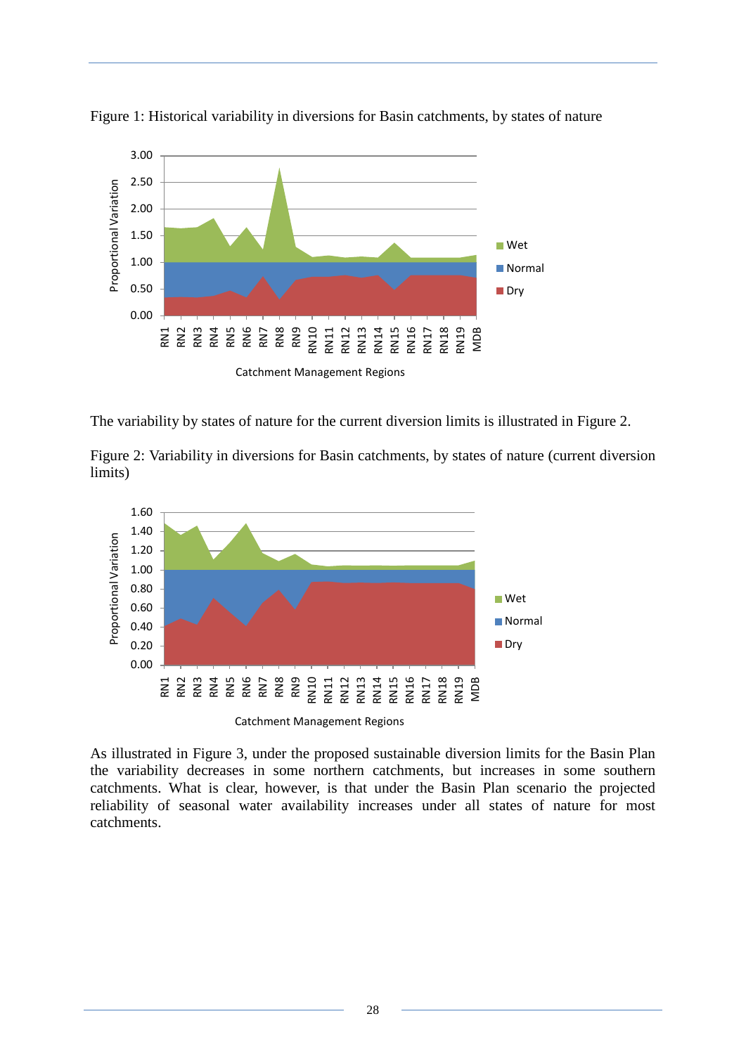Figure 1: Historical variability in diversions for Basin catchments, by states of nature

The variability by states of nature for the current diversion limits is illustrated in Figure 2.

Figure 2: Variability in diversions for Basin catchments, by states of nature (current diversion limits)

As illustrated in Figure 3, under the proposed sustainable diversion limits for the Basin Plan the variability decreases in some northern catchments, but increases in some southern catchments. What is clear, however, is that under the Basin Plan scenario the projected reliability of seasonal water availability increases under all states of nature for most catchments.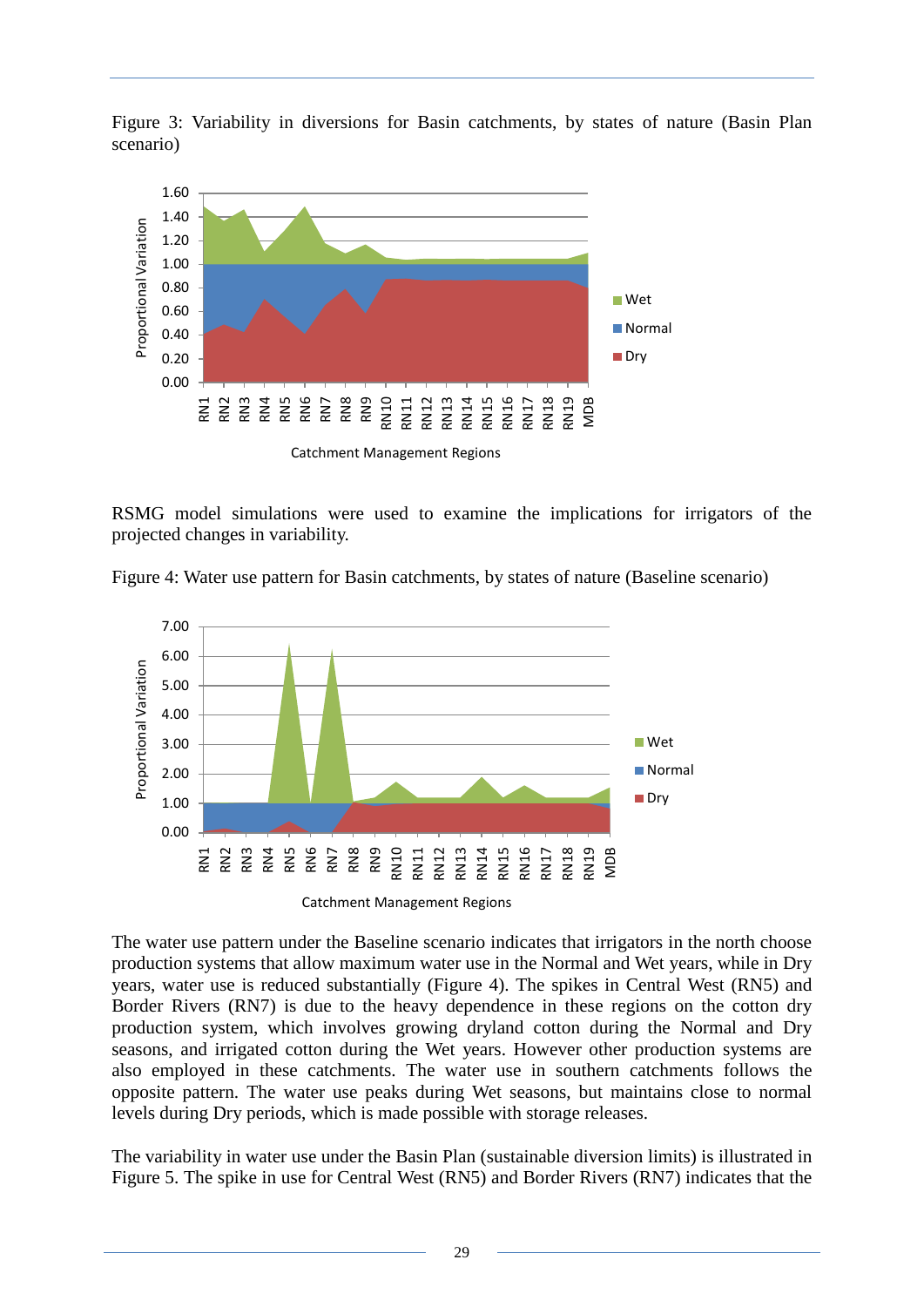Figure 3: Variability in diversions for Basin catchments, by states of nature (Basin Plan scenario)

RSMG model simulations were used to examine the implications for irrigators of the projected changes in variability.

Figure 4: Water use pattern for Basin catchments, by states of nature (Baseline scenario)

The water use pattern under the Baseline scenario indicates that irrigators in the north choose production systems that allow maximum water use in the Normal and Wet years, while in Dry years, water use is reduced substantially (Figure 4). The spikes in Central West (RN5) and Border Rivers (RN7) is due to the heavy dependence in these regions on the cotton dry production system, which involves growing dryland cotton during the Normal and Dry seasons, and irrigated cotton during the Wet years. However other production systems are also employed in these catchments. The water use in southern catchments follows the opposite pattern. The water use peaks during Wet seasons, but maintains close to normal levels during Dry periods, which is made possible with storage releases.

The variability in water use under the Basin Plan (sustainable diversion limits) is illustrated in Figure 5. The spike in use for Central West (RN5) and Border Rivers (RN7) indicates that the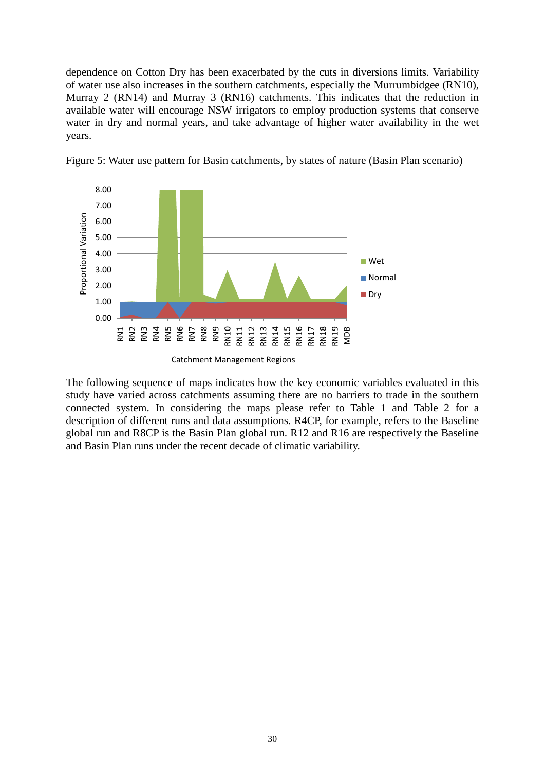dependence on Cotton Dry has been exacerbated by the cuts in diversions limits. Variability of water use also increases in the southern catchments, especially the Murrumbidgee (RN10), Murray 2 (RN14) and Murray 3 (RN16) catchments. This indicates that the reduction in available water will encourage NSW irrigators to employ production systems that conserve water in dry and normal years, and take advantage of higher water availability in the wet years.

Figure 5: Water use pattern for Basin catchments, by states of nature (Basin Plan scenario)

The following sequence of maps indicates how the key economic variables evaluated in this study have varied across catchments assuming there are no barriers to trade in the southern connected system. In considering the maps please refer to Table 1 and Table 2 for a description of different runs and data assumptions. R4CP, for example, refers to the Baseline global run and R8CP is the Basin Plan global run. R12 and R16 are respectively the Baseline and Basin Plan runs under the recent decade of climatic variability.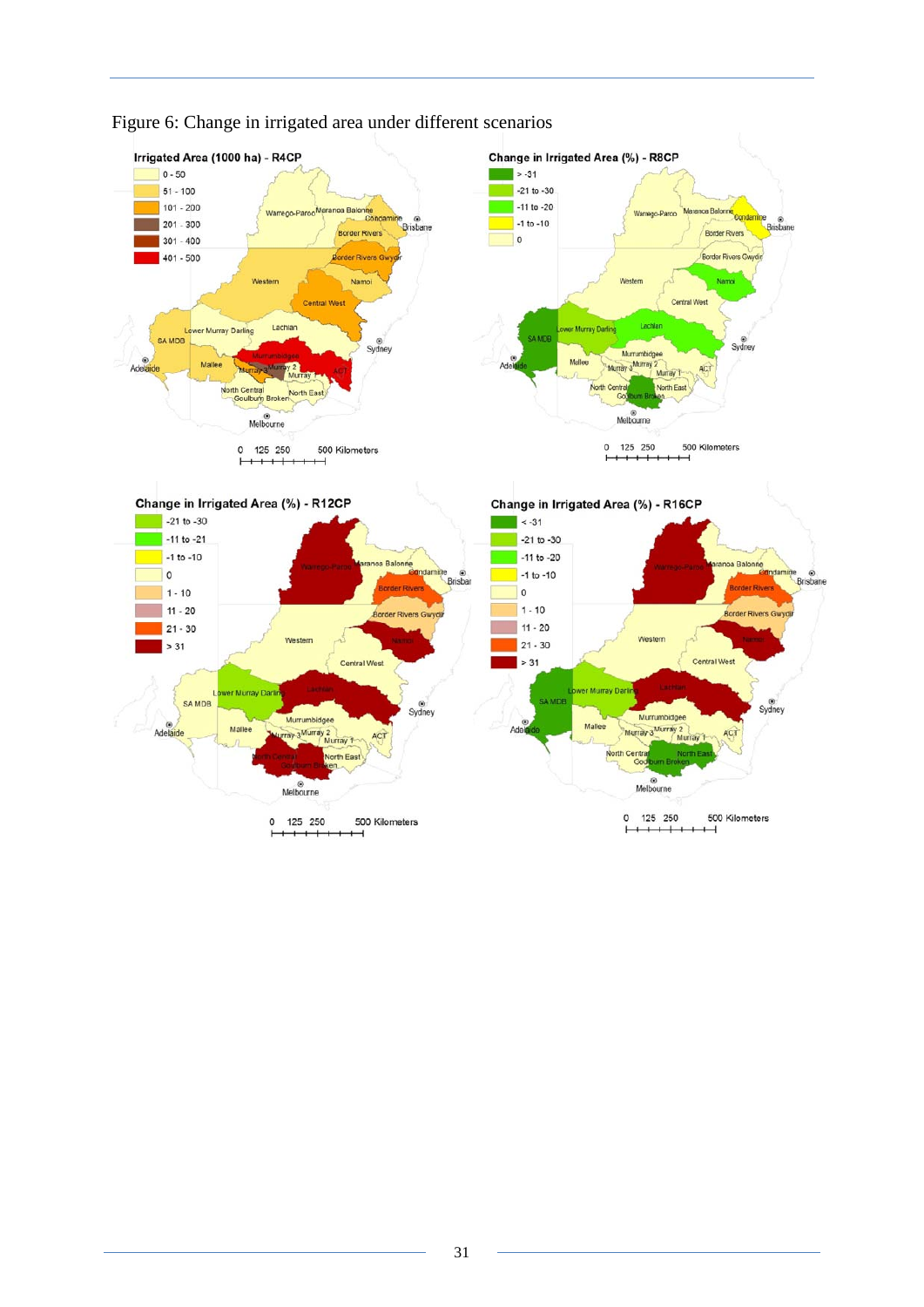Figure 6: Change in irrigated area under different scenarios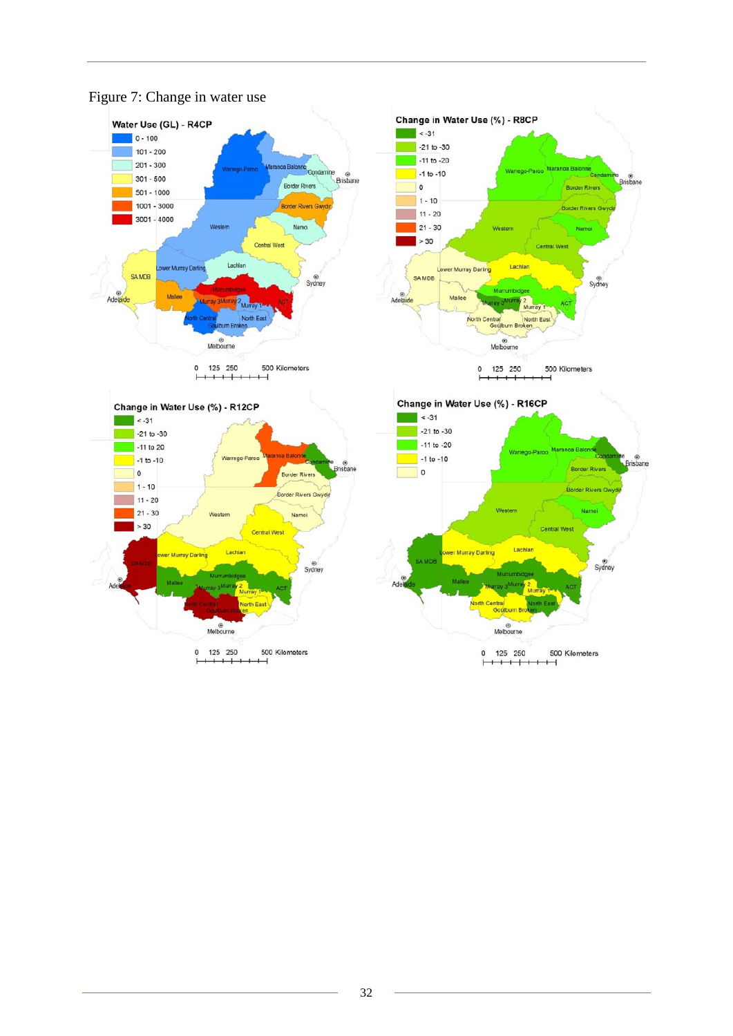Figure 7: Change in water use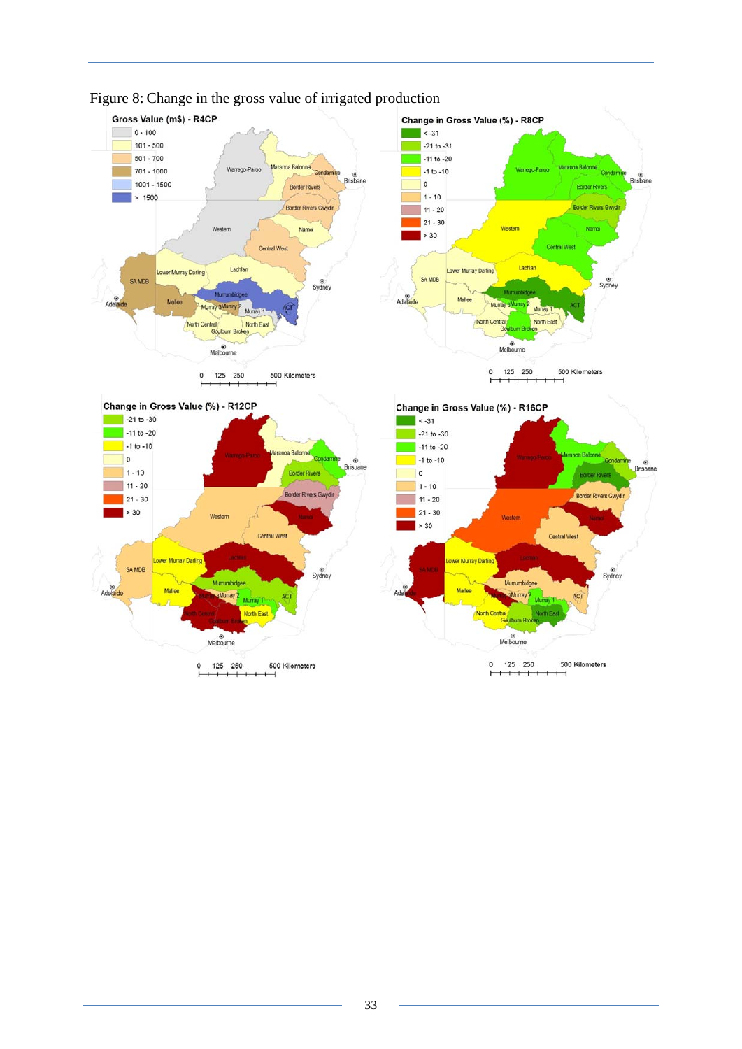Figure 8: Change in the gross value of irrigated production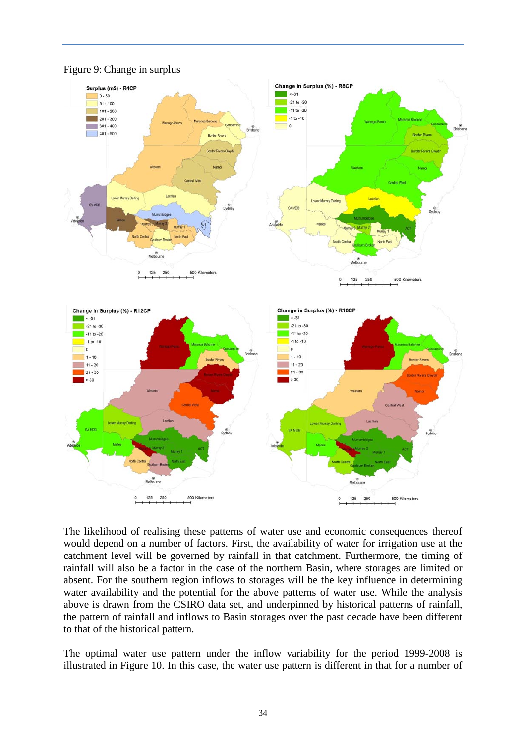Figure 9: Change in surplus

The likelihood of realising these patterns of water use and economic consequences thereof would depend on a number of factors. First, the availability of water for irrigation use at the catchment level will be governed by rainfall in that catchment. Furthermore, the timing of rainfall will also be a factor in the case of the northern Basin, where storages are limited or absent. For the southern region inflows to storages will be the key influence in determining water availability and the potential for the above patterns of water use. While the analysis above is drawn from the CSIRO data set, and underpinned by historical patterns of rainfall, the pattern of rainfall and inflows to Basin storages over the past decade have been different to that of the historical pattern.

The optimal water use pattern under the inflow variability for the period 1999-2008 is illustrated in Figure 10. In this case, the water use pattern is different in that for a number of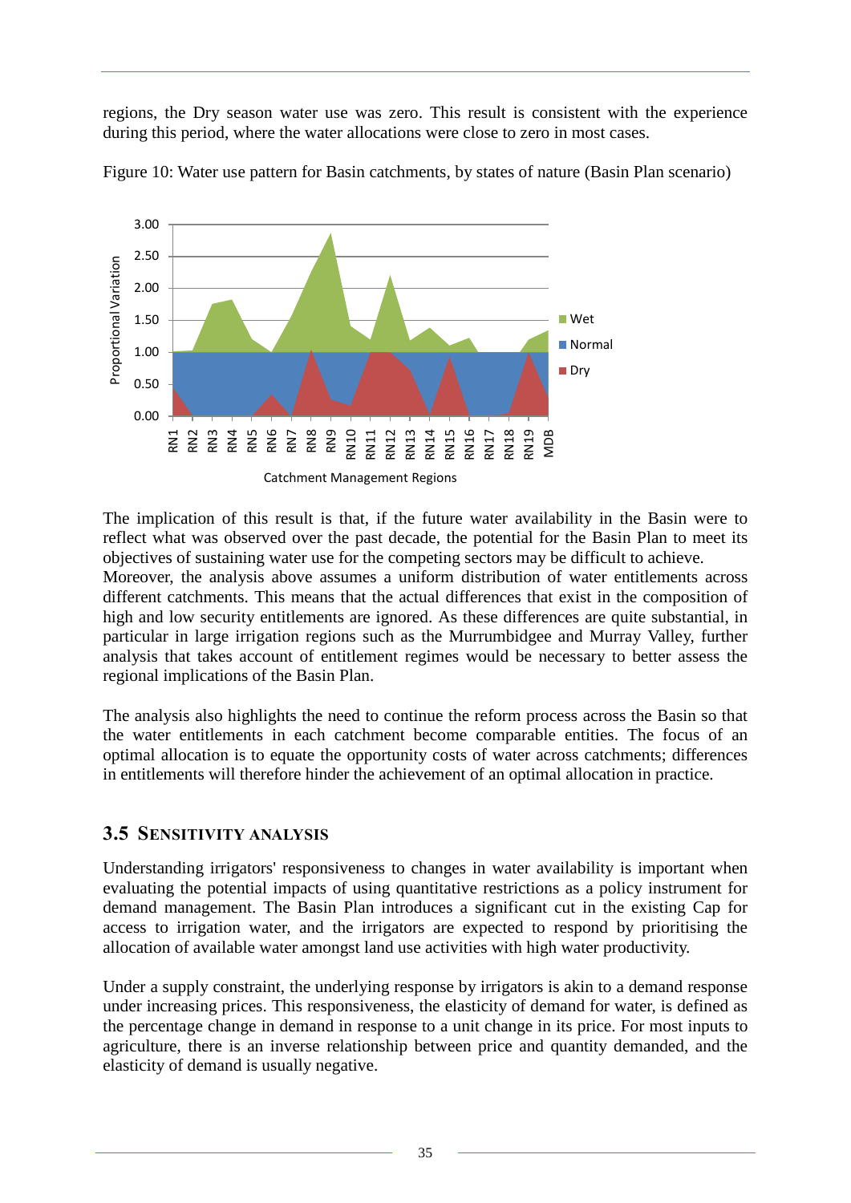regions, the Dry season water use was zero. This result is consistent with the experience during this period, where the water allocations were close to zero in most cases.

Figure 10: Water use pattern for Basin catchments, by states of nature (Basin Plan scenario)

The implication of this result is that, if the future water availability in the Basin were to reflect what was observed over the past decade, the potential for the Basin Plan to meet its objectives of sustaining water use for the competing sectors may be difficult to achieve.
Moreover, the analysis above assumes a uniform distribution of water entitlements across different catchments. This means that the actual differences that exist in the composition of high and low security entitlements are ignored. As these differences are quite substantial, in particular in large irrigation regions such as the Murrumbidgee and Murray Valley, further analysis that takes account of entitlement regimes would be necessary to better assess the regional implications of the Basin Plan.

The analysis also highlights the need to continue the reform process across the Basin so that the water entitlements in each catchment become comparable entities. The focus of an optimal allocation is to equate the opportunity costs of water across catchments; differences in entitlements will therefore hinder the achievement of an optimal allocation in practice.

## 3.5 Sensitivity analysis

Understanding irrigators' responsiveness to changes in water availability is important when evaluating the potential impacts of using quantitative restrictions as a policy instrument for demand management. The Basin Plan introduces a significant cut in the existing Cap for access to irrigation water, and the irrigators are expected to respond by prioritising the allocation of available water amongst land use activities with high water productivity.

Under a supply constraint, the underlying response by irrigators is akin to a demand response under increasing prices. This responsiveness, the elasticity of demand for water, is defined as the percentage change in demand in response to a unit change in its price. For most inputs to agriculture, there is an inverse relationship between price and quantity demanded, and the elasticity of demand is usually negative.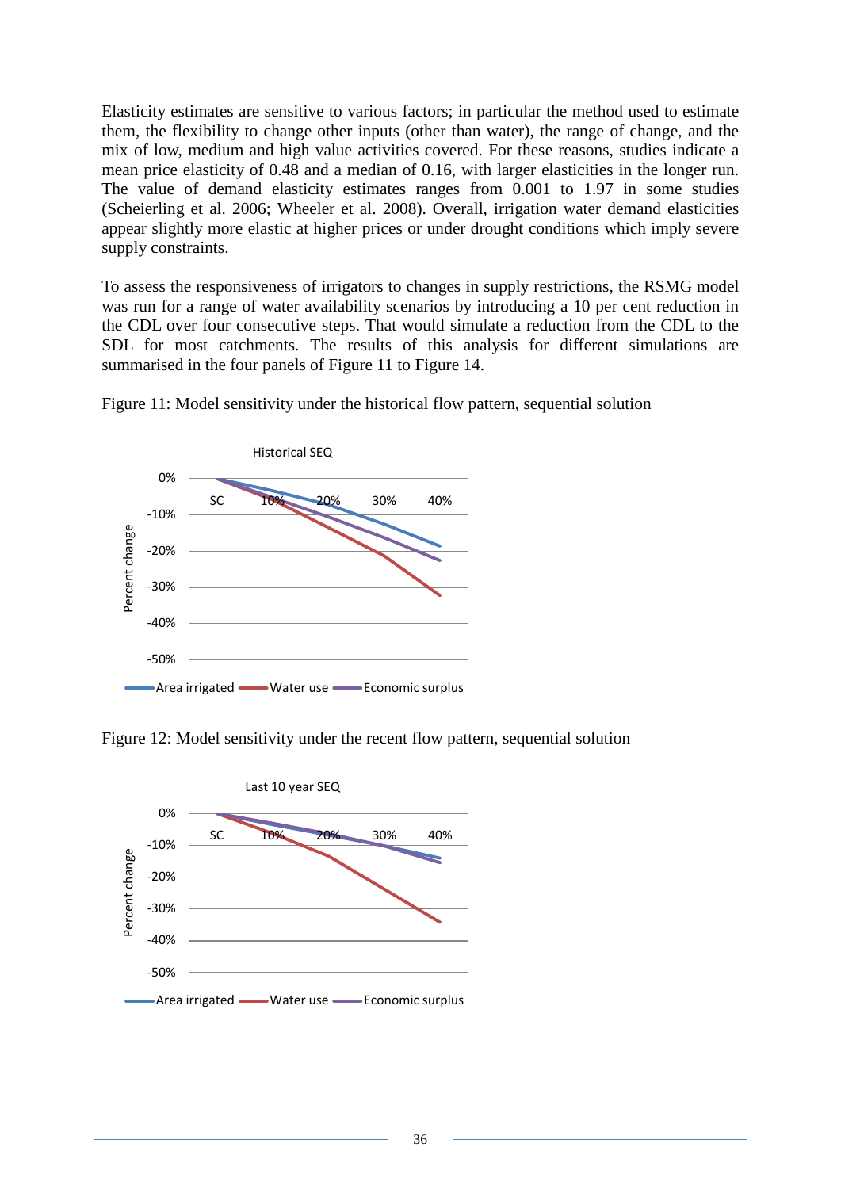Elasticity estimates are sensitive to various factors; in particular the method used to estimate them, the flexibility to change other inputs (other than water), the range of change, and the mix of low, medium and high value activities covered. For these reasons, studies indicate a mean price elasticity of 0.48 and a median of 0.16, with larger elasticities in the longer run. The value of demand elasticity estimates ranges from 0.001 to 1.97 in some studies (Scheierling et al. 2006; Wheeler et al. 2008). Overall, irrigation water demand elasticities appear slightly more elastic at higher prices or under drought conditions which imply severe supply constraints.

To assess the responsiveness of irrigators to changes in supply restrictions, the RSMG model was run for a range of water availability scenarios by introducing a 10 per cent reduction in the CDL over four consecutive steps. That would simulate a reduction from the CDL to the SDL for most catchments. The results of this analysis for different simulations are summarised in the four panels of Figure 11 to Figure 14.

Figure 11: Model sensitivity under the historical flow pattern, sequential solution

Figure 12: Model sensitivity under the recent flow pattern, sequential solution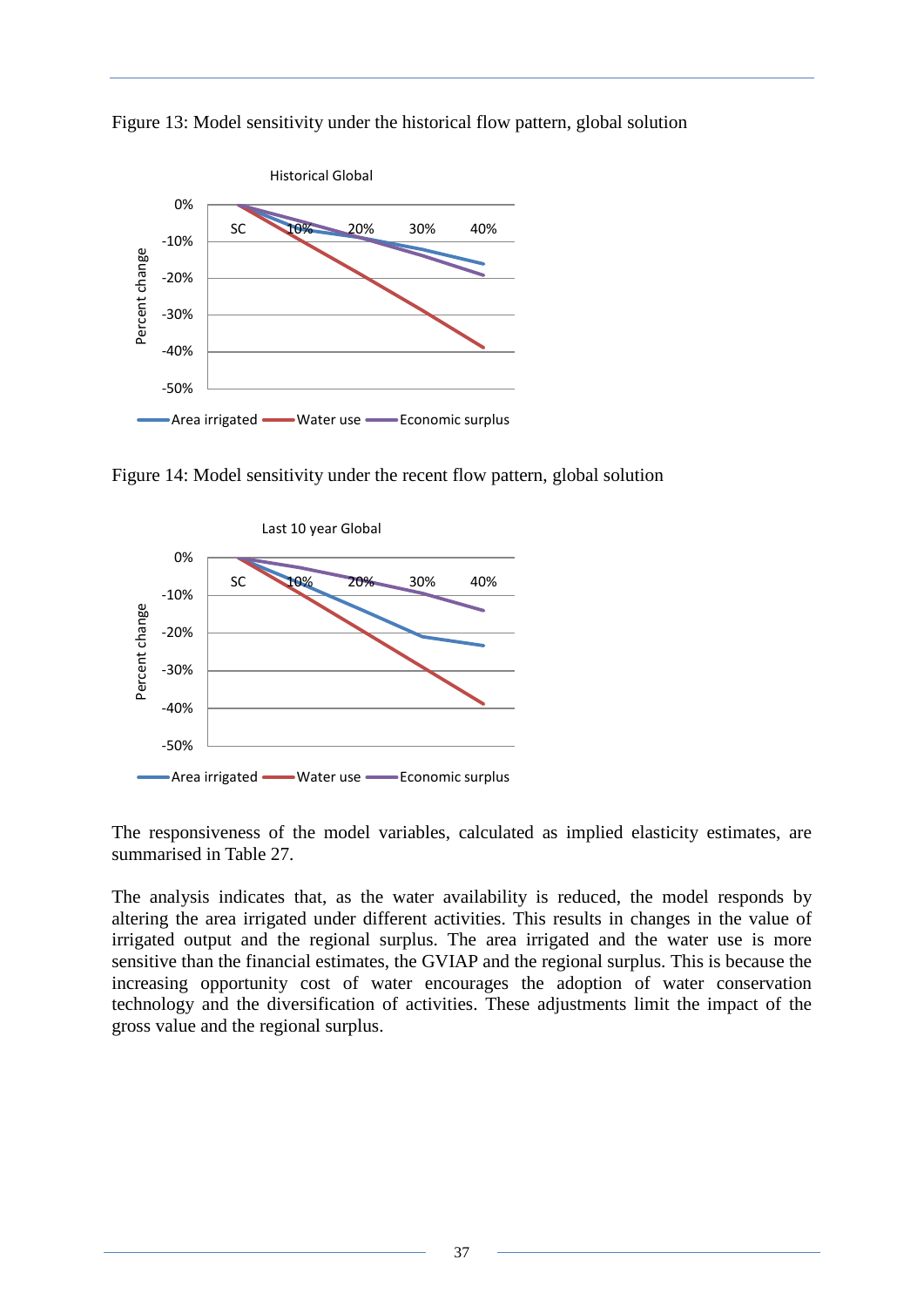Figure 13: Model sensitivity under the historical flow pattern, global solution

Figure 14: Model sensitivity under the recent flow pattern, global solution

The responsiveness of the model variables, calculated as implied elasticity estimates, are summarised in Table 27.

The analysis indicates that, as the water availability is reduced, the model responds by altering the area irrigated under different activities. This results in changes in the value of irrigated output and the regional surplus. The area irrigated and the water use is more sensitive than the financial estimates, the GVIAP and the regional surplus. This is because the increasing opportunity cost of water encourages the adoption of water conservation technology and the diversification of activities. These adjustments limit the impact of the gross value and the regional surplus.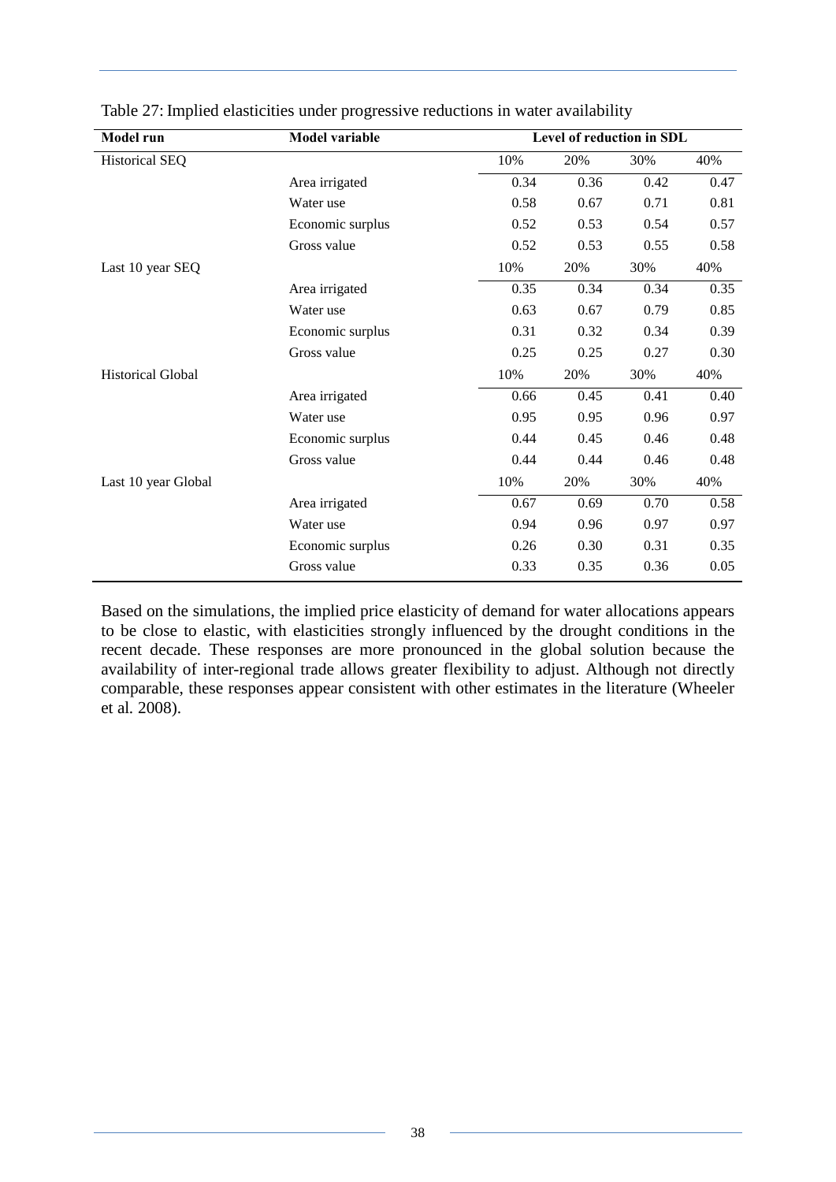Table 27: Implied elasticities under progressive reductions in water availability

| Model run | Model variable | Level of reduction in SDL | | | |
|---|---|---|---|---|---|
| Historical SEQ | | 10% | 20% | 30% | 40% |
| | Area irrigated | 0.34 | 0.36 | 0.42 | 0.47 |
| | Water use | 0.58 | 0.67 | 0.71 | 0.81 |
| | Economic surplus | 0.52 | 0.53 | 0.54 | 0.57 |
| | Gross value | 0.52 | 0.53 | 0.55 | 0.58 |
| Last 10 year SEQ | | 10% | 20% | 30% | 40% |
| | Area irrigated | 0.35 | 0.34 | 0.34 | 0.35 |
| | Water use | 0.63 | 0.67 | 0.79 | 0.85 |
| | Economic surplus | 0.31 | 0.32 | 0.34 | 0.39 |
| | Gross value | 0.25 | 0.25 | 0.27 | 0.30 |
| Historical Global | | 10% | 20% | 30% | 40% |
| | Area irrigated | 0.66 | 0.45 | 0.41 | 0.40 |
| | Water use | 0.95 | 0.95 | 0.96 | 0.97 |
| | Economic surplus | 0.44 | 0.45 | 0.46 | 0.48 |
| | Gross value | 0.44 | 0.44 | 0.46 | 0.48 |
| Last 10 year Global | | 10% | 20% | 30% | 40% |
| | Area irrigated | 0.67 | 0.69 | 0.70 | 0.58 |
| | Water use | 0.94 | 0.96 | 0.97 | 0.97 |
| | Economic surplus | 0.26 | 0.30 | 0.31 | 0.35 |
| | Gross value | 0.33 | 0.35 | 0.36 | 0.05 |

Based on the simulations, the implied price elasticity of demand for water allocations appears to be close to elastic, with elasticities strongly influenced by the drought conditions in the recent decade. These responses are more pronounced in the global solution because the availability of inter-regional trade allows greater flexibility to adjust. Although not directly comparable, these responses appear consistent with other estimates in the literature (Wheeler et al*.* 2008).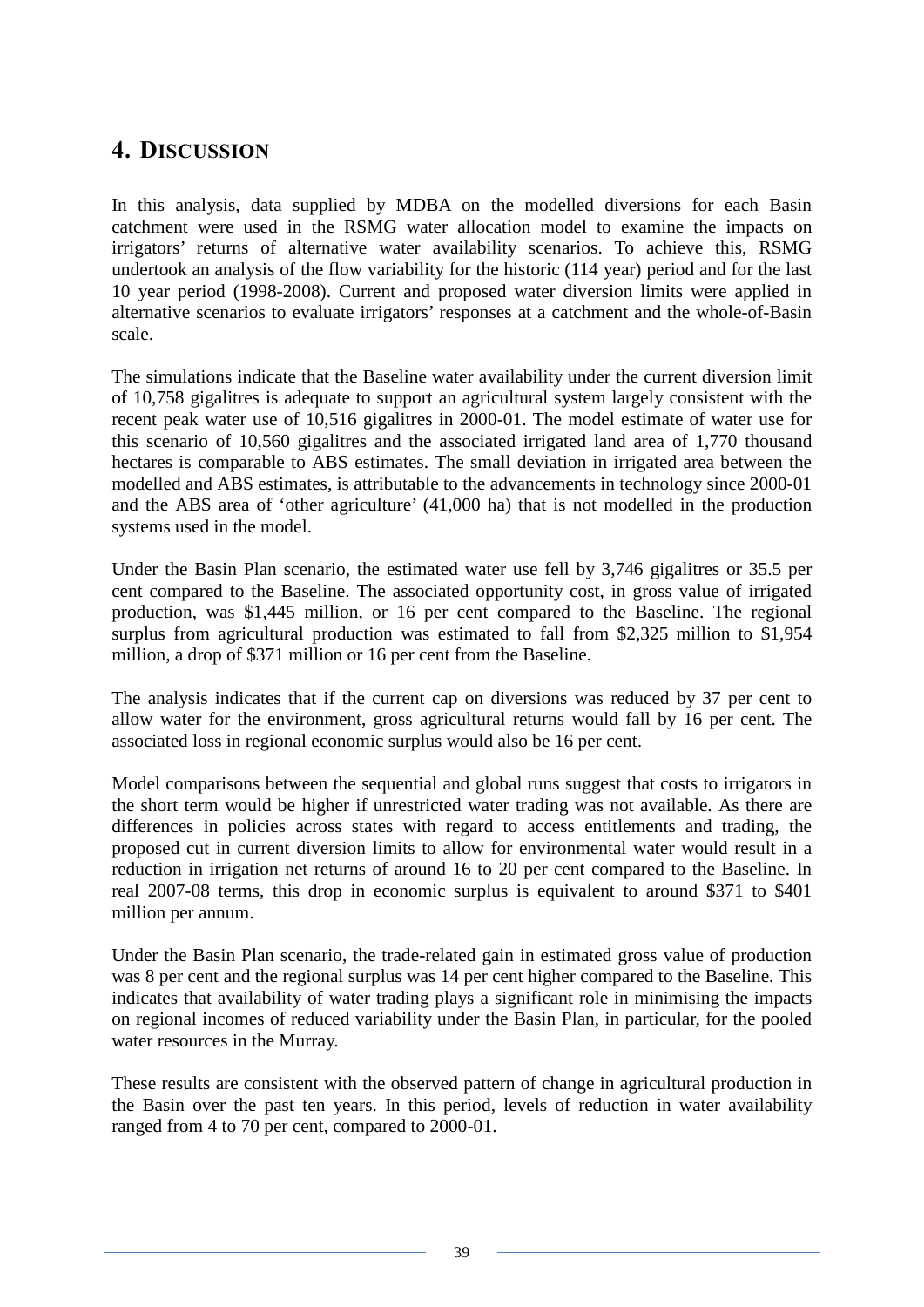# 4. Discussion

In this analysis, data supplied by MDBA on the modelled diversions for each Basin catchment were used in the RSMG water allocation model to examine the impacts on irrigators' returns of alternative water availability scenarios. To achieve this, RSMG undertook an analysis of the flow variability for the historic (114 year) period and for the last 10 year period (1998-2008). Current and proposed water diversion limits were applied in alternative scenarios to evaluate irrigators' responses at a catchment and the whole-of-Basin scale.

The simulations indicate that the Baseline water availability under the current diversion limit of 10,758 gigalitres is adequate to support an agricultural system largely consistent with the recent peak water use of 10,516 gigalitres in 2000-01. The model estimate of water use for this scenario of 10,560 gigalitres and the associated irrigated land area of 1,770 thousand hectares is comparable to ABS estimates. The small deviation in irrigated area between the modelled and ABS estimates, is attributable to the advancements in technology since 2000-01 and the ABS area of 'other agriculture' (41,000 ha) that is not modelled in the production systems used in the model.

Under the Basin Plan scenario, the estimated water use fell by 3,746 gigalitres or 35.5 per cent compared to the Baseline. The associated opportunity cost, in gross value of irrigated production, was $1,445 million, or 16 per cent compared to the Baseline. The regional surplus from agricultural production was estimated to fall from $2,325 million to $1,954 million, a drop of $371 million or 16 per cent from the Baseline.

The analysis indicates that if the current cap on diversions was reduced by 37 per cent to allow water for the environment, gross agricultural returns would fall by 16 per cent. The associated loss in regional economic surplus would also be 16 per cent.

Model comparisons between the sequential and global runs suggest that costs to irrigators in the short term would be higher if unrestricted water trading was not available. As there are differences in policies across states with regard to access entitlements and trading, the proposed cut in current diversion limits to allow for environmental water would result in a reduction in irrigation net returns of around 16 to 20 per cent compared to the Baseline. In real 2007-08 terms, this drop in economic surplus is equivalent to around $371 to $401 million per annum.

Under the Basin Plan scenario, the trade-related gain in estimated gross value of production was 8 per cent and the regional surplus was 14 per cent higher compared to the Baseline. This indicates that availability of water trading plays a significant role in minimising the impacts on regional incomes of reduced variability under the Basin Plan, in particular, for the pooled water resources in the Murray.

These results are consistent with the observed pattern of change in agricultural production in the Basin over the past ten years. In this period, levels of reduction in water availability ranged from 4 to 70 per cent, compared to 2000-01.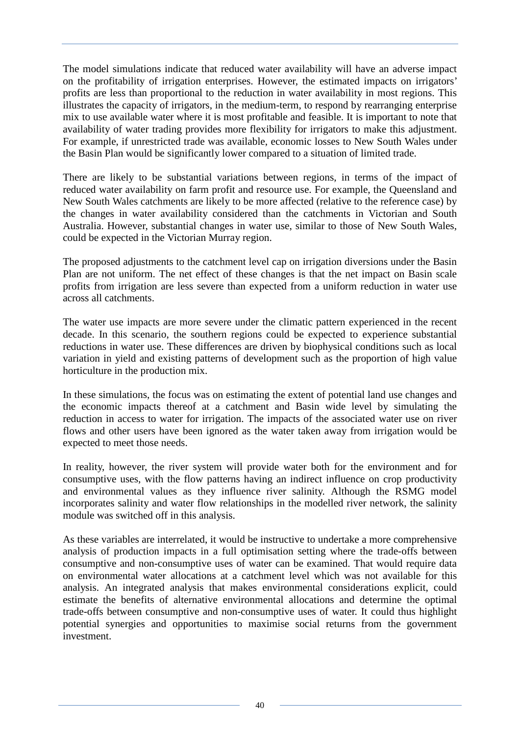The model simulations indicate that reduced water availability will have an adverse impact on the profitability of irrigation enterprises. However, the estimated impacts on irrigators' profits are less than proportional to the reduction in water availability in most regions. This illustrates the capacity of irrigators, in the medium-term, to respond by rearranging enterprise mix to use available water where it is most profitable and feasible. It is important to note that availability of water trading provides more flexibility for irrigators to make this adjustment. For example, if unrestricted trade was available, economic losses to New South Wales under the Basin Plan would be significantly lower compared to a situation of limited trade.

There are likely to be substantial variations between regions, in terms of the impact of reduced water availability on farm profit and resource use. For example, the Queensland and New South Wales catchments are likely to be more affected (relative to the reference case) by the changes in water availability considered than the catchments in Victorian and South Australia. However, substantial changes in water use, similar to those of New South Wales, could be expected in the Victorian Murray region.

The proposed adjustments to the catchment level cap on irrigation diversions under the Basin Plan are not uniform. The net effect of these changes is that the net impact on Basin scale profits from irrigation are less severe than expected from a uniform reduction in water use across all catchments.

The water use impacts are more severe under the climatic pattern experienced in the recent decade. In this scenario, the southern regions could be expected to experience substantial reductions in water use. These differences are driven by biophysical conditions such as local variation in yield and existing patterns of development such as the proportion of high value horticulture in the production mix.

In these simulations, the focus was on estimating the extent of potential land use changes and the economic impacts thereof at a catchment and Basin wide level by simulating the reduction in access to water for irrigation. The impacts of the associated water use on river flows and other users have been ignored as the water taken away from irrigation would be expected to meet those needs.

In reality, however, the river system will provide water both for the environment and for consumptive uses, with the flow patterns having an indirect influence on crop productivity and environmental values as they influence river salinity. Although the RSMG model incorporates salinity and water flow relationships in the modelled river network, the salinity module was switched off in this analysis.

As these variables are interrelated, it would be instructive to undertake a more comprehensive analysis of production impacts in a full optimisation setting where the trade-offs between consumptive and non-consumptive uses of water can be examined. That would require data on environmental water allocations at a catchment level which was not available for this analysis. An integrated analysis that makes environmental considerations explicit, could estimate the benefits of alternative environmental allocations and determine the optimal trade-offs between consumptive and non-consumptive uses of water. It could thus highlight potential synergies and opportunities to maximise social returns from the government investment.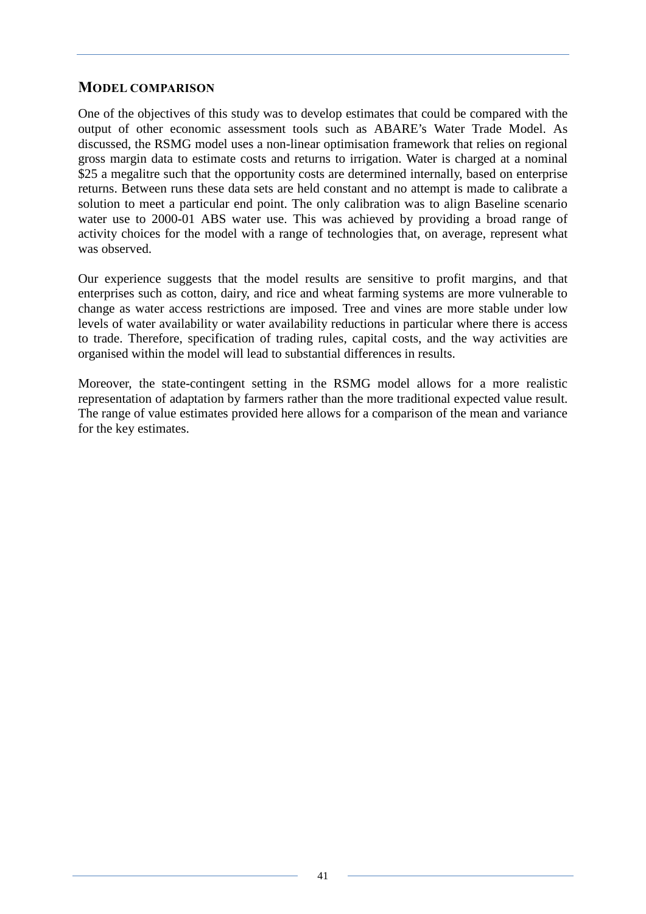## MODEL COMPARISON

One of the objectives of this study was to develop estimates that could be compared with the output of other economic assessment tools such as ABARE's Water Trade Model. As discussed, the RSMG model uses a non-linear optimisation framework that relies on regional gross margin data to estimate costs and returns to irrigation. Water is charged at a nominal $25 a megalitre such that the opportunity costs are determined internally, based on enterprise returns. Between runs these data sets are held constant and no attempt is made to calibrate a solution to meet a particular end point. The only calibration was to align Baseline scenario water use to 2000-01 ABS water use. This was achieved by providing a broad range of activity choices for the model with a range of technologies that, on average, represent what was observed.

Our experience suggests that the model results are sensitive to profit margins, and that enterprises such as cotton, dairy, and rice and wheat farming systems are more vulnerable to change as water access restrictions are imposed. Tree and vines are more stable under low levels of water availability or water availability reductions in particular where there is access to trade. Therefore, specification of trading rules, capital costs, and the way activities are organised within the model will lead to substantial differences in results.

Moreover, the state-contingent setting in the RSMG model allows for a more realistic representation of adaptation by farmers rather than the more traditional expected value result. The range of value estimates provided here allows for a comparison of the mean and variance for the key estimates.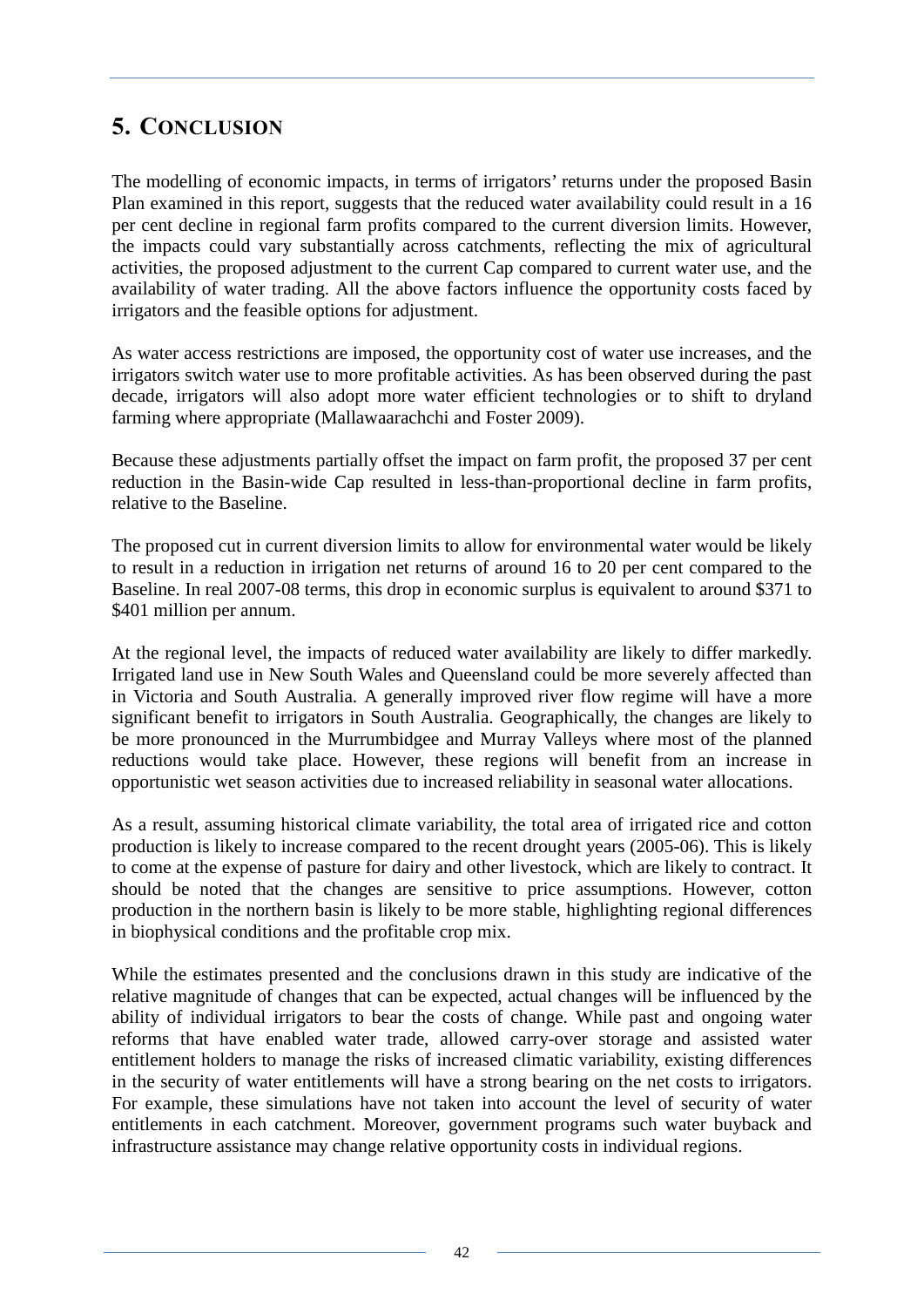# 5. Conclusion

The modelling of economic impacts, in terms of irrigators' returns under the proposed Basin Plan examined in this report, suggests that the reduced water availability could result in a 16 per cent decline in regional farm profits compared to the current diversion limits. However, the impacts could vary substantially across catchments, reflecting the mix of agricultural activities, the proposed adjustment to the current Cap compared to current water use, and the availability of water trading. All the above factors influence the opportunity costs faced by irrigators and the feasible options for adjustment.

As water access restrictions are imposed, the opportunity cost of water use increases, and the irrigators switch water use to more profitable activities. As has been observed during the past decade, irrigators will also adopt more water efficient technologies or to shift to dryland farming where appropriate (Mallawaarachchi and Foster 2009).

Because these adjustments partially offset the impact on farm profit, the proposed 37 per cent reduction in the Basin-wide Cap resulted in less-than-proportional decline in farm profits, relative to the Baseline.

The proposed cut in current diversion limits to allow for environmental water would be likely to result in a reduction in irrigation net returns of around 16 to 20 per cent compared to the Baseline. In real 2007-08 terms, this drop in economic surplus is equivalent to around $371 to $401 million per annum.

At the regional level, the impacts of reduced water availability are likely to differ markedly. Irrigated land use in New South Wales and Queensland could be more severely affected than in Victoria and South Australia. A generally improved river flow regime will have a more significant benefit to irrigators in South Australia. Geographically, the changes are likely to be more pronounced in the Murrumbidgee and Murray Valleys where most of the planned reductions would take place. However, these regions will benefit from an increase in opportunistic wet season activities due to increased reliability in seasonal water allocations.

As a result, assuming historical climate variability, the total area of irrigated rice and cotton production is likely to increase compared to the recent drought years (2005-06). This is likely to come at the expense of pasture for dairy and other livestock, which are likely to contract. It should be noted that the changes are sensitive to price assumptions. However, cotton production in the northern basin is likely to be more stable, highlighting regional differences in biophysical conditions and the profitable crop mix.

While the estimates presented and the conclusions drawn in this study are indicative of the relative magnitude of changes that can be expected, actual changes will be influenced by the ability of individual irrigators to bear the costs of change. While past and ongoing water reforms that have enabled water trade, allowed carry-over storage and assisted water entitlement holders to manage the risks of increased climatic variability, existing differences in the security of water entitlements will have a strong bearing on the net costs to irrigators. For example, these simulations have not taken into account the level of security of water entitlements in each catchment. Moreover, government programs such water buyback and infrastructure assistance may change relative opportunity costs in individual regions.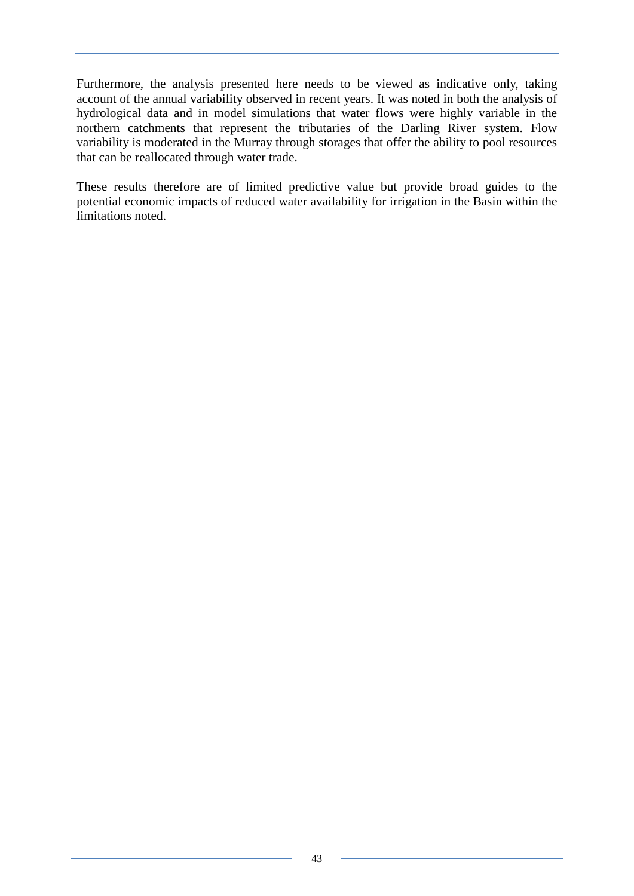Furthermore, the analysis presented here needs to be viewed as indicative only, taking account of the annual variability observed in recent years. It was noted in both the analysis of hydrological data and in model simulations that water flows were highly variable in the northern catchments that represent the tributaries of the Darling River system. Flow variability is moderated in the Murray through storages that offer the ability to pool resources that can be reallocated through water trade.

These results therefore are of limited predictive value but provide broad guides to the potential economic impacts of reduced water availability for irrigation in the Basin within the limitations noted.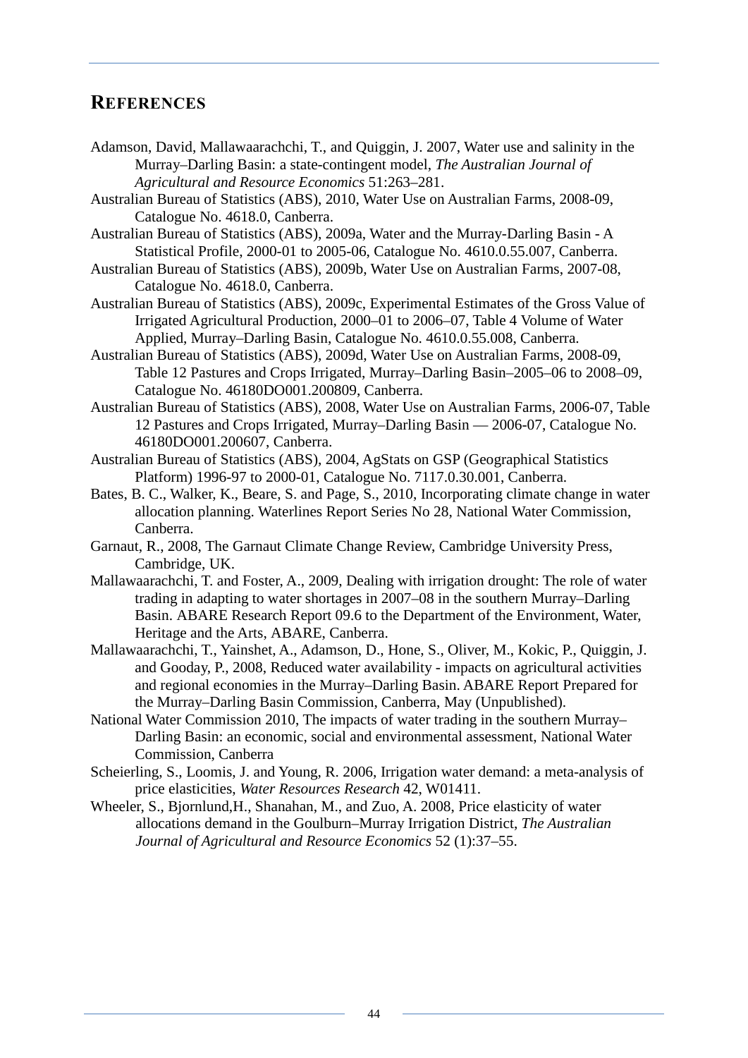## REFERENCES

Adamson, David, Mallawaarachchi, T., and Quiggin, J. 2007, Water use and salinity in the Murray–Darling Basin: a state-contingent model, *The Australian Journal of Agricultural and Resource Economics* 51:263–281.

Australian Bureau of Statistics (ABS), 2010, Water Use on Australian Farms, 2008-09, Catalogue No. 4618.0, Canberra.

Australian Bureau of Statistics (ABS), 2009a, Water and the Murray-Darling Basin - A Statistical Profile, 2000-01 to 2005-06, Catalogue No. 4610.0.55.007, Canberra.

Australian Bureau of Statistics (ABS), 2009b, Water Use on Australian Farms, 2007-08, Catalogue No. 4618.0, Canberra.

Australian Bureau of Statistics (ABS), 2009c, Experimental Estimates of the Gross Value of Irrigated Agricultural Production, 2000–01 to 2006–07, Table 4 Volume of Water Applied, Murray–Darling Basin, Catalogue No. 4610.0.55.008, Canberra.

Australian Bureau of Statistics (ABS), 2009d, Water Use on Australian Farms, 2008-09, Table 12 Pastures and Crops Irrigated, Murray–Darling Basin–2005–06 to 2008–09, Catalogue No. 46180DO001.200809, Canberra.

Australian Bureau of Statistics (ABS), 2008, Water Use on Australian Farms, 2006-07, Table 12 Pastures and Crops Irrigated, Murray–Darling Basin — 2006-07, Catalogue No. 46180DO001.200607, Canberra.

Australian Bureau of Statistics (ABS), 2004, AgStats on GSP (Geographical Statistics Platform) 1996-97 to 2000-01, Catalogue No. 7117.0.30.001, Canberra.

Bates, B. C., Walker, K., Beare, S. and Page, S., 2010, Incorporating climate change in water allocation planning. Waterlines Report Series No 28, National Water Commission, Canberra.

Garnaut, R., 2008, The Garnaut Climate Change Review, Cambridge University Press, Cambridge, UK.

Mallawaarachchi, T. and Foster, A., 2009, Dealing with irrigation drought: The role of water trading in adapting to water shortages in 2007–08 in the southern Murray–Darling Basin. ABARE Research Report 09.6 to the Department of the Environment, Water, Heritage and the Arts, ABARE, Canberra.

Mallawaarachchi, T., Yainshet, A., Adamson, D., Hone, S., Oliver, M., Kokic, P., Quiggin, J. and Gooday, P., 2008, Reduced water availability - impacts on agricultural activities and regional economies in the Murray–Darling Basin. ABARE Report Prepared for the Murray–Darling Basin Commission, Canberra, May (Unpublished).

National Water Commission 2010, The impacts of water trading in the southern Murray–Darling Basin: an economic, social and environmental assessment, National Water Commission, Canberra

Scheierling, S., Loomis, J. and Young, R. 2006, Irrigation water demand: a meta-analysis of price elasticities, *Water Resources Research* 42, W01411.

Wheeler, S., Bjornlund,H., Shanahan, M., and Zuo, A. 2008, Price elasticity of water allocations demand in the Goulburn–Murray Irrigation District, *The Australian Journal of Agricultural and Resource Economics* 52 (1):37–55.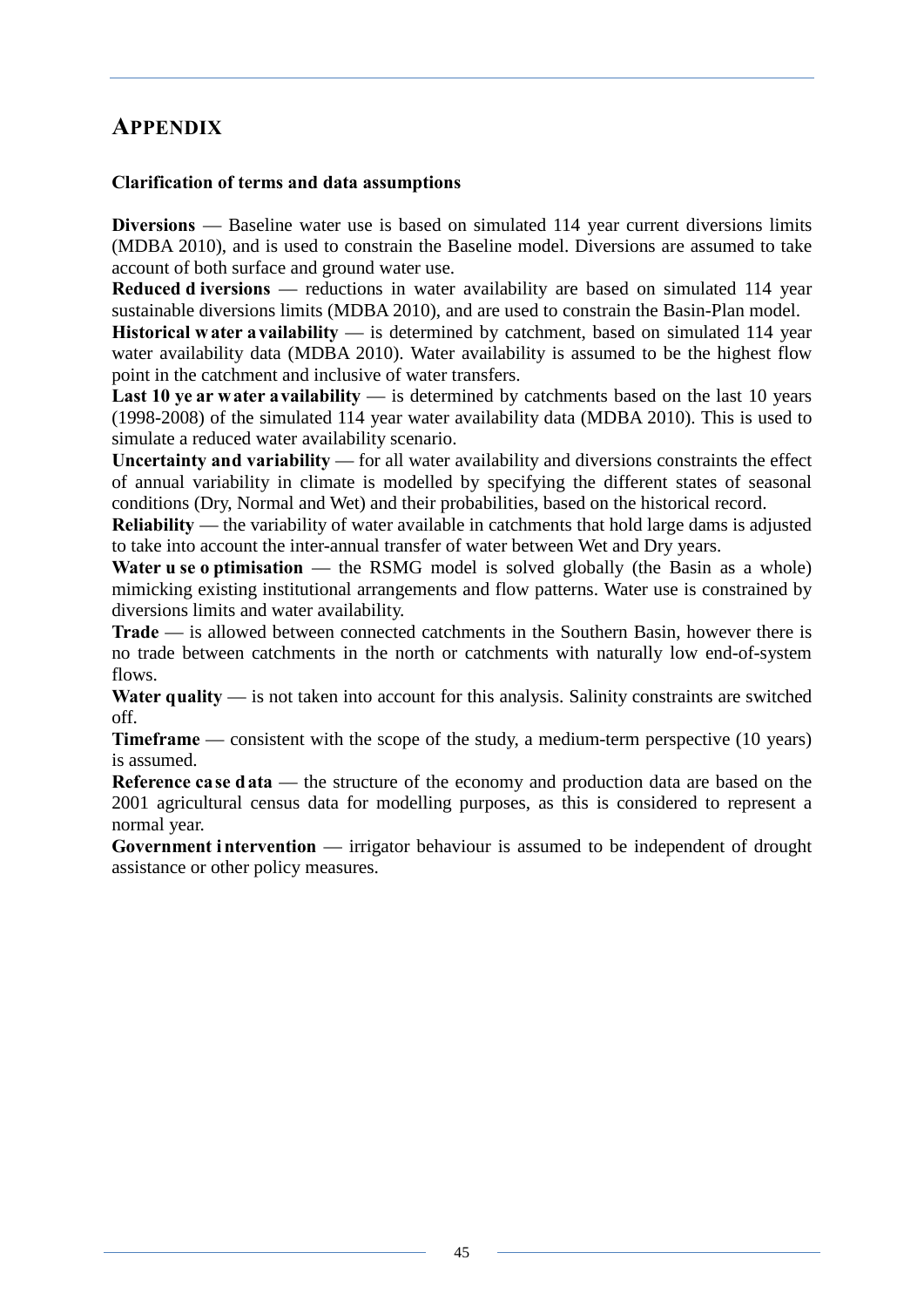# APPENDIX

**Clarification of terms and data assumptions**

**Diversions** — Baseline water use is based on simulated 114 year current diversions limits (MDBA 2010), and is used to constrain the Baseline model. Diversions are assumed to take account of both surface and ground water use.

**Reduced diversions** — reductions in water availability are based on simulated 114 year sustainable diversions limits (MDBA 2010), and are used to constrain the Basin-Plan model.

**Historical water availability** — is determined by catchment, based on simulated 114 year water availability data (MDBA 2010). Water availability is assumed to be the highest flow point in the catchment and inclusive of water transfers.

**Last 10 year water availability** — is determined by catchments based on the last 10 years (1998-2008) of the simulated 114 year water availability data (MDBA 2010). This is used to simulate a reduced water availability scenario.

**Uncertainty and variability** — for all water availability and diversions constraints the effect of annual variability in climate is modelled by specifying the different states of seasonal conditions (Dry, Normal and Wet) and their probabilities, based on the historical record.

**Reliability** — the variability of water available in catchments that hold large dams is adjusted to take into account the inter-annual transfer of water between Wet and Dry years.

**Water use optimisation** — the RSMG model is solved globally (the Basin as a whole) mimicking existing institutional arrangements and flow patterns. Water use is constrained by diversions limits and water availability.

**Trade** — is allowed between connected catchments in the Southern Basin, however there is no trade between catchments in the north or catchments with naturally low end-of-system flows.

**Water quality** — is not taken into account for this analysis. Salinity constraints are switched off.

**Timeframe** — consistent with the scope of the study, a medium-term perspective (10 years) is assumed.

**Reference case data** — the structure of the economy and production data are based on the 2001 agricultural census data for modelling purposes, as this is considered to represent a normal year.

**Government intervention** — irrigator behaviour is assumed to be independent of drought assistance or other policy measures.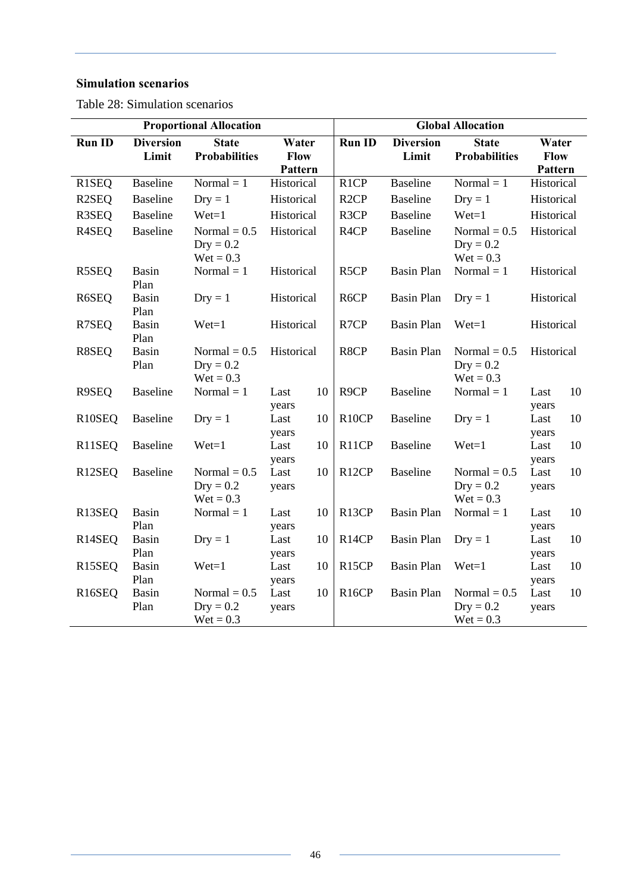**Simulation scenarios**

Table 28: Simulation scenarios

| Proportional Allocation | | | | Global Allocation | | | |
|---|---|---|---|---|---|---|---|
| **Run ID** | **Diversion Limit** | **State Probabilities** | **Water Flow Pattern** | **Run ID** | **Diversion Limit** | **State Probabilities** | **Water Flow Pattern** |
| R1SEQ | Baseline | Normal = 1 | Historical | R1CP | Baseline | Normal = 1 | Historical |
| R2SEQ | Baseline | Dry = 1 | Historical | R2CP | Baseline | Dry = 1 | Historical |
| R3SEQ | Baseline | Wet=1 | Historical | R3CP | Baseline | Wet=1 | Historical |
| R4SEQ | Baseline | Normal = 0.5 Dry = 0.2 Wet = 0.3 | Historical | R4CP | Baseline | Normal = 0.5 Dry = 0.2 Wet = 0.3 | Historical |
| R5SEQ | Basin Plan | Normal = 1 | Historical | R5CP | Basin Plan | Normal = 1 | Historical |
| R6SEQ | Basin Plan | Dry = 1 | Historical | R6CP | Basin Plan | Dry = 1 | Historical |
| R7SEQ | Basin Plan | Wet=1 | Historical | R7CP | Basin Plan | Wet=1 | Historical |
| R8SEQ | Basin Plan | Normal = 0.5 Dry = 0.2 Wet = 0.3 | Historical | R8CP | Basin Plan | Normal = 0.5 Dry = 0.2 Wet = 0.3 | Historical |
| R9SEQ | Baseline | Normal = 1 | Last 10 years | R9CP | Baseline | Normal = 1 | Last 10 years |
| R10SEQ | Baseline | Dry = 1 | Last 10 years | R10CP | Baseline | Dry = 1 | Last 10 years |
| R11SEQ | Baseline | Wet=1 | Last 10 years | R11CP | Baseline | Wet=1 | Last 10 years |
| R12SEQ | Baseline | Normal = 0.5 Dry = 0.2 Wet = 0.3 | Last 10 years | R12CP | Baseline | Normal = 0.5 Dry = 0.2 Wet = 0.3 | Last 10 years |
| R13SEQ | Basin Plan | Normal = 1 | Last 10 years | R13CP | Basin Plan | Normal = 1 | Last 10 years |
| R14SEQ | Basin Plan | Dry = 1 | Last 10 years | R14CP | Basin Plan | Dry = 1 | Last 10 years |
| R15SEQ | Basin Plan | Wet=1 | Last 10 years | R15CP | Basin Plan | Wet=1 | Last 10 years |
| R16SEQ | Basin Plan | Normal = 0.5 Dry = 0.2 Wet = 0.3 | Last 10 years | R16CP | Basin Plan | Normal = 0.5 Dry = 0.2 Wet = 0.3 | Last 10 years |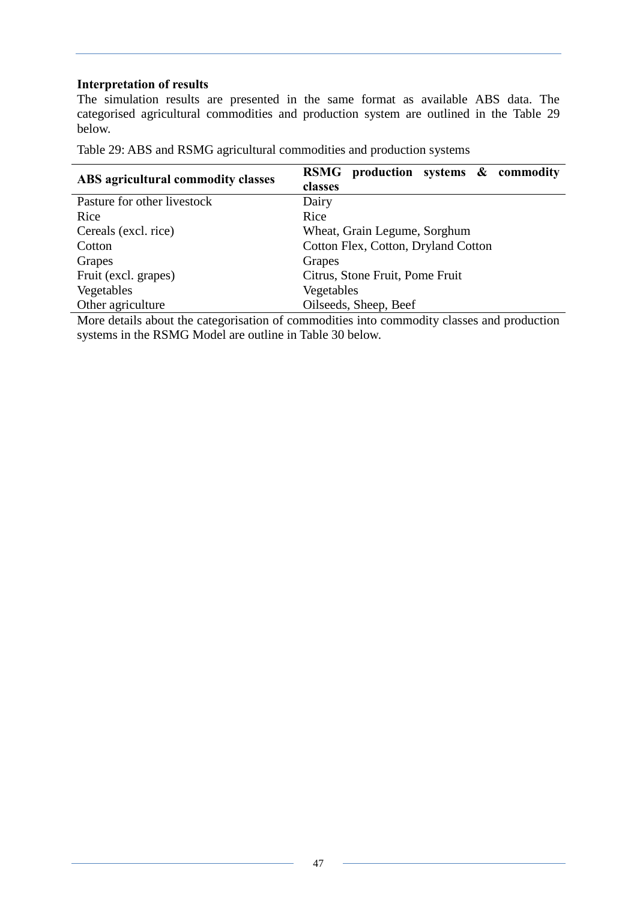**Interpretation of results**

The simulation results are presented in the same format as available ABS data. The categorised agricultural commodities and production system are outlined in the Table 29 below.

Table 29: ABS and RSMG agricultural commodities and production systems

| ABS agricultural commodity classes | RSMG production systems & commodity classes |
|---|---|
| Pasture for other livestock | Dairy |
| Rice | Rice |
| Cereals (excl. rice) | Wheat, Grain Legume, Sorghum |
| Cotton | Cotton Flex, Cotton, Dryland Cotton |
| Grapes | Grapes |
| Fruit (excl. grapes) | Citrus, Stone Fruit, Pome Fruit |
| Vegetables | Vegetables |
| Other agriculture | Oilseeds, Sheep, Beef |

More details about the categorisation of commodities into commodity classes and production systems in the RSMG Model are outline in Table 30 below.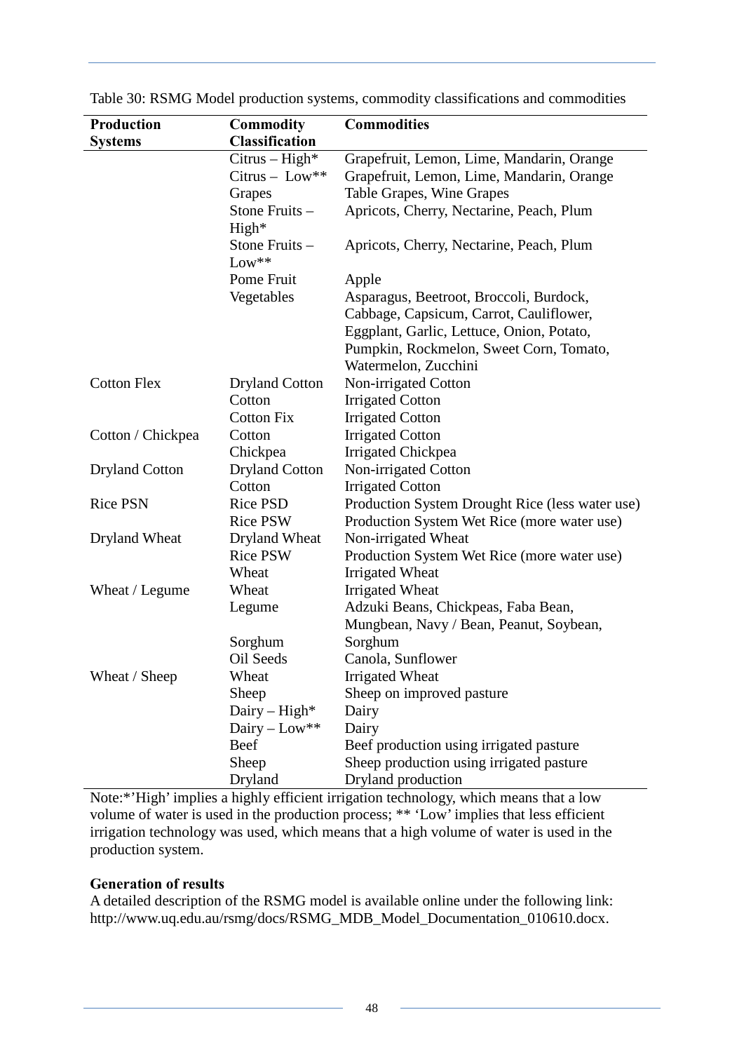Table 30: RSMG Model production systems, commodity classifications and commodities

| Production Systems | Commodity Classification | Commodities |
|---|---|---|
| | Citrus – High* | Grapefruit, Lemon, Lime, Mandarin, Orange |
| | Citrus – Low** | Grapefruit, Lemon, Lime, Mandarin, Orange |
| | Grapes | Table Grapes, Wine Grapes |
| | Stone Fruits – High* | Apricots, Cherry, Nectarine, Peach, Plum |
| | Stone Fruits – Low** | Apricots, Cherry, Nectarine, Peach, Plum |
| | Pome Fruit | Apple |
| | Vegetables | Asparagus, Beetroot, Broccoli, Burdock, Cabbage, Capsicum, Carrot, Cauliflower, Eggplant, Garlic, Lettuce, Onion, Potato, Pumpkin, Rockmelon, Sweet Corn, Tomato, Watermelon, Zucchini |
| Cotton Flex | Dryland Cotton | Non-irrigated Cotton |
| | Cotton | Irrigated Cotton |
| | Cotton Fix | Irrigated Cotton |
| Cotton / Chickpea | Cotton | Irrigated Cotton |
| | Chickpea | Irrigated Chickpea |
| Dryland Cotton | Dryland Cotton | Non-irrigated Cotton |
| | Cotton | Irrigated Cotton |
| Rice PSN | Rice PSD | Production System Drought Rice (less water use) |
| | Rice PSW | Production System Wet Rice (more water use) |
| Dryland Wheat | Dryland Wheat | Non-irrigated Wheat |
| | Rice PSW | Production System Wet Rice (more water use) |
| | Wheat | Irrigated Wheat |
| Wheat / Legume | Wheat | Irrigated Wheat |
| | Legume | Adzuki Beans, Chickpeas, Faba Bean, Mungbean, Navy / Bean, Peanut, Soybean, |
| | Sorghum | Sorghum |
| | Oil Seeds | Canola, Sunflower |
| Wheat / Sheep | Wheat | Irrigated Wheat |
| | Sheep | Sheep on improved pasture |
| | Dairy – High* | Dairy |
| | Dairy – Low** | Dairy |
| | Beef | Beef production using irrigated pasture |
| | Sheep | Sheep production using irrigated pasture |
| | Dryland | Dryland production |

Note:*'High' implies a highly efficient irrigation technology, which means that a low volume of water is used in the production process; ** 'Low' implies that less efficient irrigation technology was used, which means that a high volume of water is used in the production system.

**Generation of results**

A detailed description of the RSMG model is available online under the following link: http://www.uq.edu.au/rsmg/docs/RSMG_MDB_Model_Documentation_010610.docx.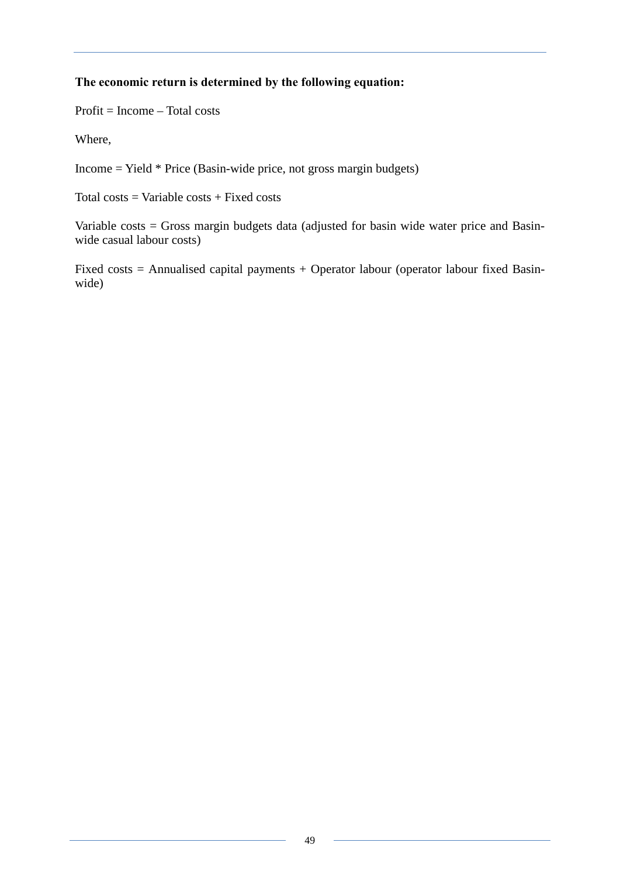**The economic return is determined by the following equation:**

Profit = Income – Total costs

Where,

Income = Yield * Price (Basin-wide price, not gross margin budgets)

Total costs = Variable costs + Fixed costs

Variable costs = Gross margin budgets data (adjusted for basin wide water price and Basin-wide casual labour costs)

Fixed costs = Annualised capital payments + Operator labour (operator labour fixed Basin-wide)